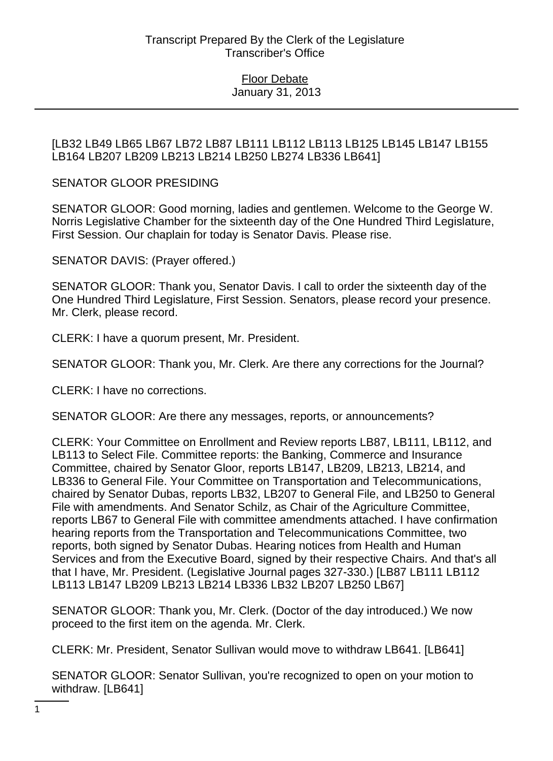[LB32 LB49 LB65 LB67 LB72 LB87 LB111 LB112 LB113 LB125 LB145 LB147 LB155 LB164 LB207 LB209 LB213 LB214 LB250 LB274 LB336 LB641]

SENATOR GLOOR PRESIDING

SENATOR GLOOR: Good morning, ladies and gentlemen. Welcome to the George W. Norris Legislative Chamber for the sixteenth day of the One Hundred Third Legislature, First Session. Our chaplain for today is Senator Davis. Please rise.

SENATOR DAVIS: (Prayer offered.)

SENATOR GLOOR: Thank you, Senator Davis. I call to order the sixteenth day of the One Hundred Third Legislature, First Session. Senators, please record your presence. Mr. Clerk, please record.

CLERK: I have a quorum present, Mr. President.

SENATOR GLOOR: Thank you, Mr. Clerk. Are there any corrections for the Journal?

CLERK: I have no corrections.

SENATOR GLOOR: Are there any messages, reports, or announcements?

CLERK: Your Committee on Enrollment and Review reports LB87, LB111, LB112, and LB113 to Select File. Committee reports: the Banking, Commerce and Insurance Committee, chaired by Senator Gloor, reports LB147, LB209, LB213, LB214, and LB336 to General File. Your Committee on Transportation and Telecommunications, chaired by Senator Dubas, reports LB32, LB207 to General File, and LB250 to General File with amendments. And Senator Schilz, as Chair of the Agriculture Committee, reports LB67 to General File with committee amendments attached. I have confirmation hearing reports from the Transportation and Telecommunications Committee, two reports, both signed by Senator Dubas. Hearing notices from Health and Human Services and from the Executive Board, signed by their respective Chairs. And that's all that I have, Mr. President. (Legislative Journal pages 327-330.) [LB87 LB111 LB112 LB113 LB147 LB209 LB213 LB214 LB336 LB32 LB207 LB250 LB67]

SENATOR GLOOR: Thank you, Mr. Clerk. (Doctor of the day introduced.) We now proceed to the first item on the agenda. Mr. Clerk.

CLERK: Mr. President, Senator Sullivan would move to withdraw LB641. [LB641]

SENATOR GLOOR: Senator Sullivan, you're recognized to open on your motion to withdraw. [LB641]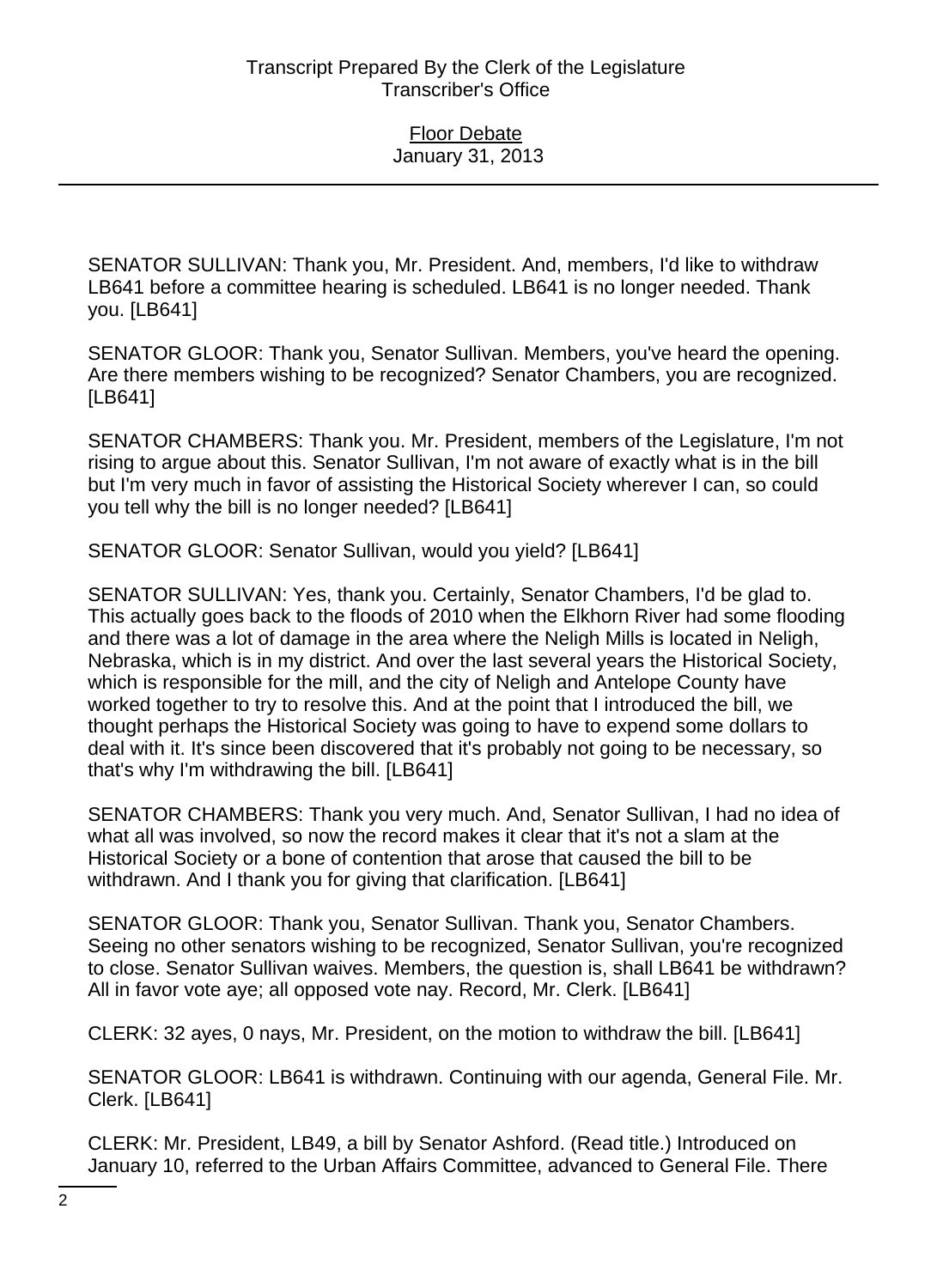SENATOR SULLIVAN: Thank you, Mr. President. And, members, I'd like to withdraw LB641 before a committee hearing is scheduled. LB641 is no longer needed. Thank you. [LB641]

SENATOR GLOOR: Thank you, Senator Sullivan. Members, you've heard the opening. Are there members wishing to be recognized? Senator Chambers, you are recognized. [LB641]

SENATOR CHAMBERS: Thank you. Mr. President, members of the Legislature, I'm not rising to argue about this. Senator Sullivan, I'm not aware of exactly what is in the bill but I'm very much in favor of assisting the Historical Society wherever I can, so could you tell why the bill is no longer needed? [LB641]

SENATOR GLOOR: Senator Sullivan, would you yield? [LB641]

SENATOR SULLIVAN: Yes, thank you. Certainly, Senator Chambers, I'd be glad to. This actually goes back to the floods of 2010 when the Elkhorn River had some flooding and there was a lot of damage in the area where the Neligh Mills is located in Neligh, Nebraska, which is in my district. And over the last several years the Historical Society, which is responsible for the mill, and the city of Neligh and Antelope County have worked together to try to resolve this. And at the point that I introduced the bill, we thought perhaps the Historical Society was going to have to expend some dollars to deal with it. It's since been discovered that it's probably not going to be necessary, so that's why I'm withdrawing the bill. [LB641]

SENATOR CHAMBERS: Thank you very much. And, Senator Sullivan, I had no idea of what all was involved, so now the record makes it clear that it's not a slam at the Historical Society or a bone of contention that arose that caused the bill to be withdrawn. And I thank you for giving that clarification. [LB641]

SENATOR GLOOR: Thank you, Senator Sullivan. Thank you, Senator Chambers. Seeing no other senators wishing to be recognized, Senator Sullivan, you're recognized to close. Senator Sullivan waives. Members, the question is, shall LB641 be withdrawn? All in favor vote aye; all opposed vote nay. Record, Mr. Clerk. [LB641]

CLERK: 32 ayes, 0 nays, Mr. President, on the motion to withdraw the bill. [LB641]

SENATOR GLOOR: LB641 is withdrawn. Continuing with our agenda, General File. Mr. Clerk. [LB641]

CLERK: Mr. President, LB49, a bill by Senator Ashford. (Read title.) Introduced on January 10, referred to the Urban Affairs Committee, advanced to General File. There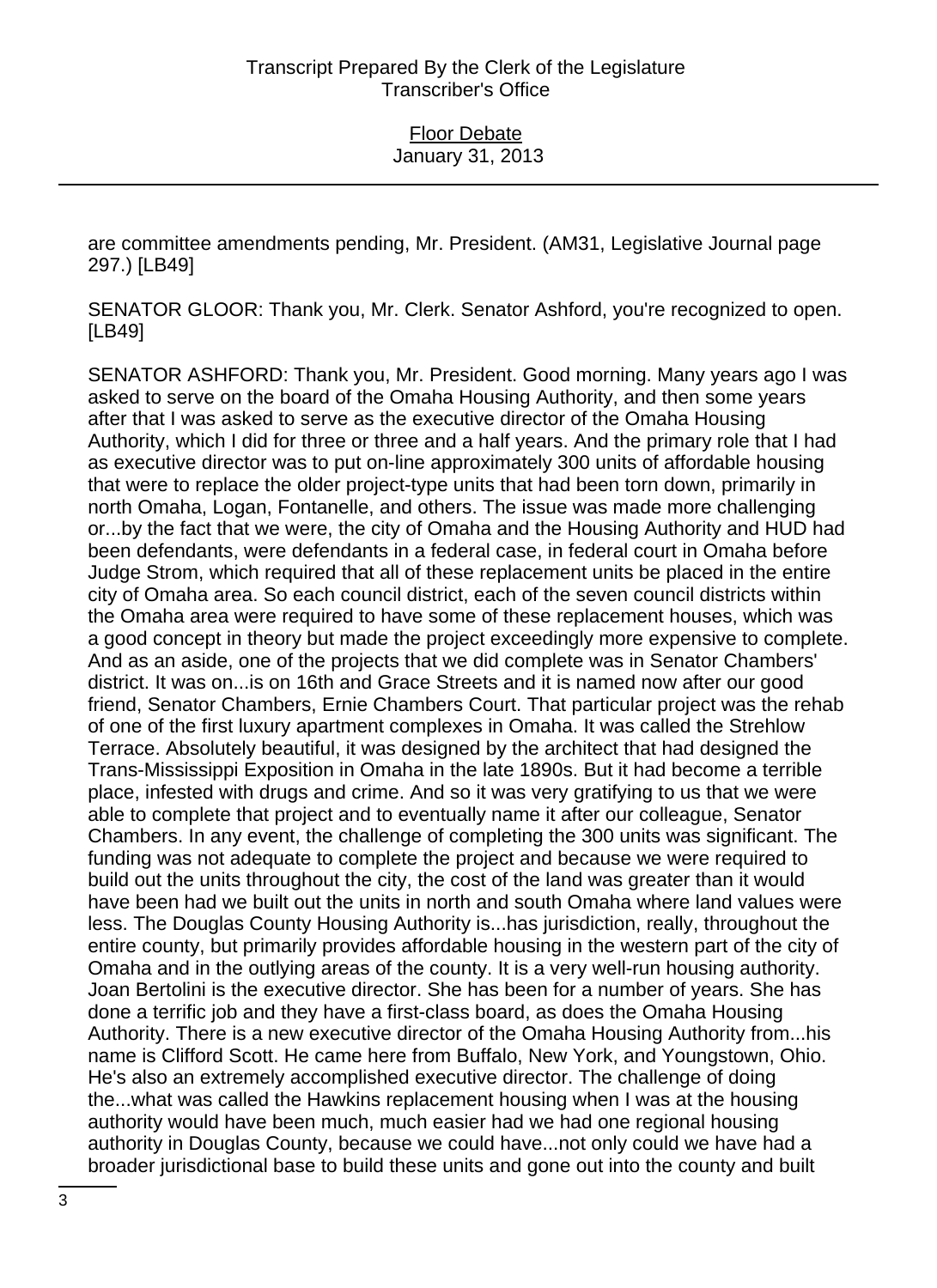are committee amendments pending, Mr. President. (AM31, Legislative Journal page 297.) [LB49]

SENATOR GLOOR: Thank you, Mr. Clerk. Senator Ashford, you're recognized to open. [LB49]

SENATOR ASHFORD: Thank you, Mr. President. Good morning. Many years ago I was asked to serve on the board of the Omaha Housing Authority, and then some years after that I was asked to serve as the executive director of the Omaha Housing Authority, which I did for three or three and a half years. And the primary role that I had as executive director was to put on-line approximately 300 units of affordable housing that were to replace the older project-type units that had been torn down, primarily in north Omaha, Logan, Fontanelle, and others. The issue was made more challenging or...by the fact that we were, the city of Omaha and the Housing Authority and HUD had been defendants, were defendants in a federal case, in federal court in Omaha before Judge Strom, which required that all of these replacement units be placed in the entire city of Omaha area. So each council district, each of the seven council districts within the Omaha area were required to have some of these replacement houses, which was a good concept in theory but made the project exceedingly more expensive to complete. And as an aside, one of the projects that we did complete was in Senator Chambers' district. It was on...is on 16th and Grace Streets and it is named now after our good friend, Senator Chambers, Ernie Chambers Court. That particular project was the rehab of one of the first luxury apartment complexes in Omaha. It was called the Strehlow Terrace. Absolutely beautiful, it was designed by the architect that had designed the Trans-Mississippi Exposition in Omaha in the late 1890s. But it had become a terrible place, infested with drugs and crime. And so it was very gratifying to us that we were able to complete that project and to eventually name it after our colleague, Senator Chambers. In any event, the challenge of completing the 300 units was significant. The funding was not adequate to complete the project and because we were required to build out the units throughout the city, the cost of the land was greater than it would have been had we built out the units in north and south Omaha where land values were less. The Douglas County Housing Authority is...has jurisdiction, really, throughout the entire county, but primarily provides affordable housing in the western part of the city of Omaha and in the outlying areas of the county. It is a very well-run housing authority. Joan Bertolini is the executive director. She has been for a number of years. She has done a terrific job and they have a first-class board, as does the Omaha Housing Authority. There is a new executive director of the Omaha Housing Authority from...his name is Clifford Scott. He came here from Buffalo, New York, and Youngstown, Ohio. He's also an extremely accomplished executive director. The challenge of doing the...what was called the Hawkins replacement housing when I was at the housing authority would have been much, much easier had we had one regional housing authority in Douglas County, because we could have...not only could we have had a broader jurisdictional base to build these units and gone out into the county and built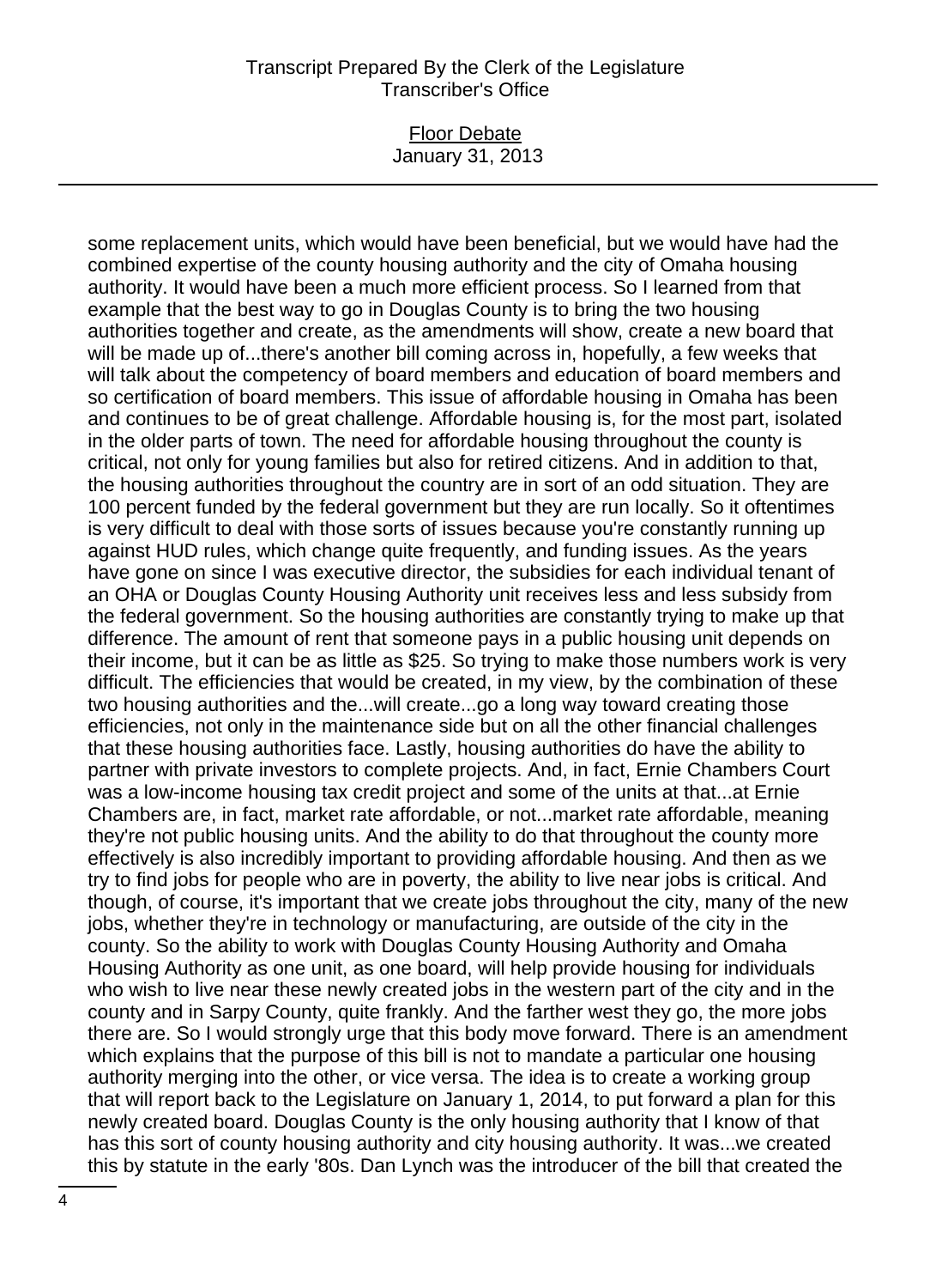some replacement units, which would have been beneficial, but we would have had the combined expertise of the county housing authority and the city of Omaha housing authority. It would have been a much more efficient process. So I learned from that example that the best way to go in Douglas County is to bring the two housing authorities together and create, as the amendments will show, create a new board that will be made up of...there's another bill coming across in, hopefully, a few weeks that will talk about the competency of board members and education of board members and so certification of board members. This issue of affordable housing in Omaha has been and continues to be of great challenge. Affordable housing is, for the most part, isolated in the older parts of town. The need for affordable housing throughout the county is critical, not only for young families but also for retired citizens. And in addition to that, the housing authorities throughout the country are in sort of an odd situation. They are 100 percent funded by the federal government but they are run locally. So it oftentimes is very difficult to deal with those sorts of issues because you're constantly running up against HUD rules, which change quite frequently, and funding issues. As the years have gone on since I was executive director, the subsidies for each individual tenant of an OHA or Douglas County Housing Authority unit receives less and less subsidy from the federal government. So the housing authorities are constantly trying to make up that difference. The amount of rent that someone pays in a public housing unit depends on their income, but it can be as little as $25. So trying to make those numbers work is very difficult. The efficiencies that would be created, in my view, by the combination of these two housing authorities and the...will create...go a long way toward creating those efficiencies, not only in the maintenance side but on all the other financial challenges that these housing authorities face. Lastly, housing authorities do have the ability to partner with private investors to complete projects. And, in fact, Ernie Chambers Court was a low-income housing tax credit project and some of the units at that...at Ernie Chambers are, in fact, market rate affordable, or not...market rate affordable, meaning they're not public housing units. And the ability to do that throughout the county more effectively is also incredibly important to providing affordable housing. And then as we try to find jobs for people who are in poverty, the ability to live near jobs is critical. And though, of course, it's important that we create jobs throughout the city, many of the new jobs, whether they're in technology or manufacturing, are outside of the city in the county. So the ability to work with Douglas County Housing Authority and Omaha Housing Authority as one unit, as one board, will help provide housing for individuals who wish to live near these newly created jobs in the western part of the city and in the county and in Sarpy County, quite frankly. And the farther west they go, the more jobs there are. So I would strongly urge that this body move forward. There is an amendment which explains that the purpose of this bill is not to mandate a particular one housing authority merging into the other, or vice versa. The idea is to create a working group that will report back to the Legislature on January 1, 2014, to put forward a plan for this newly created board. Douglas County is the only housing authority that I know of that has this sort of county housing authority and city housing authority. It was...we created this by statute in the early '80s. Dan Lynch was the introducer of the bill that created the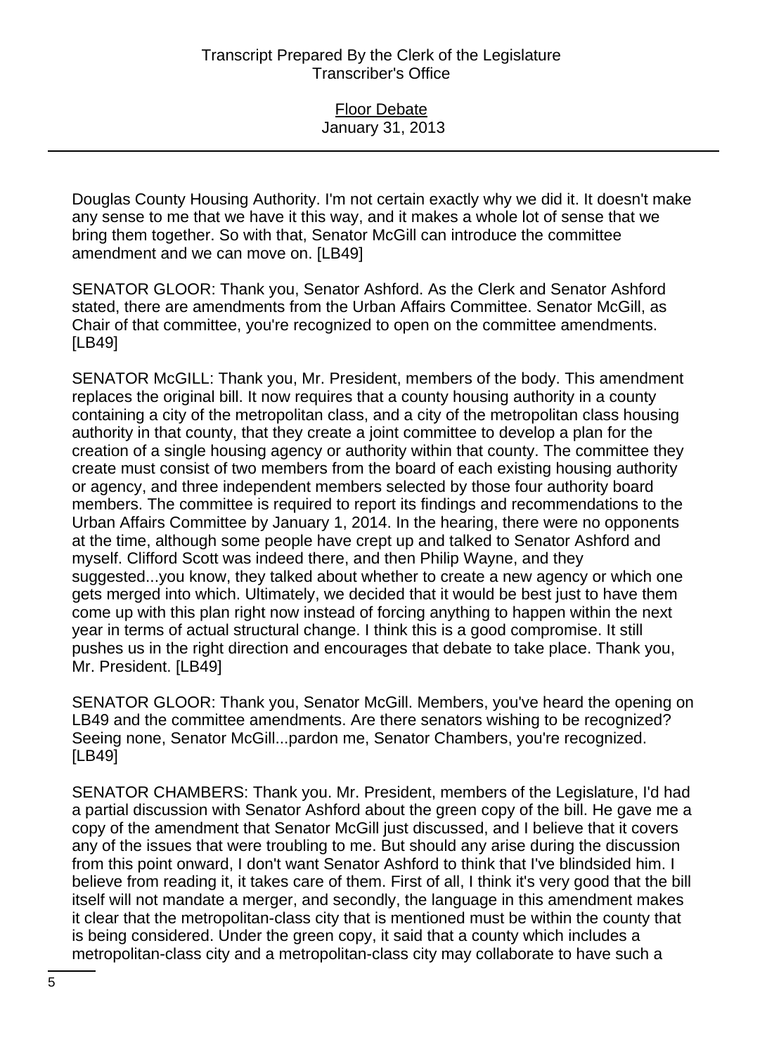Douglas County Housing Authority. I'm not certain exactly why we did it. It doesn't make any sense to me that we have it this way, and it makes a whole lot of sense that we bring them together. So with that, Senator McGill can introduce the committee amendment and we can move on. [LB49]

SENATOR GLOOR: Thank you, Senator Ashford. As the Clerk and Senator Ashford stated, there are amendments from the Urban Affairs Committee. Senator McGill, as Chair of that committee, you're recognized to open on the committee amendments. [LB49]

SENATOR McGILL: Thank you, Mr. President, members of the body. This amendment replaces the original bill. It now requires that a county housing authority in a county containing a city of the metropolitan class, and a city of the metropolitan class housing authority in that county, that they create a joint committee to develop a plan for the creation of a single housing agency or authority within that county. The committee they create must consist of two members from the board of each existing housing authority or agency, and three independent members selected by those four authority board members. The committee is required to report its findings and recommendations to the Urban Affairs Committee by January 1, 2014. In the hearing, there were no opponents at the time, although some people have crept up and talked to Senator Ashford and myself. Clifford Scott was indeed there, and then Philip Wayne, and they suggested...you know, they talked about whether to create a new agency or which one gets merged into which. Ultimately, we decided that it would be best just to have them come up with this plan right now instead of forcing anything to happen within the next year in terms of actual structural change. I think this is a good compromise. It still pushes us in the right direction and encourages that debate to take place. Thank you, Mr. President. [LB49]

SENATOR GLOOR: Thank you, Senator McGill. Members, you've heard the opening on LB49 and the committee amendments. Are there senators wishing to be recognized? Seeing none, Senator McGill...pardon me, Senator Chambers, you're recognized. [LB49]

SENATOR CHAMBERS: Thank you. Mr. President, members of the Legislature, I'd had a partial discussion with Senator Ashford about the green copy of the bill. He gave me a copy of the amendment that Senator McGill just discussed, and I believe that it covers any of the issues that were troubling to me. But should any arise during the discussion from this point onward, I don't want Senator Ashford to think that I've blindsided him. I believe from reading it, it takes care of them. First of all, I think it's very good that the bill itself will not mandate a merger, and secondly, the language in this amendment makes it clear that the metropolitan-class city that is mentioned must be within the county that is being considered. Under the green copy, it said that a county which includes a metropolitan-class city and a metropolitan-class city may collaborate to have such a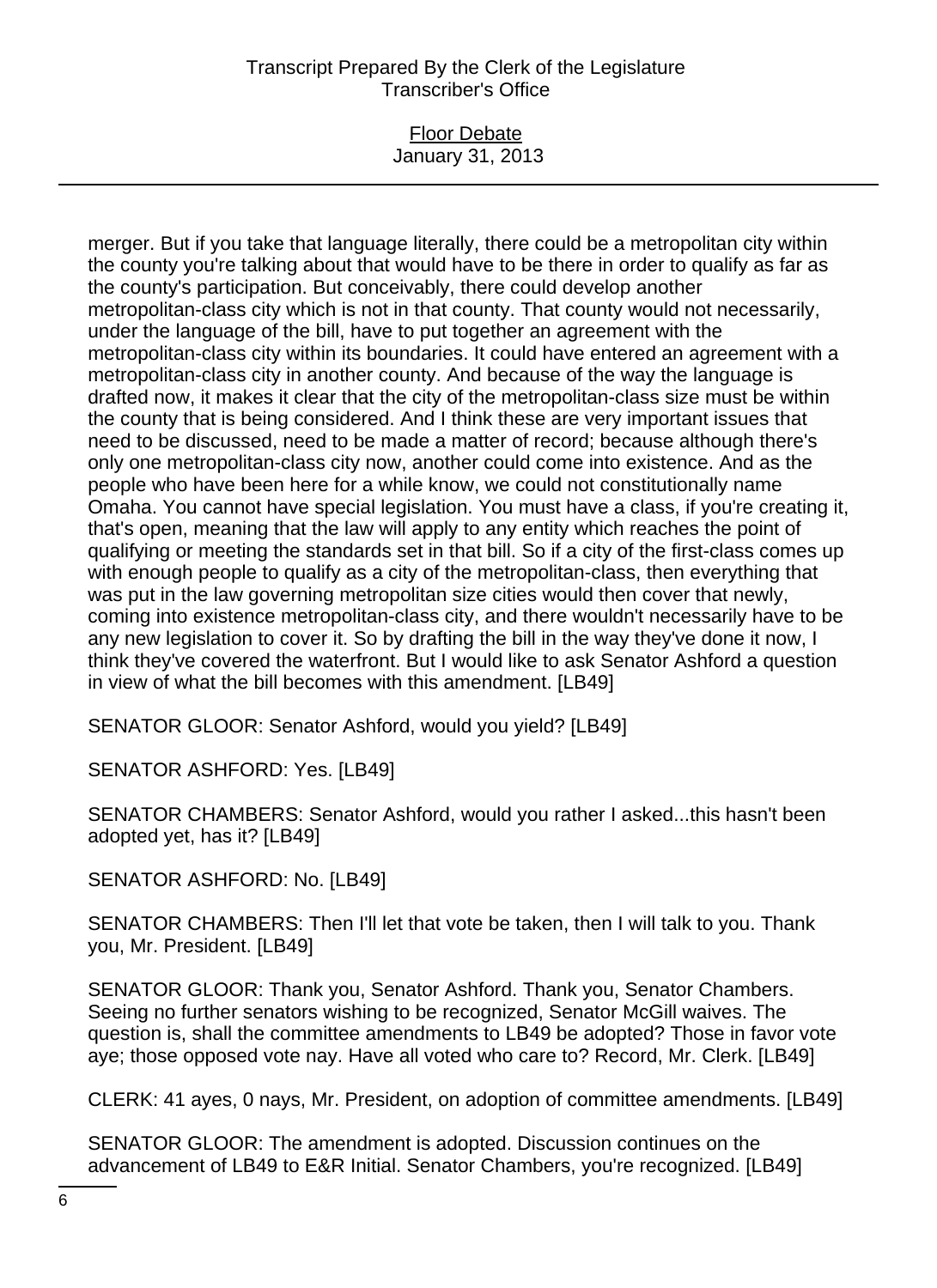merger. But if you take that language literally, there could be a metropolitan city within the county you're talking about that would have to be there in order to qualify as far as the county's participation. But conceivably, there could develop another metropolitan-class city which is not in that county. That county would not necessarily, under the language of the bill, have to put together an agreement with the metropolitan-class city within its boundaries. It could have entered an agreement with a metropolitan-class city in another county. And because of the way the language is drafted now, it makes it clear that the city of the metropolitan-class size must be within the county that is being considered. And I think these are very important issues that need to be discussed, need to be made a matter of record; because although there's only one metropolitan-class city now, another could come into existence. And as the people who have been here for a while know, we could not constitutionally name Omaha. You cannot have special legislation. You must have a class, if you're creating it, that's open, meaning that the law will apply to any entity which reaches the point of qualifying or meeting the standards set in that bill. So if a city of the first-class comes up with enough people to qualify as a city of the metropolitan-class, then everything that was put in the law governing metropolitan size cities would then cover that newly, coming into existence metropolitan-class city, and there wouldn't necessarily have to be any new legislation to cover it. So by drafting the bill in the way they've done it now, I think they've covered the waterfront. But I would like to ask Senator Ashford a question in view of what the bill becomes with this amendment. [LB49]

SENATOR GLOOR: Senator Ashford, would you yield? [LB49]

SENATOR ASHFORD: Yes. [LB49]

SENATOR CHAMBERS: Senator Ashford, would you rather I asked...this hasn't been adopted yet, has it? [LB49]

SENATOR ASHFORD: No. [LB49]

SENATOR CHAMBERS: Then I'll let that vote be taken, then I will talk to you. Thank you, Mr. President. [LB49]

SENATOR GLOOR: Thank you, Senator Ashford. Thank you, Senator Chambers. Seeing no further senators wishing to be recognized, Senator McGill waives. The question is, shall the committee amendments to LB49 be adopted? Those in favor vote aye; those opposed vote nay. Have all voted who care to? Record, Mr. Clerk. [LB49]

CLERK: 41 ayes, 0 nays, Mr. President, on adoption of committee amendments. [LB49]

SENATOR GLOOR: The amendment is adopted. Discussion continues on the advancement of LB49 to E&R Initial. Senator Chambers, you're recognized. [LB49]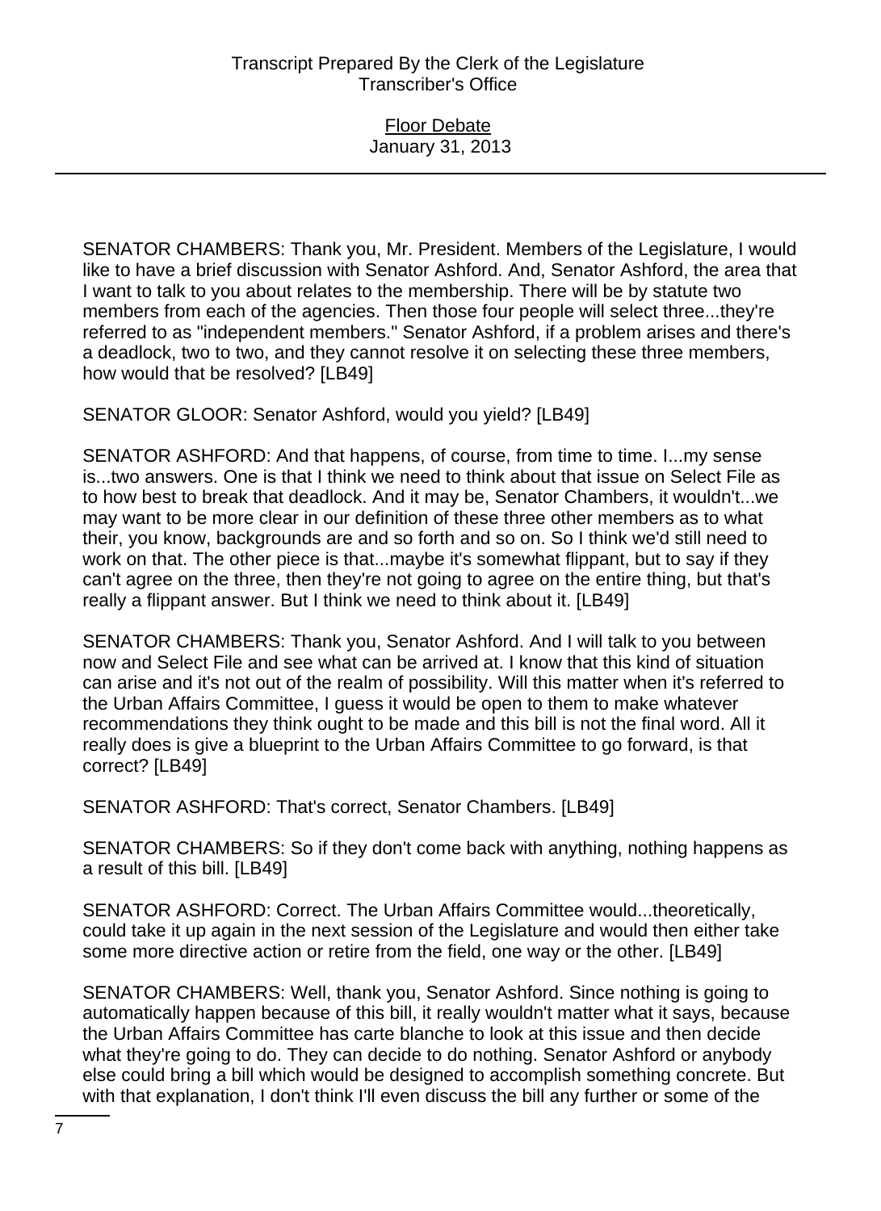SENATOR CHAMBERS: Thank you, Mr. President. Members of the Legislature, I would like to have a brief discussion with Senator Ashford. And, Senator Ashford, the area that I want to talk to you about relates to the membership. There will be by statute two members from each of the agencies. Then those four people will select three...they're referred to as "independent members." Senator Ashford, if a problem arises and there's a deadlock, two to two, and they cannot resolve it on selecting these three members, how would that be resolved? [LB49]

SENATOR GLOOR: Senator Ashford, would you yield? [LB49]

SENATOR ASHFORD: And that happens, of course, from time to time. I...my sense is...two answers. One is that I think we need to think about that issue on Select File as to how best to break that deadlock. And it may be, Senator Chambers, it wouldn't...we may want to be more clear in our definition of these three other members as to what their, you know, backgrounds are and so forth and so on. So I think we'd still need to work on that. The other piece is that...maybe it's somewhat flippant, but to say if they can't agree on the three, then they're not going to agree on the entire thing, but that's really a flippant answer. But I think we need to think about it. [LB49]

SENATOR CHAMBERS: Thank you, Senator Ashford. And I will talk to you between now and Select File and see what can be arrived at. I know that this kind of situation can arise and it's not out of the realm of possibility. Will this matter when it's referred to the Urban Affairs Committee, I guess it would be open to them to make whatever recommendations they think ought to be made and this bill is not the final word. All it really does is give a blueprint to the Urban Affairs Committee to go forward, is that correct? [LB49]

SENATOR ASHFORD: That's correct, Senator Chambers. [LB49]

SENATOR CHAMBERS: So if they don't come back with anything, nothing happens as a result of this bill. [LB49]

SENATOR ASHFORD: Correct. The Urban Affairs Committee would...theoretically, could take it up again in the next session of the Legislature and would then either take some more directive action or retire from the field, one way or the other. [LB49]

SENATOR CHAMBERS: Well, thank you, Senator Ashford. Since nothing is going to automatically happen because of this bill, it really wouldn't matter what it says, because the Urban Affairs Committee has carte blanche to look at this issue and then decide what they're going to do. They can decide to do nothing. Senator Ashford or anybody else could bring a bill which would be designed to accomplish something concrete. But with that explanation, I don't think I'll even discuss the bill any further or some of the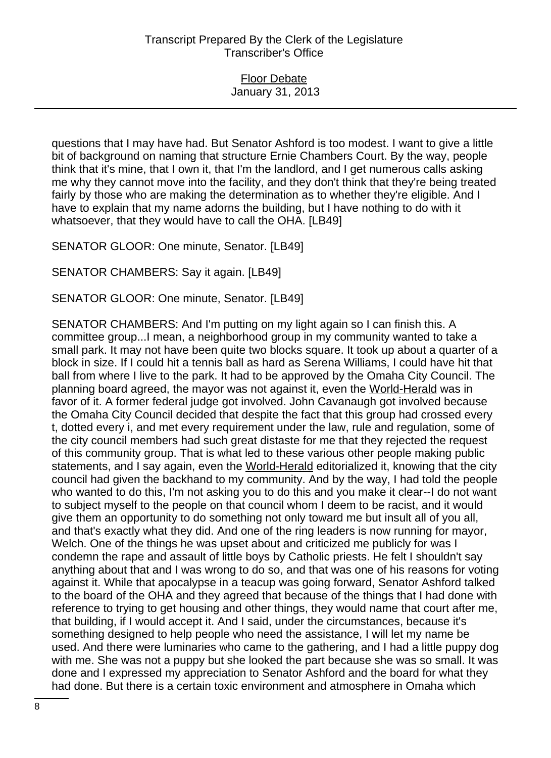questions that I may have had. But Senator Ashford is too modest. I want to give a little bit of background on naming that structure Ernie Chambers Court. By the way, people think that it's mine, that I own it, that I'm the landlord, and I get numerous calls asking me why they cannot move into the facility, and they don't think that they're being treated fairly by those who are making the determination as to whether they're eligible. And I have to explain that my name adorns the building, but I have nothing to do with it whatsoever, that they would have to call the OHA. [LB49]

SENATOR GLOOR: One minute, Senator. [LB49]

SENATOR CHAMBERS: Say it again. [LB49]

SENATOR GLOOR: One minute, Senator. [LB49]

SENATOR CHAMBERS: And I'm putting on my light again so I can finish this. A committee group...I mean, a neighborhood group in my community wanted to take a small park. It may not have been quite two blocks square. It took up about a quarter of a block in size. If I could hit a tennis ball as hard as Serena Williams, I could have hit that ball from where I live to the park. It had to be approved by the Omaha City Council. The planning board agreed, the mayor was not against it, even the World-Herald was in favor of it. A former federal judge got involved. John Cavanaugh got involved because the Omaha City Council decided that despite the fact that this group had crossed every t, dotted every i, and met every requirement under the law, rule and regulation, some of the city council members had such great distaste for me that they rejected the request of this community group. That is what led to these various other people making public statements, and I say again, even the World-Herald editorialized it, knowing that the city council had given the backhand to my community. And by the way, I had told the people who wanted to do this, I'm not asking you to do this and you make it clear--I do not want to subject myself to the people on that council whom I deem to be racist, and it would give them an opportunity to do something not only toward me but insult all of you all, and that's exactly what they did. And one of the ring leaders is now running for mayor, Welch. One of the things he was upset about and criticized me publicly for was I condemn the rape and assault of little boys by Catholic priests. He felt I shouldn't say anything about that and I was wrong to do so, and that was one of his reasons for voting against it. While that apocalypse in a teacup was going forward, Senator Ashford talked to the board of the OHA and they agreed that because of the things that I had done with reference to trying to get housing and other things, they would name that court after me, that building, if I would accept it. And I said, under the circumstances, because it's something designed to help people who need the assistance, I will let my name be used. And there were luminaries who came to the gathering, and I had a little puppy dog with me. She was not a puppy but she looked the part because she was so small. It was done and I expressed my appreciation to Senator Ashford and the board for what they had done. But there is a certain toxic environment and atmosphere in Omaha which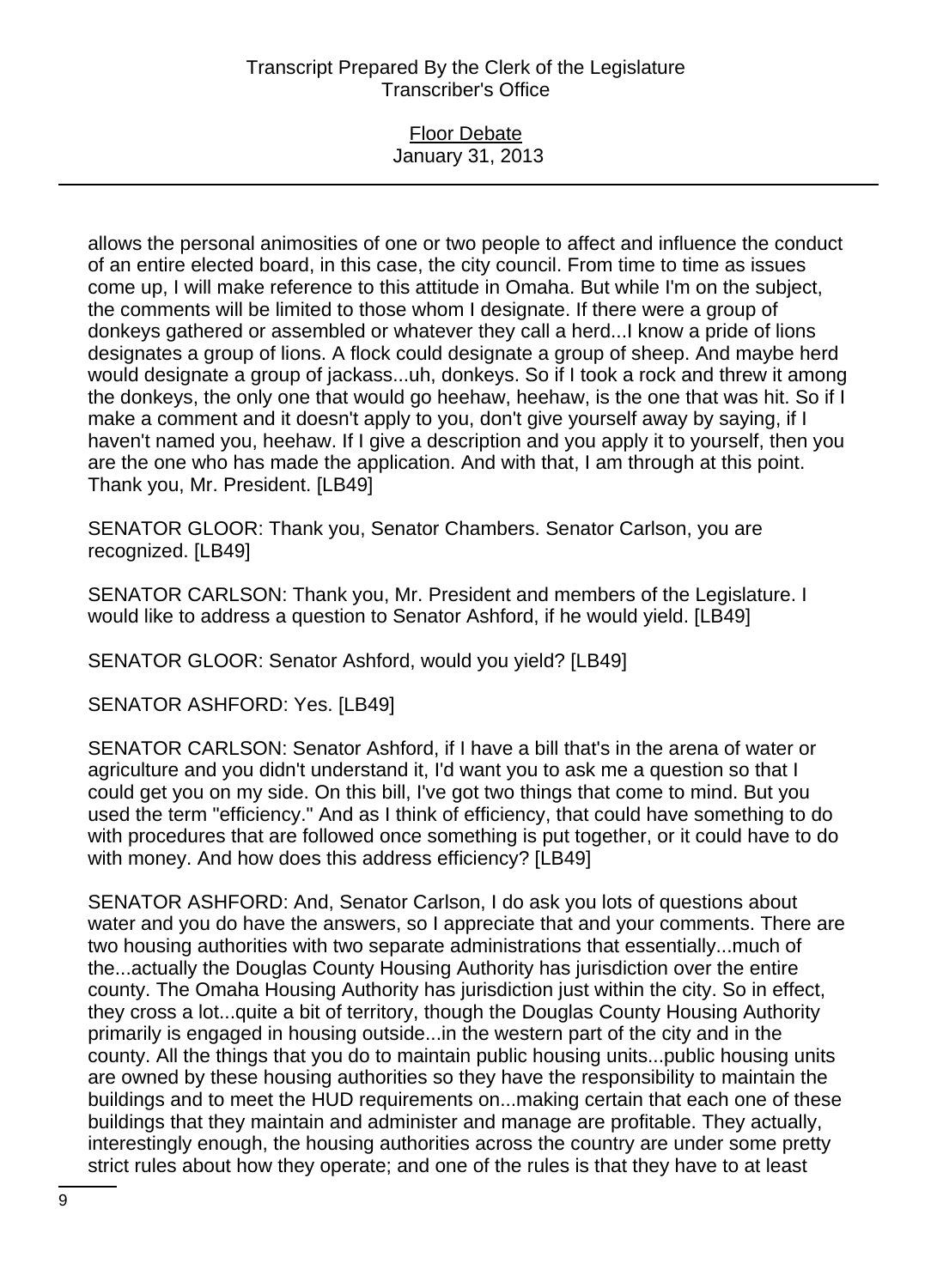allows the personal animosities of one or two people to affect and influence the conduct of an entire elected board, in this case, the city council. From time to time as issues come up, I will make reference to this attitude in Omaha. But while I'm on the subject, the comments will be limited to those whom I designate. If there were a group of donkeys gathered or assembled or whatever they call a herd...I know a pride of lions designates a group of lions. A flock could designate a group of sheep. And maybe herd would designate a group of jackass...uh, donkeys. So if I took a rock and threw it among the donkeys, the only one that would go heehaw, heehaw, is the one that was hit. So if I make a comment and it doesn't apply to you, don't give yourself away by saying, if I haven't named you, heehaw. If I give a description and you apply it to yourself, then you are the one who has made the application. And with that, I am through at this point. Thank you, Mr. President. [LB49]

SENATOR GLOOR: Thank you, Senator Chambers. Senator Carlson, you are recognized. [LB49]

SENATOR CARLSON: Thank you, Mr. President and members of the Legislature. I would like to address a question to Senator Ashford, if he would yield. [LB49]

SENATOR GLOOR: Senator Ashford, would you yield? [LB49]

SENATOR ASHFORD: Yes. [LB49]

SENATOR CARLSON: Senator Ashford, if I have a bill that's in the arena of water or agriculture and you didn't understand it, I'd want you to ask me a question so that I could get you on my side. On this bill, I've got two things that come to mind. But you used the term "efficiency." And as I think of efficiency, that could have something to do with procedures that are followed once something is put together, or it could have to do with money. And how does this address efficiency? [LB49]

SENATOR ASHFORD: And, Senator Carlson, I do ask you lots of questions about water and you do have the answers, so I appreciate that and your comments. There are two housing authorities with two separate administrations that essentially...much of the...actually the Douglas County Housing Authority has jurisdiction over the entire county. The Omaha Housing Authority has jurisdiction just within the city. So in effect, they cross a lot...quite a bit of territory, though the Douglas County Housing Authority primarily is engaged in housing outside...in the western part of the city and in the county. All the things that you do to maintain public housing units...public housing units are owned by these housing authorities so they have the responsibility to maintain the buildings and to meet the HUD requirements on...making certain that each one of these buildings that they maintain and administer and manage are profitable. They actually, interestingly enough, the housing authorities across the country are under some pretty strict rules about how they operate; and one of the rules is that they have to at least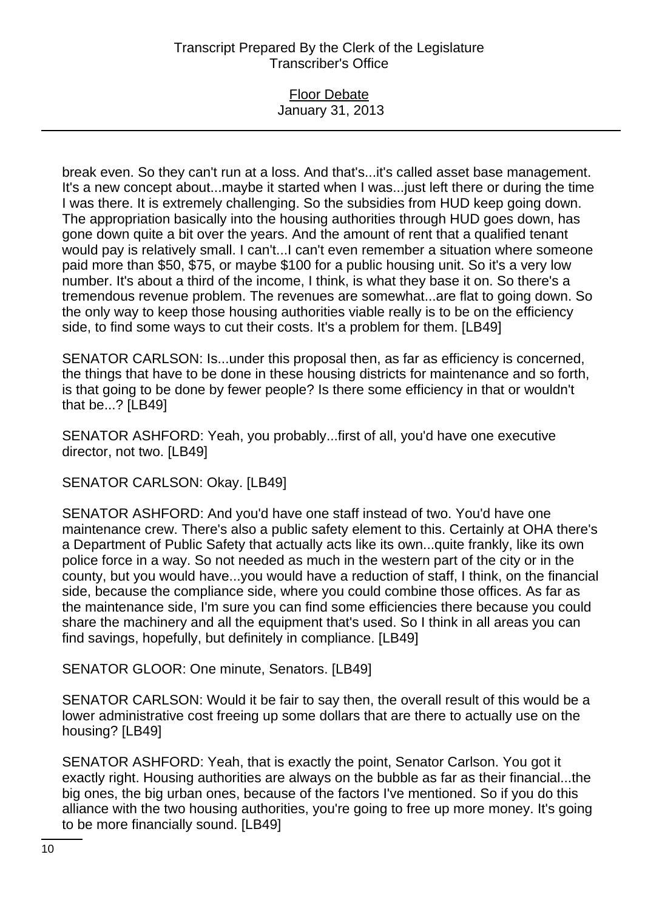break even. So they can't run at a loss. And that's...it's called asset base management. It's a new concept about...maybe it started when I was...just left there or during the time I was there. It is extremely challenging. So the subsidies from HUD keep going down. The appropriation basically into the housing authorities through HUD goes down, has gone down quite a bit over the years. And the amount of rent that a qualified tenant would pay is relatively small. I can't...I can't even remember a situation where someone paid more than $50, $75, or maybe $100 for a public housing unit. So it's a very low number. It's about a third of the income, I think, is what they base it on. So there's a tremendous revenue problem. The revenues are somewhat...are flat to going down. So the only way to keep those housing authorities viable really is to be on the efficiency side, to find some ways to cut their costs. It's a problem for them. [LB49]

SENATOR CARLSON: Is...under this proposal then, as far as efficiency is concerned, the things that have to be done in these housing districts for maintenance and so forth, is that going to be done by fewer people? Is there some efficiency in that or wouldn't that be...? [LB49]

SENATOR ASHFORD: Yeah, you probably...first of all, you'd have one executive director, not two. [LB49]

SENATOR CARLSON: Okay. [LB49]

SENATOR ASHFORD: And you'd have one staff instead of two. You'd have one maintenance crew. There's also a public safety element to this. Certainly at OHA there's a Department of Public Safety that actually acts like its own...quite frankly, like its own police force in a way. So not needed as much in the western part of the city or in the county, but you would have...you would have a reduction of staff, I think, on the financial side, because the compliance side, where you could combine those offices. As far as the maintenance side, I'm sure you can find some efficiencies there because you could share the machinery and all the equipment that's used. So I think in all areas you can find savings, hopefully, but definitely in compliance. [LB49]

SENATOR GLOOR: One minute, Senators. [LB49]

SENATOR CARLSON: Would it be fair to say then, the overall result of this would be a lower administrative cost freeing up some dollars that are there to actually use on the housing? [LB49]

SENATOR ASHFORD: Yeah, that is exactly the point, Senator Carlson. You got it exactly right. Housing authorities are always on the bubble as far as their financial...the big ones, the big urban ones, because of the factors I've mentioned. So if you do this alliance with the two housing authorities, you're going to free up more money. It's going to be more financially sound. [LB49]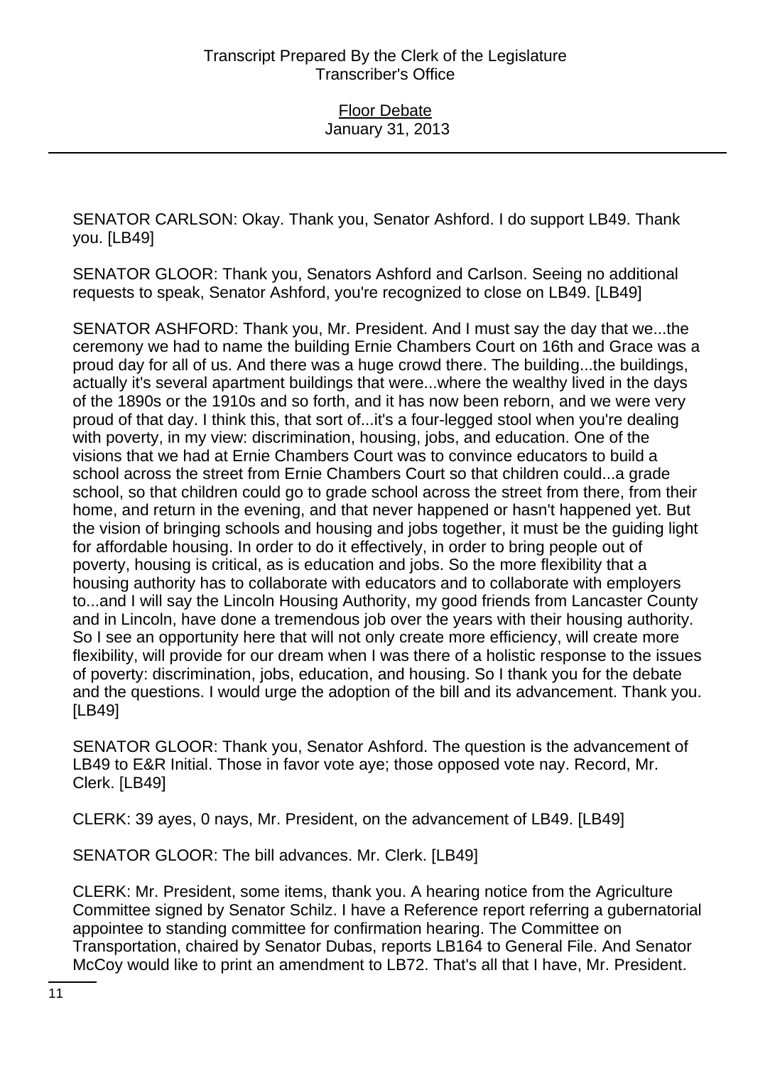SENATOR CARLSON: Okay. Thank you, Senator Ashford. I do support LB49. Thank you. [LB49]

SENATOR GLOOR: Thank you, Senators Ashford and Carlson. Seeing no additional requests to speak, Senator Ashford, you're recognized to close on LB49. [LB49]

SENATOR ASHFORD: Thank you, Mr. President. And I must say the day that we...the ceremony we had to name the building Ernie Chambers Court on 16th and Grace was a proud day for all of us. And there was a huge crowd there. The building...the buildings, actually it's several apartment buildings that were...where the wealthy lived in the days of the 1890s or the 1910s and so forth, and it has now been reborn, and we were very proud of that day. I think this, that sort of...it's a four-legged stool when you're dealing with poverty, in my view: discrimination, housing, jobs, and education. One of the visions that we had at Ernie Chambers Court was to convince educators to build a school across the street from Ernie Chambers Court so that children could...a grade school, so that children could go to grade school across the street from there, from their home, and return in the evening, and that never happened or hasn't happened yet. But the vision of bringing schools and housing and jobs together, it must be the guiding light for affordable housing. In order to do it effectively, in order to bring people out of poverty, housing is critical, as is education and jobs. So the more flexibility that a housing authority has to collaborate with educators and to collaborate with employers to...and I will say the Lincoln Housing Authority, my good friends from Lancaster County and in Lincoln, have done a tremendous job over the years with their housing authority. So I see an opportunity here that will not only create more efficiency, will create more flexibility, will provide for our dream when I was there of a holistic response to the issues of poverty: discrimination, jobs, education, and housing. So I thank you for the debate and the questions. I would urge the adoption of the bill and its advancement. Thank you. [LB49]

SENATOR GLOOR: Thank you, Senator Ashford. The question is the advancement of LB49 to E&R Initial. Those in favor vote aye; those opposed vote nay. Record, Mr. Clerk. [LB49]

CLERK: 39 ayes, 0 nays, Mr. President, on the advancement of LB49. [LB49]

SENATOR GLOOR: The bill advances. Mr. Clerk. [LB49]

CLERK: Mr. President, some items, thank you. A hearing notice from the Agriculture Committee signed by Senator Schilz. I have a Reference report referring a gubernatorial appointee to standing committee for confirmation hearing. The Committee on Transportation, chaired by Senator Dubas, reports LB164 to General File. And Senator McCoy would like to print an amendment to LB72. That's all that I have, Mr. President.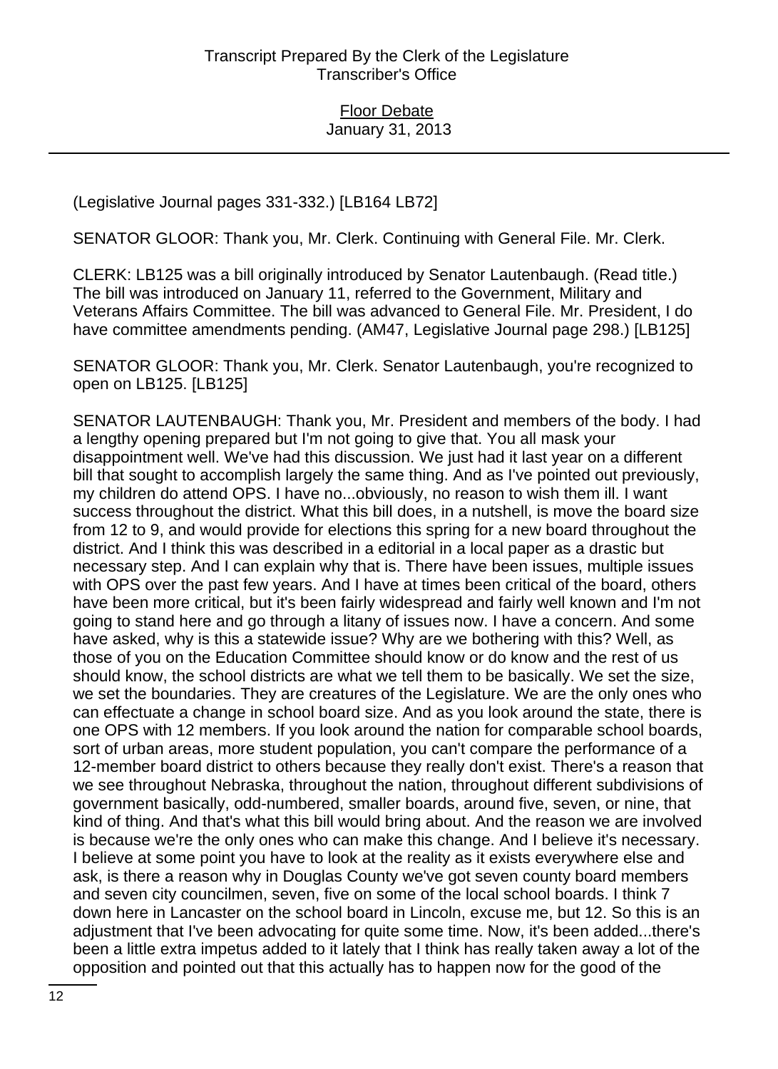(Legislative Journal pages 331-332.) [LB164 LB72]

SENATOR GLOOR: Thank you, Mr. Clerk. Continuing with General File. Mr. Clerk.

CLERK: LB125 was a bill originally introduced by Senator Lautenbaugh. (Read title.) The bill was introduced on January 11, referred to the Government, Military and Veterans Affairs Committee. The bill was advanced to General File. Mr. President, I do have committee amendments pending. (AM47, Legislative Journal page 298.) [LB125]

SENATOR GLOOR: Thank you, Mr. Clerk. Senator Lautenbaugh, you're recognized to open on LB125. [LB125]

SENATOR LAUTENBAUGH: Thank you, Mr. President and members of the body. I had a lengthy opening prepared but I'm not going to give that. You all mask your disappointment well. We've had this discussion. We just had it last year on a different bill that sought to accomplish largely the same thing. And as I've pointed out previously, my children do attend OPS. I have no...obviously, no reason to wish them ill. I want success throughout the district. What this bill does, in a nutshell, is move the board size from 12 to 9, and would provide for elections this spring for a new board throughout the district. And I think this was described in a editorial in a local paper as a drastic but necessary step. And I can explain why that is. There have been issues, multiple issues with OPS over the past few years. And I have at times been critical of the board, others have been more critical, but it's been fairly widespread and fairly well known and I'm not going to stand here and go through a litany of issues now. I have a concern. And some have asked, why is this a statewide issue? Why are we bothering with this? Well, as those of you on the Education Committee should know or do know and the rest of us should know, the school districts are what we tell them to be basically. We set the size, we set the boundaries. They are creatures of the Legislature. We are the only ones who can effectuate a change in school board size. And as you look around the state, there is one OPS with 12 members. If you look around the nation for comparable school boards, sort of urban areas, more student population, you can't compare the performance of a 12-member board district to others because they really don't exist. There's a reason that we see throughout Nebraska, throughout the nation, throughout different subdivisions of government basically, odd-numbered, smaller boards, around five, seven, or nine, that kind of thing. And that's what this bill would bring about. And the reason we are involved is because we're the only ones who can make this change. And I believe it's necessary. I believe at some point you have to look at the reality as it exists everywhere else and ask, is there a reason why in Douglas County we've got seven county board members and seven city councilmen, seven, five on some of the local school boards. I think 7 down here in Lancaster on the school board in Lincoln, excuse me, but 12. So this is an adjustment that I've been advocating for quite some time. Now, it's been added...there's been a little extra impetus added to it lately that I think has really taken away a lot of the opposition and pointed out that this actually has to happen now for the good of the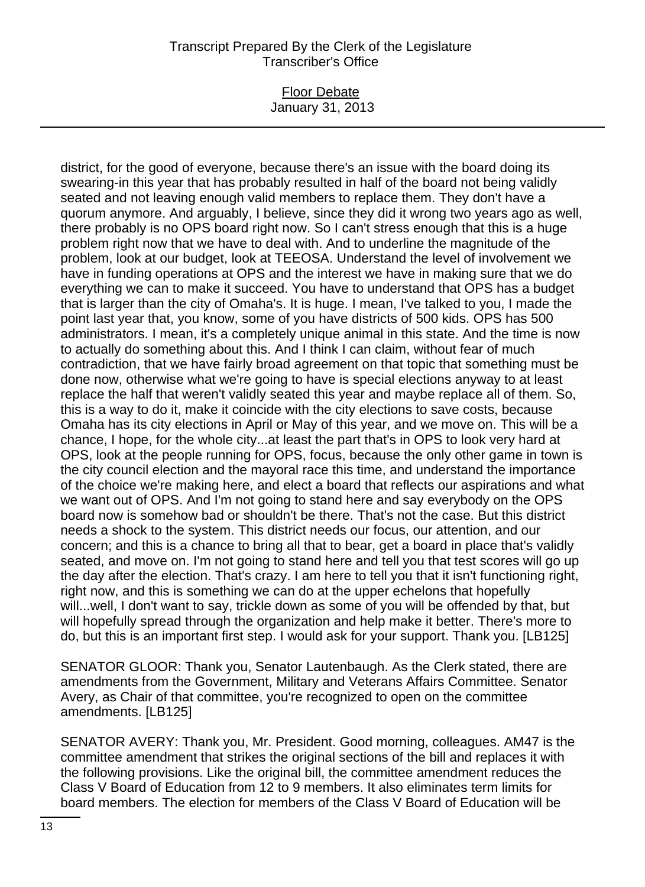district, for the good of everyone, because there's an issue with the board doing its swearing-in this year that has probably resulted in half of the board not being validly seated and not leaving enough valid members to replace them. They don't have a quorum anymore. And arguably, I believe, since they did it wrong two years ago as well, there probably is no OPS board right now. So I can't stress enough that this is a huge problem right now that we have to deal with. And to underline the magnitude of the problem, look at our budget, look at TEEOSA. Understand the level of involvement we have in funding operations at OPS and the interest we have in making sure that we do everything we can to make it succeed. You have to understand that OPS has a budget that is larger than the city of Omaha's. It is huge. I mean, I've talked to you, I made the point last year that, you know, some of you have districts of 500 kids. OPS has 500 administrators. I mean, it's a completely unique animal in this state. And the time is now to actually do something about this. And I think I can claim, without fear of much contradiction, that we have fairly broad agreement on that topic that something must be done now, otherwise what we're going to have is special elections anyway to at least replace the half that weren't validly seated this year and maybe replace all of them. So, this is a way to do it, make it coincide with the city elections to save costs, because Omaha has its city elections in April or May of this year, and we move on. This will be a chance, I hope, for the whole city...at least the part that's in OPS to look very hard at OPS, look at the people running for OPS, focus, because the only other game in town is the city council election and the mayoral race this time, and understand the importance of the choice we're making here, and elect a board that reflects our aspirations and what we want out of OPS. And I'm not going to stand here and say everybody on the OPS board now is somehow bad or shouldn't be there. That's not the case. But this district needs a shock to the system. This district needs our focus, our attention, and our concern; and this is a chance to bring all that to bear, get a board in place that's validly seated, and move on. I'm not going to stand here and tell you that test scores will go up the day after the election. That's crazy. I am here to tell you that it isn't functioning right, right now, and this is something we can do at the upper echelons that hopefully will...well, I don't want to say, trickle down as some of you will be offended by that, but will hopefully spread through the organization and help make it better. There's more to do, but this is an important first step. I would ask for your support. Thank you. [LB125]

SENATOR GLOOR: Thank you, Senator Lautenbaugh. As the Clerk stated, there are amendments from the Government, Military and Veterans Affairs Committee. Senator Avery, as Chair of that committee, you're recognized to open on the committee amendments. [LB125]

SENATOR AVERY: Thank you, Mr. President. Good morning, colleagues. AM47 is the committee amendment that strikes the original sections of the bill and replaces it with the following provisions. Like the original bill, the committee amendment reduces the Class V Board of Education from 12 to 9 members. It also eliminates term limits for board members. The election for members of the Class V Board of Education will be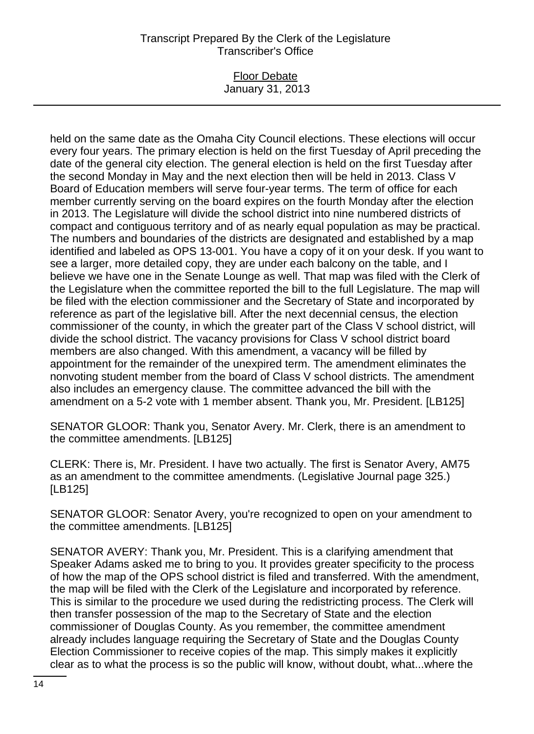held on the same date as the Omaha City Council elections. These elections will occur every four years. The primary election is held on the first Tuesday of April preceding the date of the general city election. The general election is held on the first Tuesday after the second Monday in May and the next election then will be held in 2013. Class V Board of Education members will serve four-year terms. The term of office for each member currently serving on the board expires on the fourth Monday after the election in 2013. The Legislature will divide the school district into nine numbered districts of compact and contiguous territory and of as nearly equal population as may be practical. The numbers and boundaries of the districts are designated and established by a map identified and labeled as OPS 13-001. You have a copy of it on your desk. If you want to see a larger, more detailed copy, they are under each balcony on the table, and I believe we have one in the Senate Lounge as well. That map was filed with the Clerk of the Legislature when the committee reported the bill to the full Legislature. The map will be filed with the election commissioner and the Secretary of State and incorporated by reference as part of the legislative bill. After the next decennial census, the election commissioner of the county, in which the greater part of the Class V school district, will divide the school district. The vacancy provisions for Class V school district board members are also changed. With this amendment, a vacancy will be filled by appointment for the remainder of the unexpired term. The amendment eliminates the nonvoting student member from the board of Class V school districts. The amendment also includes an emergency clause. The committee advanced the bill with the amendment on a 5-2 vote with 1 member absent. Thank you, Mr. President. [LB125]

SENATOR GLOOR: Thank you, Senator Avery. Mr. Clerk, there is an amendment to the committee amendments. [LB125]

CLERK: There is, Mr. President. I have two actually. The first is Senator Avery, AM75 as an amendment to the committee amendments. (Legislative Journal page 325.) [LB125]

SENATOR GLOOR: Senator Avery, you're recognized to open on your amendment to the committee amendments. [LB125]

SENATOR AVERY: Thank you, Mr. President. This is a clarifying amendment that Speaker Adams asked me to bring to you. It provides greater specificity to the process of how the map of the OPS school district is filed and transferred. With the amendment, the map will be filed with the Clerk of the Legislature and incorporated by reference. This is similar to the procedure we used during the redistricting process. The Clerk will then transfer possession of the map to the Secretary of State and the election commissioner of Douglas County. As you remember, the committee amendment already includes language requiring the Secretary of State and the Douglas County Election Commissioner to receive copies of the map. This simply makes it explicitly clear as to what the process is so the public will know, without doubt, what...where the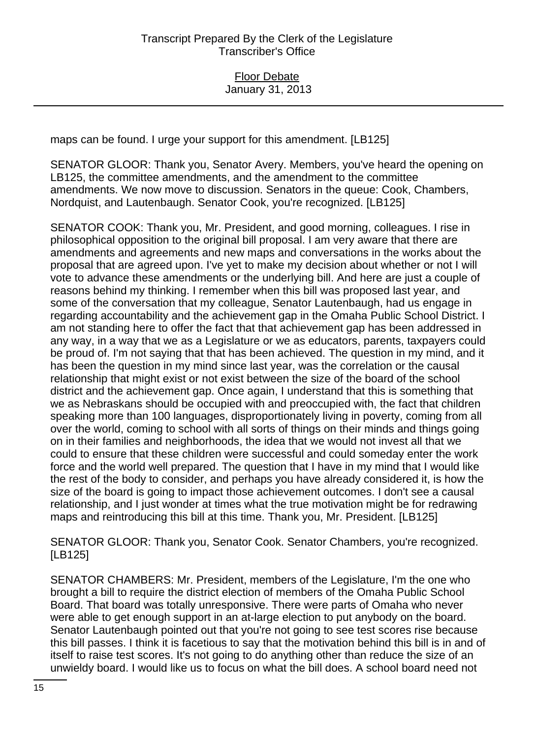maps can be found. I urge your support for this amendment. [LB125]

SENATOR GLOOR: Thank you, Senator Avery. Members, you've heard the opening on LB125, the committee amendments, and the amendment to the committee amendments. We now move to discussion. Senators in the queue: Cook, Chambers, Nordquist, and Lautenbaugh. Senator Cook, you're recognized. [LB125]

SENATOR COOK: Thank you, Mr. President, and good morning, colleagues. I rise in philosophical opposition to the original bill proposal. I am very aware that there are amendments and agreements and new maps and conversations in the works about the proposal that are agreed upon. I've yet to make my decision about whether or not I will vote to advance these amendments or the underlying bill. And here are just a couple of reasons behind my thinking. I remember when this bill was proposed last year, and some of the conversation that my colleague, Senator Lautenbaugh, had us engage in regarding accountability and the achievement gap in the Omaha Public School District. I am not standing here to offer the fact that that achievement gap has been addressed in any way, in a way that we as a Legislature or we as educators, parents, taxpayers could be proud of. I'm not saying that that has been achieved. The question in my mind, and it has been the question in my mind since last year, was the correlation or the causal relationship that might exist or not exist between the size of the board of the school district and the achievement gap. Once again, I understand that this is something that we as Nebraskans should be occupied with and preoccupied with, the fact that children speaking more than 100 languages, disproportionately living in poverty, coming from all over the world, coming to school with all sorts of things on their minds and things going on in their families and neighborhoods, the idea that we would not invest all that we could to ensure that these children were successful and could someday enter the work force and the world well prepared. The question that I have in my mind that I would like the rest of the body to consider, and perhaps you have already considered it, is how the size of the board is going to impact those achievement outcomes. I don't see a causal relationship, and I just wonder at times what the true motivation might be for redrawing maps and reintroducing this bill at this time. Thank you, Mr. President. [LB125]

SENATOR GLOOR: Thank you, Senator Cook. Senator Chambers, you're recognized. [LB125]

SENATOR CHAMBERS: Mr. President, members of the Legislature, I'm the one who brought a bill to require the district election of members of the Omaha Public School Board. That board was totally unresponsive. There were parts of Omaha who never were able to get enough support in an at-large election to put anybody on the board. Senator Lautenbaugh pointed out that you're not going to see test scores rise because this bill passes. I think it is facetious to say that the motivation behind this bill is in and of itself to raise test scores. It's not going to do anything other than reduce the size of an unwieldy board. I would like us to focus on what the bill does. A school board need not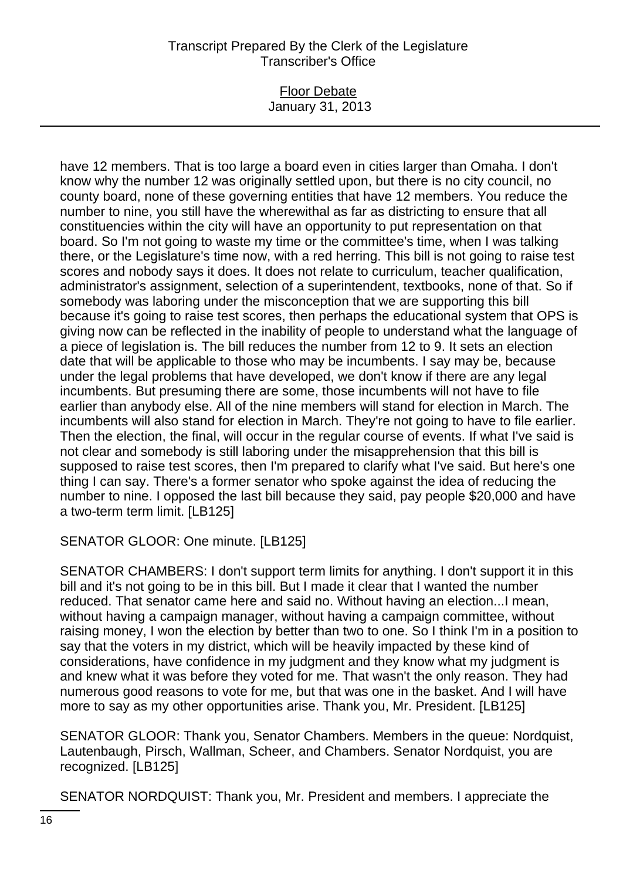have 12 members. That is too large a board even in cities larger than Omaha. I don't know why the number 12 was originally settled upon, but there is no city council, no county board, none of these governing entities that have 12 members. You reduce the number to nine, you still have the wherewithal as far as districting to ensure that all constituencies within the city will have an opportunity to put representation on that board. So I'm not going to waste my time or the committee's time, when I was talking there, or the Legislature's time now, with a red herring. This bill is not going to raise test scores and nobody says it does. It does not relate to curriculum, teacher qualification, administrator's assignment, selection of a superintendent, textbooks, none of that. So if somebody was laboring under the misconception that we are supporting this bill because it's going to raise test scores, then perhaps the educational system that OPS is giving now can be reflected in the inability of people to understand what the language of a piece of legislation is. The bill reduces the number from 12 to 9. It sets an election date that will be applicable to those who may be incumbents. I say may be, because under the legal problems that have developed, we don't know if there are any legal incumbents. But presuming there are some, those incumbents will not have to file earlier than anybody else. All of the nine members will stand for election in March. The incumbents will also stand for election in March. They're not going to have to file earlier. Then the election, the final, will occur in the regular course of events. If what I've said is not clear and somebody is still laboring under the misapprehension that this bill is supposed to raise test scores, then I'm prepared to clarify what I've said. But here's one thing I can say. There's a former senator who spoke against the idea of reducing the number to nine. I opposed the last bill because they said, pay people $20,000 and have a two-term term limit. [LB125]

SENATOR GLOOR: One minute. [LB125]

SENATOR CHAMBERS: I don't support term limits for anything. I don't support it in this bill and it's not going to be in this bill. But I made it clear that I wanted the number reduced. That senator came here and said no. Without having an election...I mean, without having a campaign manager, without having a campaign committee, without raising money, I won the election by better than two to one. So I think I'm in a position to say that the voters in my district, which will be heavily impacted by these kind of considerations, have confidence in my judgment and they know what my judgment is and knew what it was before they voted for me. That wasn't the only reason. They had numerous good reasons to vote for me, but that was one in the basket. And I will have more to say as my other opportunities arise. Thank you, Mr. President. [LB125]

SENATOR GLOOR: Thank you, Senator Chambers. Members in the queue: Nordquist, Lautenbaugh, Pirsch, Wallman, Scheer, and Chambers. Senator Nordquist, you are recognized. [LB125]

SENATOR NORDQUIST: Thank you, Mr. President and members. I appreciate the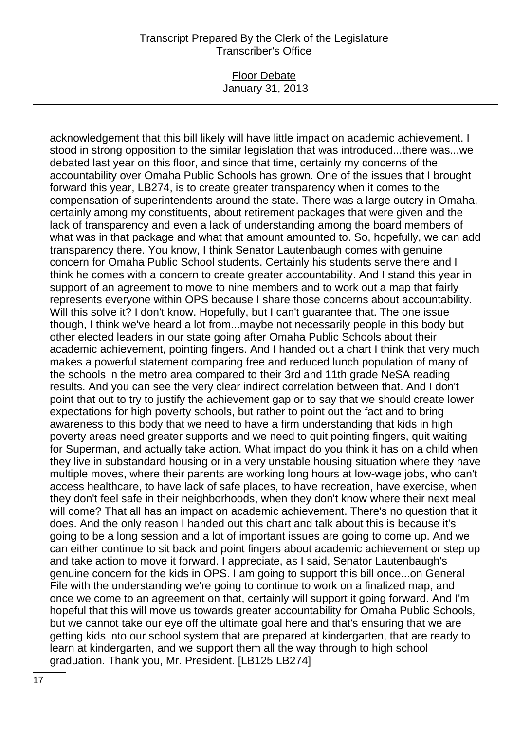acknowledgement that this bill likely will have little impact on academic achievement. I stood in strong opposition to the similar legislation that was introduced...there was...we debated last year on this floor, and since that time, certainly my concerns of the accountability over Omaha Public Schools has grown. One of the issues that I brought forward this year, LB274, is to create greater transparency when it comes to the compensation of superintendents around the state. There was a large outcry in Omaha, certainly among my constituents, about retirement packages that were given and the lack of transparency and even a lack of understanding among the board members of what was in that package and what that amount amounted to. So, hopefully, we can add transparency there. You know, I think Senator Lautenbaugh comes with genuine concern for Omaha Public School students. Certainly his students serve there and I think he comes with a concern to create greater accountability. And I stand this year in support of an agreement to move to nine members and to work out a map that fairly represents everyone within OPS because I share those concerns about accountability. Will this solve it? I don't know. Hopefully, but I can't guarantee that. The one issue though, I think we've heard a lot from...maybe not necessarily people in this body but other elected leaders in our state going after Omaha Public Schools about their academic achievement, pointing fingers. And I handed out a chart I think that very much makes a powerful statement comparing free and reduced lunch population of many of the schools in the metro area compared to their 3rd and 11th grade NeSA reading results. And you can see the very clear indirect correlation between that. And I don't point that out to try to justify the achievement gap or to say that we should create lower expectations for high poverty schools, but rather to point out the fact and to bring awareness to this body that we need to have a firm understanding that kids in high poverty areas need greater supports and we need to quit pointing fingers, quit waiting for Superman, and actually take action. What impact do you think it has on a child when they live in substandard housing or in a very unstable housing situation where they have multiple moves, where their parents are working long hours at low-wage jobs, who can't access healthcare, to have lack of safe places, to have recreation, have exercise, when they don't feel safe in their neighborhoods, when they don't know where their next meal will come? That all has an impact on academic achievement. There's no question that it does. And the only reason I handed out this chart and talk about this is because it's going to be a long session and a lot of important issues are going to come up. And we can either continue to sit back and point fingers about academic achievement or step up and take action to move it forward. I appreciate, as I said, Senator Lautenbaugh's genuine concern for the kids in OPS. I am going to support this bill once...on General File with the understanding we're going to continue to work on a finalized map, and once we come to an agreement on that, certainly will support it going forward. And I'm hopeful that this will move us towards greater accountability for Omaha Public Schools, but we cannot take our eye off the ultimate goal here and that's ensuring that we are getting kids into our school system that are prepared at kindergarten, that are ready to learn at kindergarten, and we support them all the way through to high school graduation. Thank you, Mr. President. [LB125 LB274]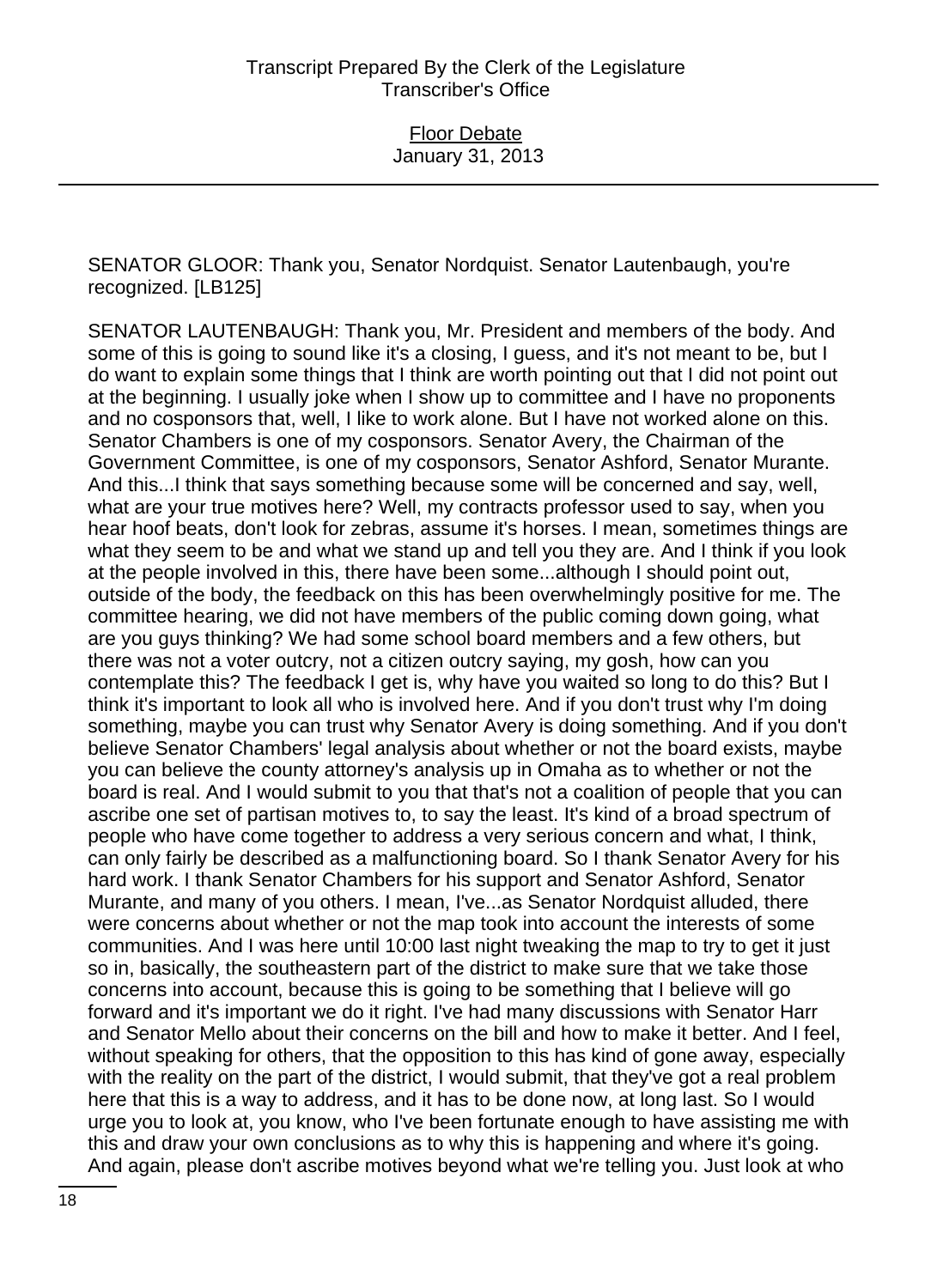SENATOR GLOOR: Thank you, Senator Nordquist. Senator Lautenbaugh, you're recognized. [LB125]

SENATOR LAUTENBAUGH: Thank you, Mr. President and members of the body. And some of this is going to sound like it's a closing, I guess, and it's not meant to be, but I do want to explain some things that I think are worth pointing out that I did not point out at the beginning. I usually joke when I show up to committee and I have no proponents and no cosponsors that, well, I like to work alone. But I have not worked alone on this. Senator Chambers is one of my cosponsors. Senator Avery, the Chairman of the Government Committee, is one of my cosponsors, Senator Ashford, Senator Murante. And this...I think that says something because some will be concerned and say, well, what are your true motives here? Well, my contracts professor used to say, when you hear hoof beats, don't look for zebras, assume it's horses. I mean, sometimes things are what they seem to be and what we stand up and tell you they are. And I think if you look at the people involved in this, there have been some...although I should point out, outside of the body, the feedback on this has been overwhelmingly positive for me. The committee hearing, we did not have members of the public coming down going, what are you guys thinking? We had some school board members and a few others, but there was not a voter outcry, not a citizen outcry saying, my gosh, how can you contemplate this? The feedback I get is, why have you waited so long to do this? But I think it's important to look all who is involved here. And if you don't trust why I'm doing something, maybe you can trust why Senator Avery is doing something. And if you don't believe Senator Chambers' legal analysis about whether or not the board exists, maybe you can believe the county attorney's analysis up in Omaha as to whether or not the board is real. And I would submit to you that that's not a coalition of people that you can ascribe one set of partisan motives to, to say the least. It's kind of a broad spectrum of people who have come together to address a very serious concern and what, I think, can only fairly be described as a malfunctioning board. So I thank Senator Avery for his hard work. I thank Senator Chambers for his support and Senator Ashford, Senator Murante, and many of you others. I mean, I've...as Senator Nordquist alluded, there were concerns about whether or not the map took into account the interests of some communities. And I was here until 10:00 last night tweaking the map to try to get it just so in, basically, the southeastern part of the district to make sure that we take those concerns into account, because this is going to be something that I believe will go forward and it's important we do it right. I've had many discussions with Senator Harr and Senator Mello about their concerns on the bill and how to make it better. And I feel, without speaking for others, that the opposition to this has kind of gone away, especially with the reality on the part of the district, I would submit, that they've got a real problem here that this is a way to address, and it has to be done now, at long last. So I would urge you to look at, you know, who I've been fortunate enough to have assisting me with this and draw your own conclusions as to why this is happening and where it's going. And again, please don't ascribe motives beyond what we're telling you. Just look at who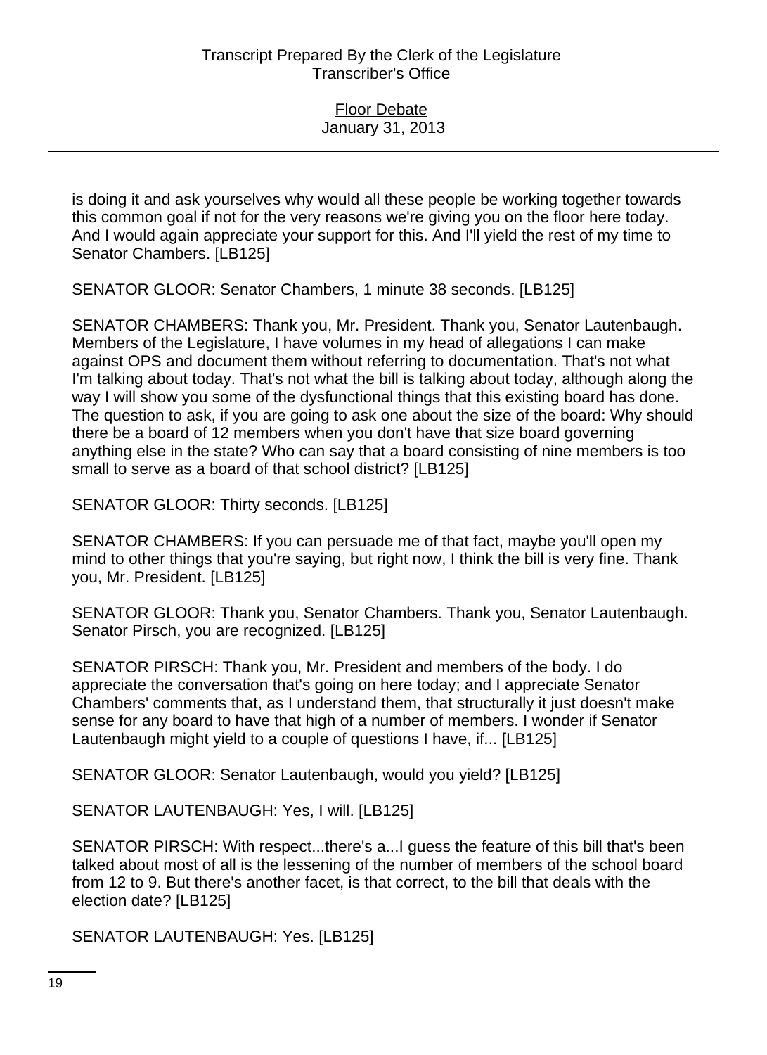is doing it and ask yourselves why would all these people be working together towards this common goal if not for the very reasons we're giving you on the floor here today. And I would again appreciate your support for this. And I'll yield the rest of my time to Senator Chambers. [LB125]

SENATOR GLOOR: Senator Chambers, 1 minute 38 seconds. [LB125]

SENATOR CHAMBERS: Thank you, Mr. President. Thank you, Senator Lautenbaugh. Members of the Legislature, I have volumes in my head of allegations I can make against OPS and document them without referring to documentation. That's not what I'm talking about today. That's not what the bill is talking about today, although along the way I will show you some of the dysfunctional things that this existing board has done. The question to ask, if you are going to ask one about the size of the board: Why should there be a board of 12 members when you don't have that size board governing anything else in the state? Who can say that a board consisting of nine members is too small to serve as a board of that school district? [LB125]

SENATOR GLOOR: Thirty seconds. [LB125]

SENATOR CHAMBERS: If you can persuade me of that fact, maybe you'll open my mind to other things that you're saying, but right now, I think the bill is very fine. Thank you, Mr. President. [LB125]

SENATOR GLOOR: Thank you, Senator Chambers. Thank you, Senator Lautenbaugh. Senator Pirsch, you are recognized. [LB125]

SENATOR PIRSCH: Thank you, Mr. President and members of the body. I do appreciate the conversation that's going on here today; and I appreciate Senator Chambers' comments that, as I understand them, that structurally it just doesn't make sense for any board to have that high of a number of members. I wonder if Senator Lautenbaugh might yield to a couple of questions I have, if... [LB125]

SENATOR GLOOR: Senator Lautenbaugh, would you yield? [LB125]

SENATOR LAUTENBAUGH: Yes, I will. [LB125]

SENATOR PIRSCH: With respect...there's a...I guess the feature of this bill that's been talked about most of all is the lessening of the number of members of the school board from 12 to 9. But there's another facet, is that correct, to the bill that deals with the election date? [LB125]

SENATOR LAUTENBAUGH: Yes. [LB125]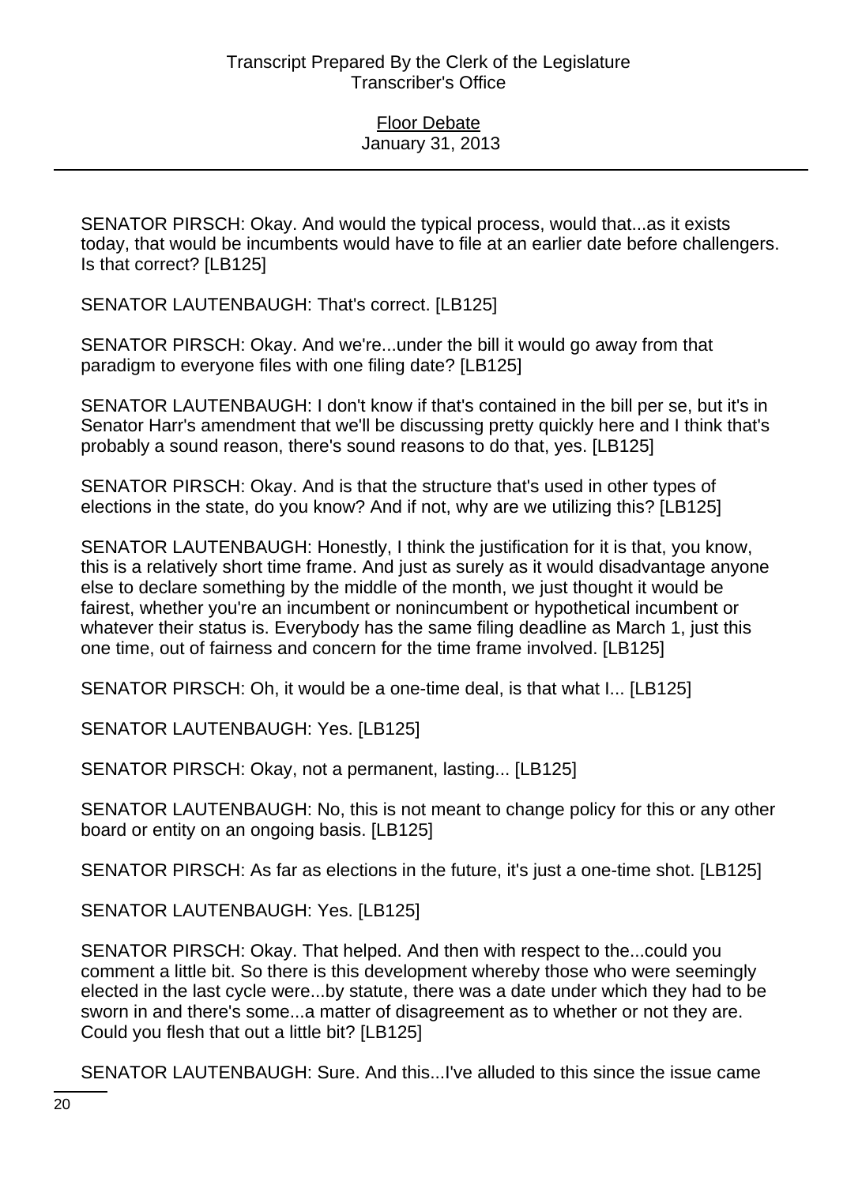SENATOR PIRSCH: Okay. And would the typical process, would that...as it exists today, that would be incumbents would have to file at an earlier date before challengers. Is that correct? [LB125]

SENATOR LAUTENBAUGH: That's correct. [LB125]

SENATOR PIRSCH: Okay. And we're...under the bill it would go away from that paradigm to everyone files with one filing date? [LB125]

SENATOR LAUTENBAUGH: I don't know if that's contained in the bill per se, but it's in Senator Harr's amendment that we'll be discussing pretty quickly here and I think that's probably a sound reason, there's sound reasons to do that, yes. [LB125]

SENATOR PIRSCH: Okay. And is that the structure that's used in other types of elections in the state, do you know? And if not, why are we utilizing this? [LB125]

SENATOR LAUTENBAUGH: Honestly, I think the justification for it is that, you know, this is a relatively short time frame. And just as surely as it would disadvantage anyone else to declare something by the middle of the month, we just thought it would be fairest, whether you're an incumbent or nonincumbent or hypothetical incumbent or whatever their status is. Everybody has the same filing deadline as March 1, just this one time, out of fairness and concern for the time frame involved. [LB125]

SENATOR PIRSCH: Oh, it would be a one-time deal, is that what I... [LB125]

SENATOR LAUTENBAUGH: Yes. [LB125]

SENATOR PIRSCH: Okay, not a permanent, lasting... [LB125]

SENATOR LAUTENBAUGH: No, this is not meant to change policy for this or any other board or entity on an ongoing basis. [LB125]

SENATOR PIRSCH: As far as elections in the future, it's just a one-time shot. [LB125]

SENATOR LAUTENBAUGH: Yes. [LB125]

SENATOR PIRSCH: Okay. That helped. And then with respect to the...could you comment a little bit. So there is this development whereby those who were seemingly elected in the last cycle were...by statute, there was a date under which they had to be sworn in and there's some...a matter of disagreement as to whether or not they are. Could you flesh that out a little bit? [LB125]

SENATOR LAUTENBAUGH: Sure. And this...I've alluded to this since the issue came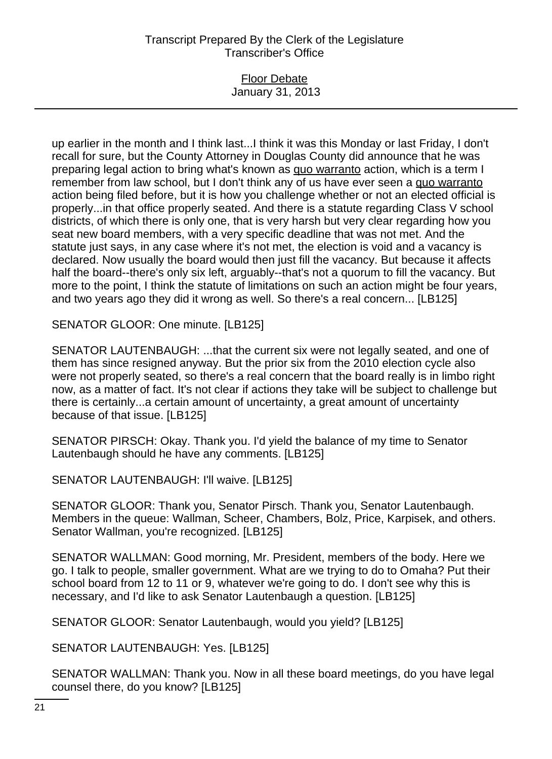up earlier in the month and I think last...I think it was this Monday or last Friday, I don't recall for sure, but the County Attorney in Douglas County did announce that he was preparing legal action to bring what's known as quo warranto action, which is a term I remember from law school, but I don't think any of us have ever seen a quo warranto action being filed before, but it is how you challenge whether or not an elected official is properly...in that office properly seated. And there is a statute regarding Class V school districts, of which there is only one, that is very harsh but very clear regarding how you seat new board members, with a very specific deadline that was not met. And the statute just says, in any case where it's not met, the election is void and a vacancy is declared. Now usually the board would then just fill the vacancy. But because it affects half the board--there's only six left, arguably--that's not a quorum to fill the vacancy. But more to the point, I think the statute of limitations on such an action might be four years, and two years ago they did it wrong as well. So there's a real concern... [LB125]

SENATOR GLOOR: One minute. [LB125]

SENATOR LAUTENBAUGH: ...that the current six were not legally seated, and one of them has since resigned anyway. But the prior six from the 2010 election cycle also were not properly seated, so there's a real concern that the board really is in limbo right now, as a matter of fact. It's not clear if actions they take will be subject to challenge but there is certainly...a certain amount of uncertainty, a great amount of uncertainty because of that issue. [LB125]

SENATOR PIRSCH: Okay. Thank you. I'd yield the balance of my time to Senator Lautenbaugh should he have any comments. [LB125]

SENATOR LAUTENBAUGH: I'll waive. [LB125]

SENATOR GLOOR: Thank you, Senator Pirsch. Thank you, Senator Lautenbaugh. Members in the queue: Wallman, Scheer, Chambers, Bolz, Price, Karpisek, and others. Senator Wallman, you're recognized. [LB125]

SENATOR WALLMAN: Good morning, Mr. President, members of the body. Here we go. I talk to people, smaller government. What are we trying to do to Omaha? Put their school board from 12 to 11 or 9, whatever we're going to do. I don't see why this is necessary, and I'd like to ask Senator Lautenbaugh a question. [LB125]

SENATOR GLOOR: Senator Lautenbaugh, would you yield? [LB125]

SENATOR LAUTENBAUGH: Yes. [LB125]

SENATOR WALLMAN: Thank you. Now in all these board meetings, do you have legal counsel there, do you know? [LB125]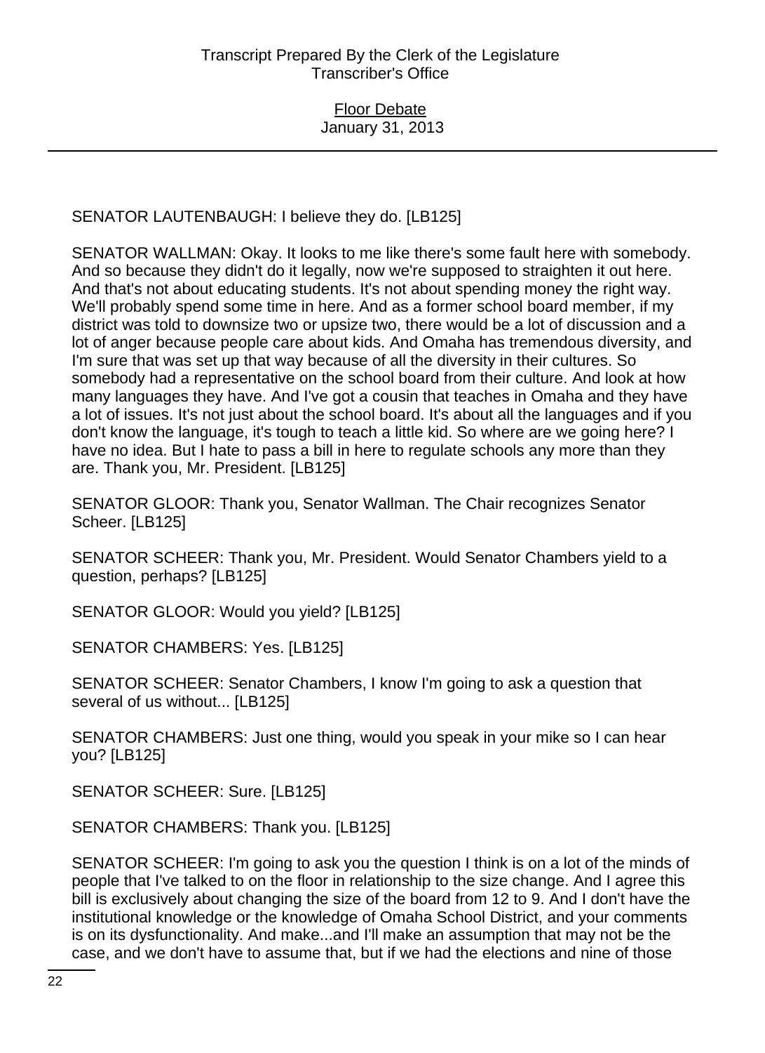SENATOR LAUTENBAUGH: I believe they do. [LB125]

SENATOR WALLMAN: Okay. It looks to me like there's some fault here with somebody. And so because they didn't do it legally, now we're supposed to straighten it out here. And that's not about educating students. It's not about spending money the right way. We'll probably spend some time in here. And as a former school board member, if my district was told to downsize two or upsize two, there would be a lot of discussion and a lot of anger because people care about kids. And Omaha has tremendous diversity, and I'm sure that was set up that way because of all the diversity in their cultures. So somebody had a representative on the school board from their culture. And look at how many languages they have. And I've got a cousin that teaches in Omaha and they have a lot of issues. It's not just about the school board. It's about all the languages and if you don't know the language, it's tough to teach a little kid. So where are we going here? I have no idea. But I hate to pass a bill in here to regulate schools any more than they are. Thank you, Mr. President. [LB125]

SENATOR GLOOR: Thank you, Senator Wallman. The Chair recognizes Senator Scheer. [LB125]

SENATOR SCHEER: Thank you, Mr. President. Would Senator Chambers yield to a question, perhaps? [LB125]

SENATOR GLOOR: Would you yield? [LB125]

SENATOR CHAMBERS: Yes. [LB125]

SENATOR SCHEER: Senator Chambers, I know I'm going to ask a question that several of us without... [LB125]

SENATOR CHAMBERS: Just one thing, would you speak in your mike so I can hear you? [LB125]

SENATOR SCHEER: Sure. [LB125]

SENATOR CHAMBERS: Thank you. [LB125]

SENATOR SCHEER: I'm going to ask you the question I think is on a lot of the minds of people that I've talked to on the floor in relationship to the size change. And I agree this bill is exclusively about changing the size of the board from 12 to 9. And I don't have the institutional knowledge or the knowledge of Omaha School District, and your comments is on its dysfunctionality. And make...and I'll make an assumption that may not be the case, and we don't have to assume that, but if we had the elections and nine of those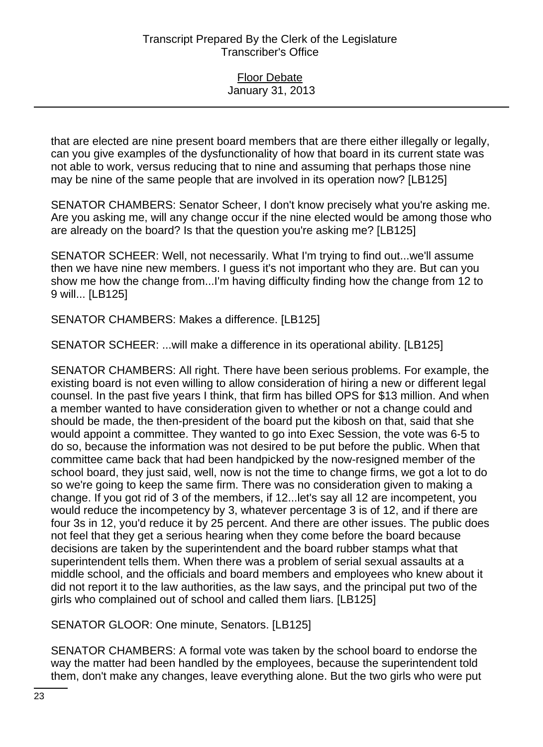that are elected are nine present board members that are there either illegally or legally, can you give examples of the dysfunctionality of how that board in its current state was not able to work, versus reducing that to nine and assuming that perhaps those nine may be nine of the same people that are involved in its operation now? [LB125]

SENATOR CHAMBERS: Senator Scheer, I don't know precisely what you're asking me. Are you asking me, will any change occur if the nine elected would be among those who are already on the board? Is that the question you're asking me? [LB125]

SENATOR SCHEER: Well, not necessarily. What I'm trying to find out...we'll assume then we have nine new members. I guess it's not important who they are. But can you show me how the change from...I'm having difficulty finding how the change from 12 to 9 will... [LB125]

SENATOR CHAMBERS: Makes a difference. [LB125]

SENATOR SCHEER: ...will make a difference in its operational ability. [LB125]

SENATOR CHAMBERS: All right. There have been serious problems. For example, the existing board is not even willing to allow consideration of hiring a new or different legal counsel. In the past five years I think, that firm has billed OPS for $13 million. And when a member wanted to have consideration given to whether or not a change could and should be made, the then-president of the board put the kibosh on that, said that she would appoint a committee. They wanted to go into Exec Session, the vote was 6-5 to do so, because the information was not desired to be put before the public. When that committee came back that had been handpicked by the now-resigned member of the school board, they just said, well, now is not the time to change firms, we got a lot to do so we're going to keep the same firm. There was no consideration given to making a change. If you got rid of 3 of the members, if 12...let's say all 12 are incompetent, you would reduce the incompetency by 3, whatever percentage 3 is of 12, and if there are four 3s in 12, you'd reduce it by 25 percent. And there are other issues. The public does not feel that they get a serious hearing when they come before the board because decisions are taken by the superintendent and the board rubber stamps what that superintendent tells them. When there was a problem of serial sexual assaults at a middle school, and the officials and board members and employees who knew about it did not report it to the law authorities, as the law says, and the principal put two of the girls who complained out of school and called them liars. [LB125]

SENATOR GLOOR: One minute, Senators. [LB125]

SENATOR CHAMBERS: A formal vote was taken by the school board to endorse the way the matter had been handled by the employees, because the superintendent told them, don't make any changes, leave everything alone. But the two girls who were put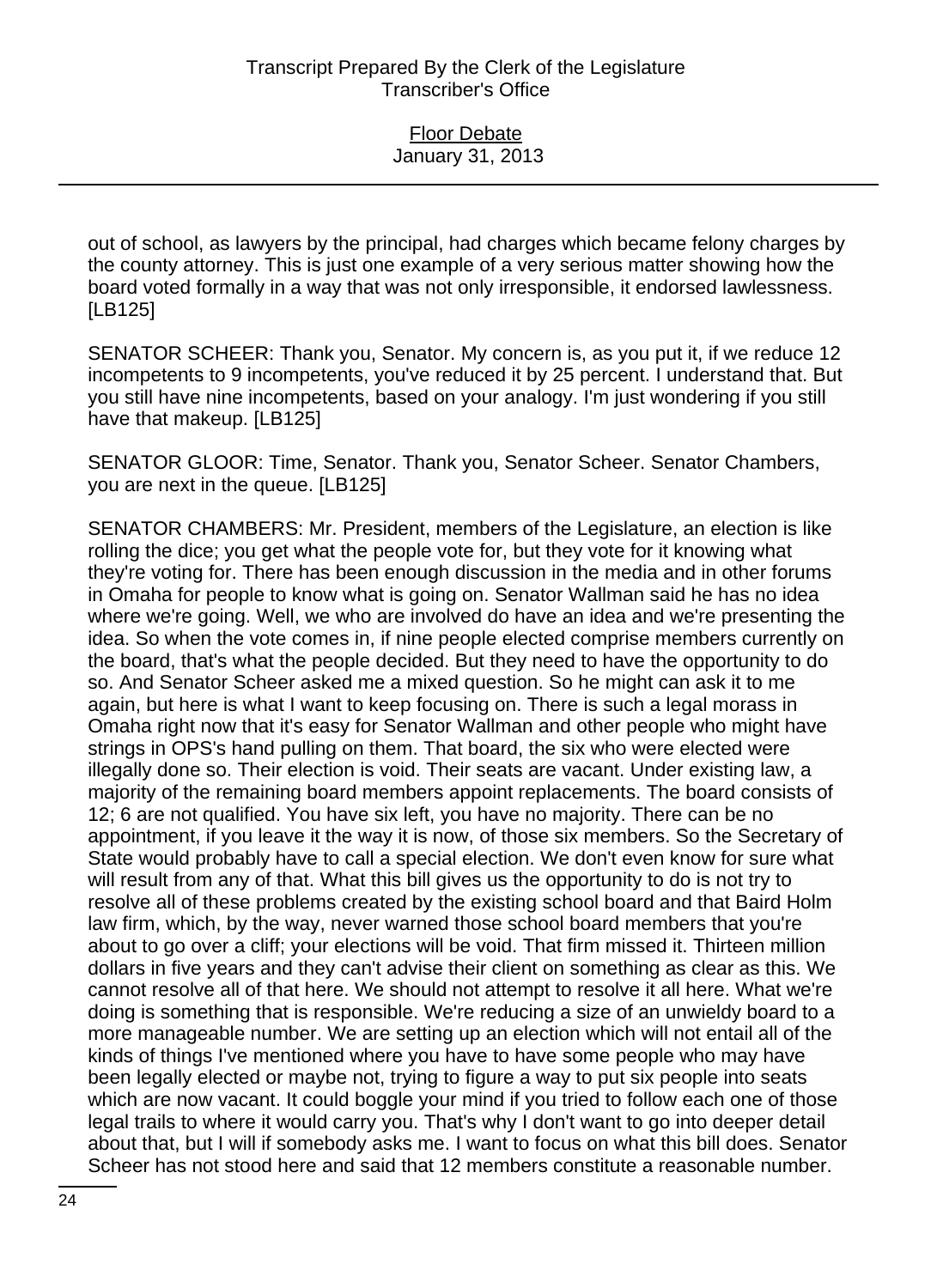out of school, as lawyers by the principal, had charges which became felony charges by the county attorney. This is just one example of a very serious matter showing how the board voted formally in a way that was not only irresponsible, it endorsed lawlessness. [LB125]

SENATOR SCHEER: Thank you, Senator. My concern is, as you put it, if we reduce 12 incompetents to 9 incompetents, you've reduced it by 25 percent. I understand that. But you still have nine incompetents, based on your analogy. I'm just wondering if you still have that makeup. [LB125]

SENATOR GLOOR: Time, Senator. Thank you, Senator Scheer. Senator Chambers, you are next in the queue. [LB125]

SENATOR CHAMBERS: Mr. President, members of the Legislature, an election is like rolling the dice; you get what the people vote for, but they vote for it knowing what they're voting for. There has been enough discussion in the media and in other forums in Omaha for people to know what is going on. Senator Wallman said he has no idea where we're going. Well, we who are involved do have an idea and we're presenting the idea. So when the vote comes in, if nine people elected comprise members currently on the board, that's what the people decided. But they need to have the opportunity to do so. And Senator Scheer asked me a mixed question. So he might can ask it to me again, but here is what I want to keep focusing on. There is such a legal morass in Omaha right now that it's easy for Senator Wallman and other people who might have strings in OPS's hand pulling on them. That board, the six who were elected were illegally done so. Their election is void. Their seats are vacant. Under existing law, a majority of the remaining board members appoint replacements. The board consists of 12; 6 are not qualified. You have six left, you have no majority. There can be no appointment, if you leave it the way it is now, of those six members. So the Secretary of State would probably have to call a special election. We don't even know for sure what will result from any of that. What this bill gives us the opportunity to do is not try to resolve all of these problems created by the existing school board and that Baird Holm law firm, which, by the way, never warned those school board members that you're about to go over a cliff; your elections will be void. That firm missed it. Thirteen million dollars in five years and they can't advise their client on something as clear as this. We cannot resolve all of that here. We should not attempt to resolve it all here. What we're doing is something that is responsible. We're reducing a size of an unwieldy board to a more manageable number. We are setting up an election which will not entail all of the kinds of things I've mentioned where you have to have some people who may have been legally elected or maybe not, trying to figure a way to put six people into seats which are now vacant. It could boggle your mind if you tried to follow each one of those legal trails to where it would carry you. That's why I don't want to go into deeper detail about that, but I will if somebody asks me. I want to focus on what this bill does. Senator Scheer has not stood here and said that 12 members constitute a reasonable number.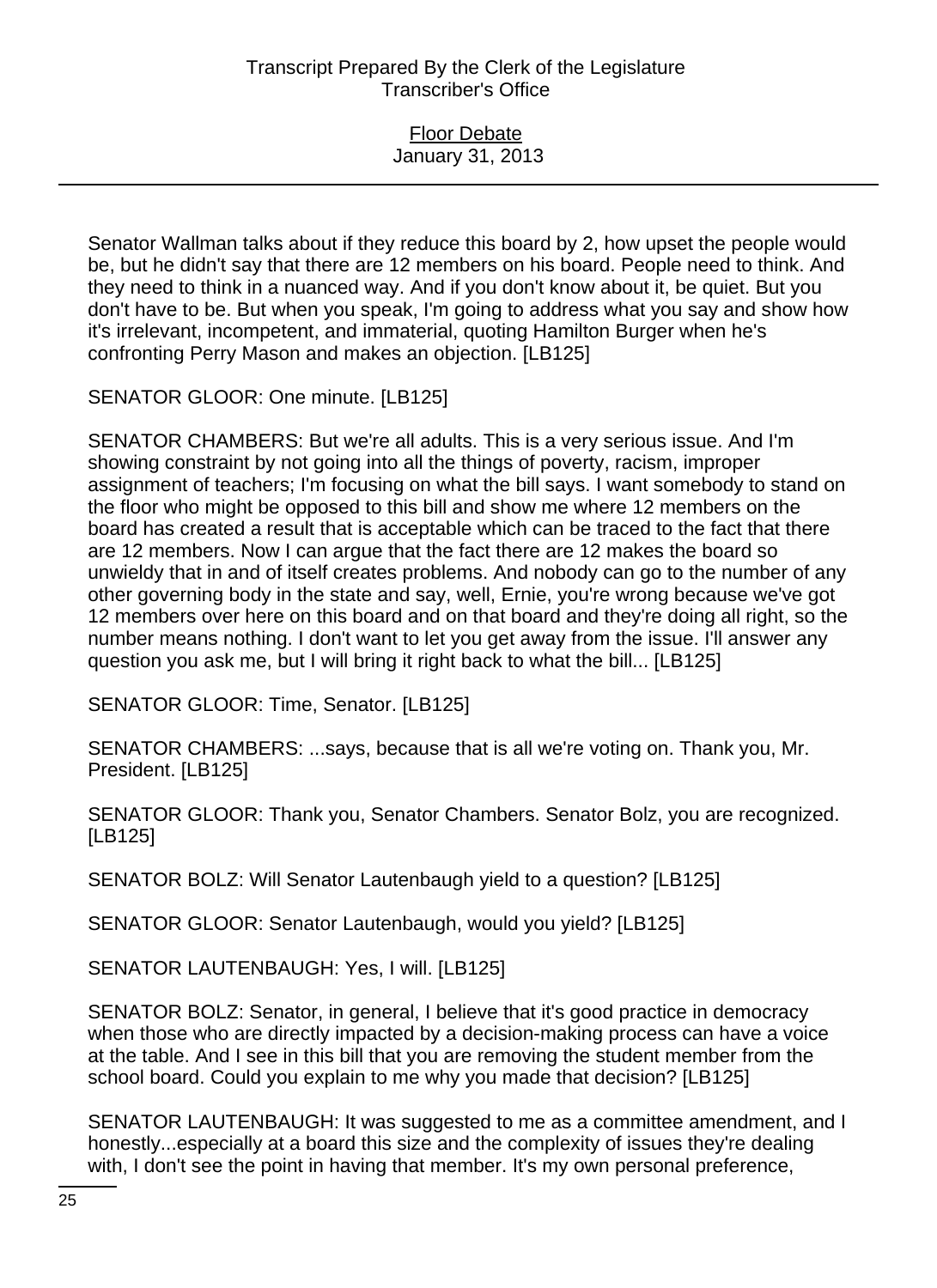Senator Wallman talks about if they reduce this board by 2, how upset the people would be, but he didn't say that there are 12 members on his board. People need to think. And they need to think in a nuanced way. And if you don't know about it, be quiet. But you don't have to be. But when you speak, I'm going to address what you say and show how it's irrelevant, incompetent, and immaterial, quoting Hamilton Burger when he's confronting Perry Mason and makes an objection. [LB125]

SENATOR GLOOR: One minute. [LB125]

SENATOR CHAMBERS: But we're all adults. This is a very serious issue. And I'm showing constraint by not going into all the things of poverty, racism, improper assignment of teachers; I'm focusing on what the bill says. I want somebody to stand on the floor who might be opposed to this bill and show me where 12 members on the board has created a result that is acceptable which can be traced to the fact that there are 12 members. Now I can argue that the fact there are 12 makes the board so unwieldy that in and of itself creates problems. And nobody can go to the number of any other governing body in the state and say, well, Ernie, you're wrong because we've got 12 members over here on this board and on that board and they're doing all right, so the number means nothing. I don't want to let you get away from the issue. I'll answer any question you ask me, but I will bring it right back to what the bill... [LB125]

SENATOR GLOOR: Time, Senator. [LB125]

SENATOR CHAMBERS: ...says, because that is all we're voting on. Thank you, Mr. President. [LB125]

SENATOR GLOOR: Thank you, Senator Chambers. Senator Bolz, you are recognized. [LB125]

SENATOR BOLZ: Will Senator Lautenbaugh yield to a question? [LB125]

SENATOR GLOOR: Senator Lautenbaugh, would you yield? [LB125]

SENATOR LAUTENBAUGH: Yes, I will. [LB125]

SENATOR BOLZ: Senator, in general, I believe that it's good practice in democracy when those who are directly impacted by a decision-making process can have a voice at the table. And I see in this bill that you are removing the student member from the school board. Could you explain to me why you made that decision? [LB125]

SENATOR LAUTENBAUGH: It was suggested to me as a committee amendment, and I honestly...especially at a board this size and the complexity of issues they're dealing with, I don't see the point in having that member. It's my own personal preference,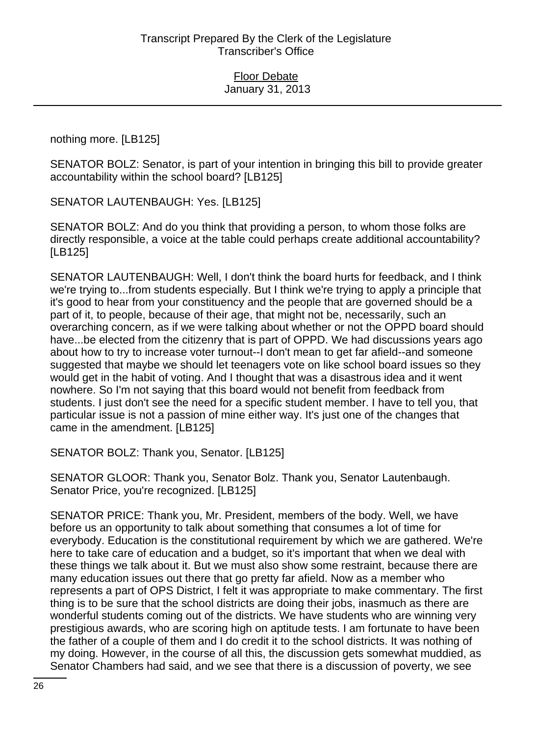nothing more. [LB125]

SENATOR BOLZ: Senator, is part of your intention in bringing this bill to provide greater accountability within the school board? [LB125]

SENATOR LAUTENBAUGH: Yes. [LB125]

SENATOR BOLZ: And do you think that providing a person, to whom those folks are directly responsible, a voice at the table could perhaps create additional accountability? [LB125]

SENATOR LAUTENBAUGH: Well, I don't think the board hurts for feedback, and I think we're trying to...from students especially. But I think we're trying to apply a principle that it's good to hear from your constituency and the people that are governed should be a part of it, to people, because of their age, that might not be, necessarily, such an overarching concern, as if we were talking about whether or not the OPPD board should have...be elected from the citizenry that is part of OPPD. We had discussions years ago about how to try to increase voter turnout--I don't mean to get far afield--and someone suggested that maybe we should let teenagers vote on like school board issues so they would get in the habit of voting. And I thought that was a disastrous idea and it went nowhere. So I'm not saying that this board would not benefit from feedback from students. I just don't see the need for a specific student member. I have to tell you, that particular issue is not a passion of mine either way. It's just one of the changes that came in the amendment. [LB125]

SENATOR BOLZ: Thank you, Senator. [LB125]

SENATOR GLOOR: Thank you, Senator Bolz. Thank you, Senator Lautenbaugh. Senator Price, you're recognized. [LB125]

SENATOR PRICE: Thank you, Mr. President, members of the body. Well, we have before us an opportunity to talk about something that consumes a lot of time for everybody. Education is the constitutional requirement by which we are gathered. We're here to take care of education and a budget, so it's important that when we deal with these things we talk about it. But we must also show some restraint, because there are many education issues out there that go pretty far afield. Now as a member who represents a part of OPS District, I felt it was appropriate to make commentary. The first thing is to be sure that the school districts are doing their jobs, inasmuch as there are wonderful students coming out of the districts. We have students who are winning very prestigious awards, who are scoring high on aptitude tests. I am fortunate to have been the father of a couple of them and I do credit it to the school districts. It was nothing of my doing. However, in the course of all this, the discussion gets somewhat muddied, as Senator Chambers had said, and we see that there is a discussion of poverty, we see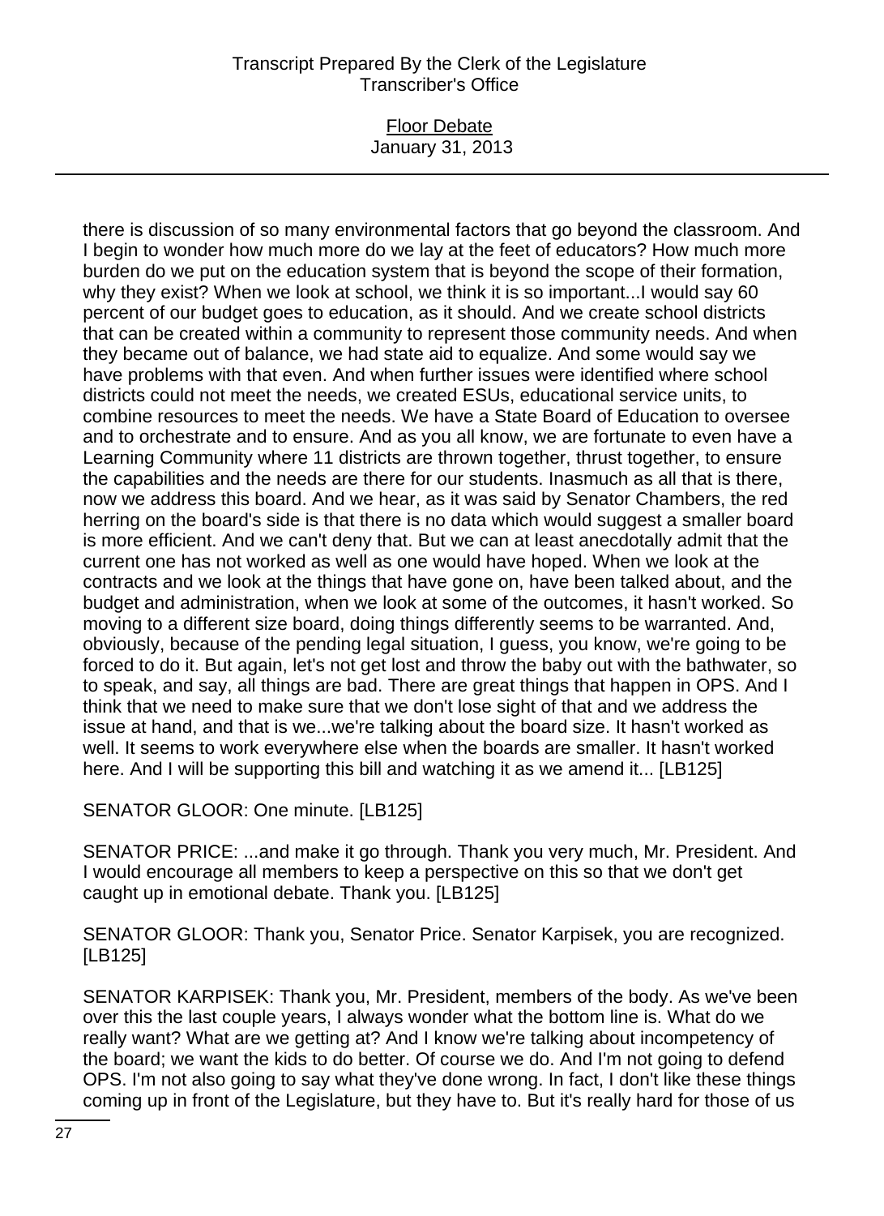there is discussion of so many environmental factors that go beyond the classroom. And I begin to wonder how much more do we lay at the feet of educators? How much more burden do we put on the education system that is beyond the scope of their formation, why they exist? When we look at school, we think it is so important...I would say 60 percent of our budget goes to education, as it should. And we create school districts that can be created within a community to represent those community needs. And when they became out of balance, we had state aid to equalize. And some would say we have problems with that even. And when further issues were identified where school districts could not meet the needs, we created ESUs, educational service units, to combine resources to meet the needs. We have a State Board of Education to oversee and to orchestrate and to ensure. And as you all know, we are fortunate to even have a Learning Community where 11 districts are thrown together, thrust together, to ensure the capabilities and the needs are there for our students. Inasmuch as all that is there, now we address this board. And we hear, as it was said by Senator Chambers, the red herring on the board's side is that there is no data which would suggest a smaller board is more efficient. And we can't deny that. But we can at least anecdotally admit that the current one has not worked as well as one would have hoped. When we look at the contracts and we look at the things that have gone on, have been talked about, and the budget and administration, when we look at some of the outcomes, it hasn't worked. So moving to a different size board, doing things differently seems to be warranted. And, obviously, because of the pending legal situation, I guess, you know, we're going to be forced to do it. But again, let's not get lost and throw the baby out with the bathwater, so to speak, and say, all things are bad. There are great things that happen in OPS. And I think that we need to make sure that we don't lose sight of that and we address the issue at hand, and that is we...we're talking about the board size. It hasn't worked as well. It seems to work everywhere else when the boards are smaller. It hasn't worked here. And I will be supporting this bill and watching it as we amend it... [LB125]

SENATOR GLOOR: One minute. [LB125]

SENATOR PRICE: ...and make it go through. Thank you very much, Mr. President. And I would encourage all members to keep a perspective on this so that we don't get caught up in emotional debate. Thank you. [LB125]

SENATOR GLOOR: Thank you, Senator Price. Senator Karpisek, you are recognized. [LB125]

SENATOR KARPISEK: Thank you, Mr. President, members of the body. As we've been over this the last couple years, I always wonder what the bottom line is. What do we really want? What are we getting at? And I know we're talking about incompetency of the board; we want the kids to do better. Of course we do. And I'm not going to defend OPS. I'm not also going to say what they've done wrong. In fact, I don't like these things coming up in front of the Legislature, but they have to. But it's really hard for those of us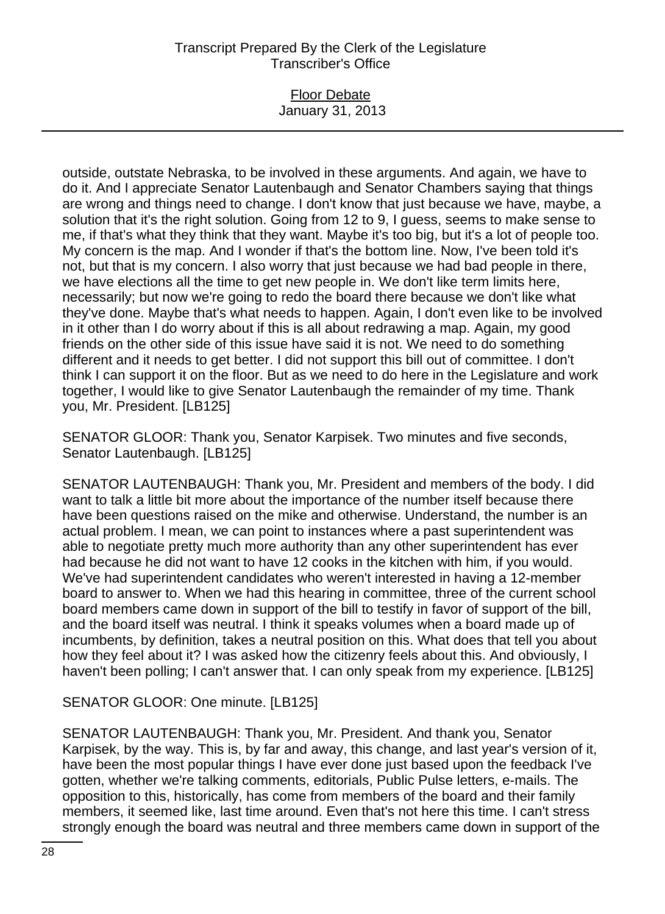outside, outstate Nebraska, to be involved in these arguments. And again, we have to do it. And I appreciate Senator Lautenbaugh and Senator Chambers saying that things are wrong and things need to change. I don't know that just because we have, maybe, a solution that it's the right solution. Going from 12 to 9, I guess, seems to make sense to me, if that's what they think that they want. Maybe it's too big, but it's a lot of people too. My concern is the map. And I wonder if that's the bottom line. Now, I've been told it's not, but that is my concern. I also worry that just because we had bad people in there, we have elections all the time to get new people in. We don't like term limits here, necessarily; but now we're going to redo the board there because we don't like what they've done. Maybe that's what needs to happen. Again, I don't even like to be involved in it other than I do worry about if this is all about redrawing a map. Again, my good friends on the other side of this issue have said it is not. We need to do something different and it needs to get better. I did not support this bill out of committee. I don't think I can support it on the floor. But as we need to do here in the Legislature and work together, I would like to give Senator Lautenbaugh the remainder of my time. Thank you, Mr. President. [LB125]

SENATOR GLOOR: Thank you, Senator Karpisek. Two minutes and five seconds, Senator Lautenbaugh. [LB125]

SENATOR LAUTENBAUGH: Thank you, Mr. President and members of the body. I did want to talk a little bit more about the importance of the number itself because there have been questions raised on the mike and otherwise. Understand, the number is an actual problem. I mean, we can point to instances where a past superintendent was able to negotiate pretty much more authority than any other superintendent has ever had because he did not want to have 12 cooks in the kitchen with him, if you would. We've had superintendent candidates who weren't interested in having a 12-member board to answer to. When we had this hearing in committee, three of the current school board members came down in support of the bill to testify in favor of support of the bill, and the board itself was neutral. I think it speaks volumes when a board made up of incumbents, by definition, takes a neutral position on this. What does that tell you about how they feel about it? I was asked how the citizenry feels about this. And obviously, I haven't been polling; I can't answer that. I can only speak from my experience. [LB125]

SENATOR GLOOR: One minute. [LB125]

SENATOR LAUTENBAUGH: Thank you, Mr. President. And thank you, Senator Karpisek, by the way. This is, by far and away, this change, and last year's version of it, have been the most popular things I have ever done just based upon the feedback I've gotten, whether we're talking comments, editorials, Public Pulse letters, e-mails. The opposition to this, historically, has come from members of the board and their family members, it seemed like, last time around. Even that's not here this time. I can't stress strongly enough the board was neutral and three members came down in support of the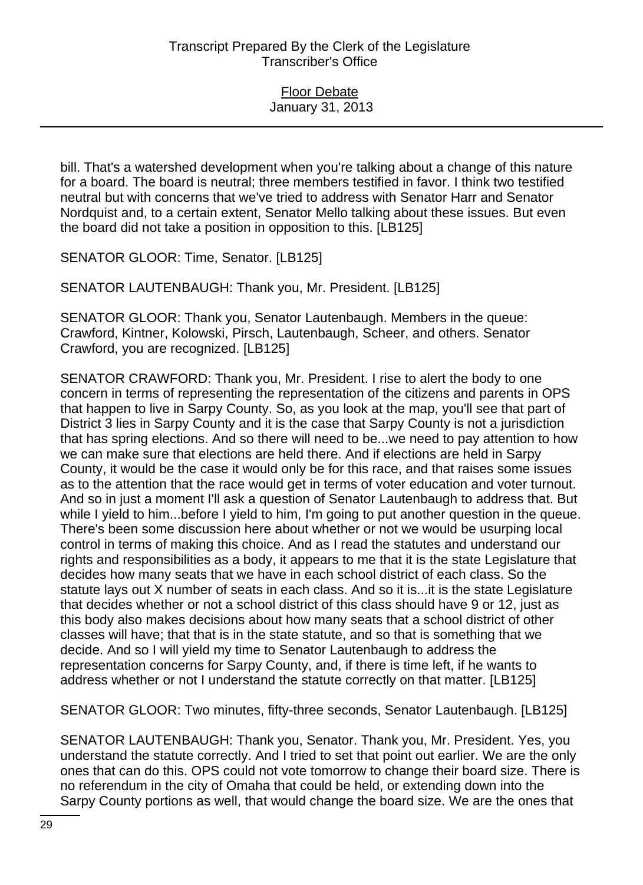bill. That's a watershed development when you're talking about a change of this nature for a board. The board is neutral; three members testified in favor. I think two testified neutral but with concerns that we've tried to address with Senator Harr and Senator Nordquist and, to a certain extent, Senator Mello talking about these issues. But even the board did not take a position in opposition to this. [LB125]

SENATOR GLOOR: Time, Senator. [LB125]

SENATOR LAUTENBAUGH: Thank you, Mr. President. [LB125]

SENATOR GLOOR: Thank you, Senator Lautenbaugh. Members in the queue: Crawford, Kintner, Kolowski, Pirsch, Lautenbaugh, Scheer, and others. Senator Crawford, you are recognized. [LB125]

SENATOR CRAWFORD: Thank you, Mr. President. I rise to alert the body to one concern in terms of representing the representation of the citizens and parents in OPS that happen to live in Sarpy County. So, as you look at the map, you'll see that part of District 3 lies in Sarpy County and it is the case that Sarpy County is not a jurisdiction that has spring elections. And so there will need to be...we need to pay attention to how we can make sure that elections are held there. And if elections are held in Sarpy County, it would be the case it would only be for this race, and that raises some issues as to the attention that the race would get in terms of voter education and voter turnout. And so in just a moment I'll ask a question of Senator Lautenbaugh to address that. But while I yield to him...before I yield to him, I'm going to put another question in the queue. There's been some discussion here about whether or not we would be usurping local control in terms of making this choice. And as I read the statutes and understand our rights and responsibilities as a body, it appears to me that it is the state Legislature that decides how many seats that we have in each school district of each class. So the statute lays out X number of seats in each class. And so it is...it is the state Legislature that decides whether or not a school district of this class should have 9 or 12, just as this body also makes decisions about how many seats that a school district of other classes will have; that that is in the state statute, and so that is something that we decide. And so I will yield my time to Senator Lautenbaugh to address the representation concerns for Sarpy County, and, if there is time left, if he wants to address whether or not I understand the statute correctly on that matter. [LB125]

SENATOR GLOOR: Two minutes, fifty-three seconds, Senator Lautenbaugh. [LB125]

SENATOR LAUTENBAUGH: Thank you, Senator. Thank you, Mr. President. Yes, you understand the statute correctly. And I tried to set that point out earlier. We are the only ones that can do this. OPS could not vote tomorrow to change their board size. There is no referendum in the city of Omaha that could be held, or extending down into the Sarpy County portions as well, that would change the board size. We are the ones that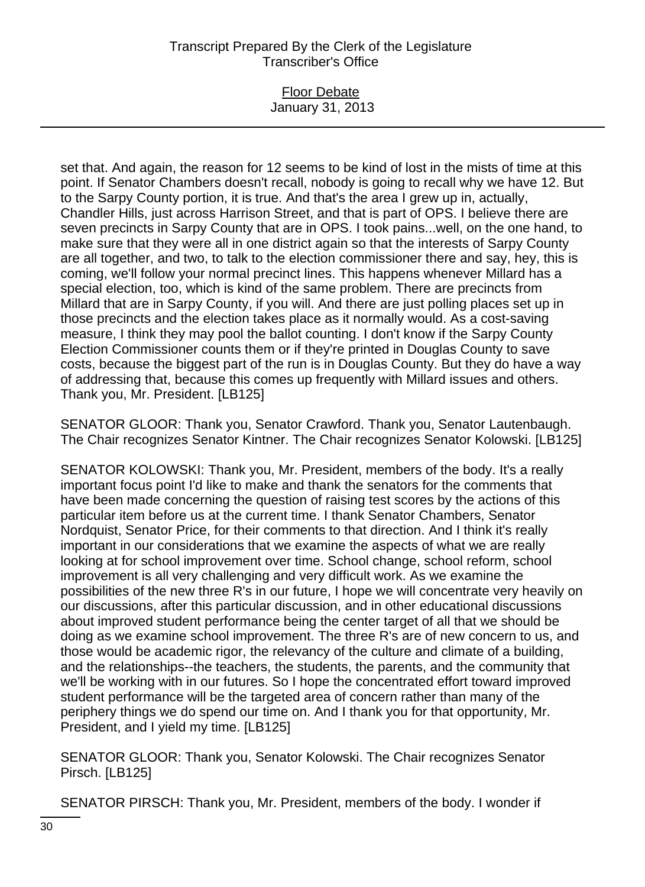set that. And again, the reason for 12 seems to be kind of lost in the mists of time at this point. If Senator Chambers doesn't recall, nobody is going to recall why we have 12. But to the Sarpy County portion, it is true. And that's the area I grew up in, actually, Chandler Hills, just across Harrison Street, and that is part of OPS. I believe there are seven precincts in Sarpy County that are in OPS. I took pains...well, on the one hand, to make sure that they were all in one district again so that the interests of Sarpy County are all together, and two, to talk to the election commissioner there and say, hey, this is coming, we'll follow your normal precinct lines. This happens whenever Millard has a special election, too, which is kind of the same problem. There are precincts from Millard that are in Sarpy County, if you will. And there are just polling places set up in those precincts and the election takes place as it normally would. As a cost-saving measure, I think they may pool the ballot counting. I don't know if the Sarpy County Election Commissioner counts them or if they're printed in Douglas County to save costs, because the biggest part of the run is in Douglas County. But they do have a way of addressing that, because this comes up frequently with Millard issues and others. Thank you, Mr. President. [LB125]

SENATOR GLOOR: Thank you, Senator Crawford. Thank you, Senator Lautenbaugh. The Chair recognizes Senator Kintner. The Chair recognizes Senator Kolowski. [LB125]

SENATOR KOLOWSKI: Thank you, Mr. President, members of the body. It's a really important focus point I'd like to make and thank the senators for the comments that have been made concerning the question of raising test scores by the actions of this particular item before us at the current time. I thank Senator Chambers, Senator Nordquist, Senator Price, for their comments to that direction. And I think it's really important in our considerations that we examine the aspects of what we are really looking at for school improvement over time. School change, school reform, school improvement is all very challenging and very difficult work. As we examine the possibilities of the new three R's in our future, I hope we will concentrate very heavily on our discussions, after this particular discussion, and in other educational discussions about improved student performance being the center target of all that we should be doing as we examine school improvement. The three R's are of new concern to us, and those would be academic rigor, the relevancy of the culture and climate of a building, and the relationships--the teachers, the students, the parents, and the community that we'll be working with in our futures. So I hope the concentrated effort toward improved student performance will be the targeted area of concern rather than many of the periphery things we do spend our time on. And I thank you for that opportunity, Mr. President, and I yield my time. [LB125]

SENATOR GLOOR: Thank you, Senator Kolowski. The Chair recognizes Senator Pirsch. [LB125]

SENATOR PIRSCH: Thank you, Mr. President, members of the body. I wonder if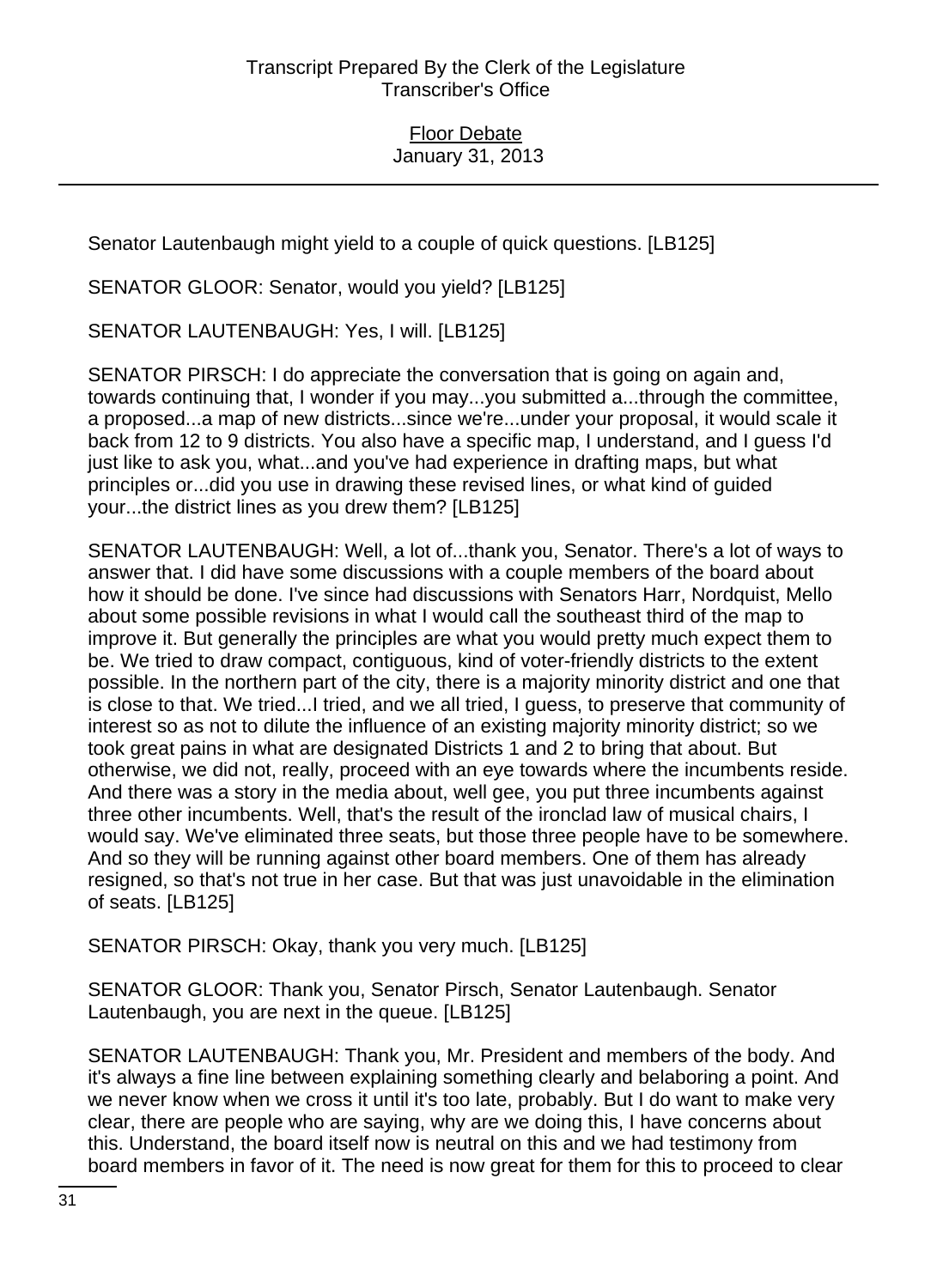Senator Lautenbaugh might yield to a couple of quick questions. [LB125]

SENATOR GLOOR: Senator, would you yield? [LB125]

SENATOR LAUTENBAUGH: Yes, I will. [LB125]

SENATOR PIRSCH: I do appreciate the conversation that is going on again and, towards continuing that, I wonder if you may...you submitted a...through the committee, a proposed...a map of new districts...since we're...under your proposal, it would scale it back from 12 to 9 districts. You also have a specific map, I understand, and I guess I'd just like to ask you, what...and you've had experience in drafting maps, but what principles or...did you use in drawing these revised lines, or what kind of guided your...the district lines as you drew them? [LB125]

SENATOR LAUTENBAUGH: Well, a lot of...thank you, Senator. There's a lot of ways to answer that. I did have some discussions with a couple members of the board about how it should be done. I've since had discussions with Senators Harr, Nordquist, Mello about some possible revisions in what I would call the southeast third of the map to improve it. But generally the principles are what you would pretty much expect them to be. We tried to draw compact, contiguous, kind of voter-friendly districts to the extent possible. In the northern part of the city, there is a majority minority district and one that is close to that. We tried...I tried, and we all tried, I guess, to preserve that community of interest so as not to dilute the influence of an existing majority minority district; so we took great pains in what are designated Districts 1 and 2 to bring that about. But otherwise, we did not, really, proceed with an eye towards where the incumbents reside. And there was a story in the media about, well gee, you put three incumbents against three other incumbents. Well, that's the result of the ironclad law of musical chairs, I would say. We've eliminated three seats, but those three people have to be somewhere. And so they will be running against other board members. One of them has already resigned, so that's not true in her case. But that was just unavoidable in the elimination of seats. [LB125]

SENATOR PIRSCH: Okay, thank you very much. [LB125]

SENATOR GLOOR: Thank you, Senator Pirsch, Senator Lautenbaugh. Senator Lautenbaugh, you are next in the queue. [LB125]

SENATOR LAUTENBAUGH: Thank you, Mr. President and members of the body. And it's always a fine line between explaining something clearly and belaboring a point. And we never know when we cross it until it's too late, probably. But I do want to make very clear, there are people who are saying, why are we doing this, I have concerns about this. Understand, the board itself now is neutral on this and we had testimony from board members in favor of it. The need is now great for them for this to proceed to clear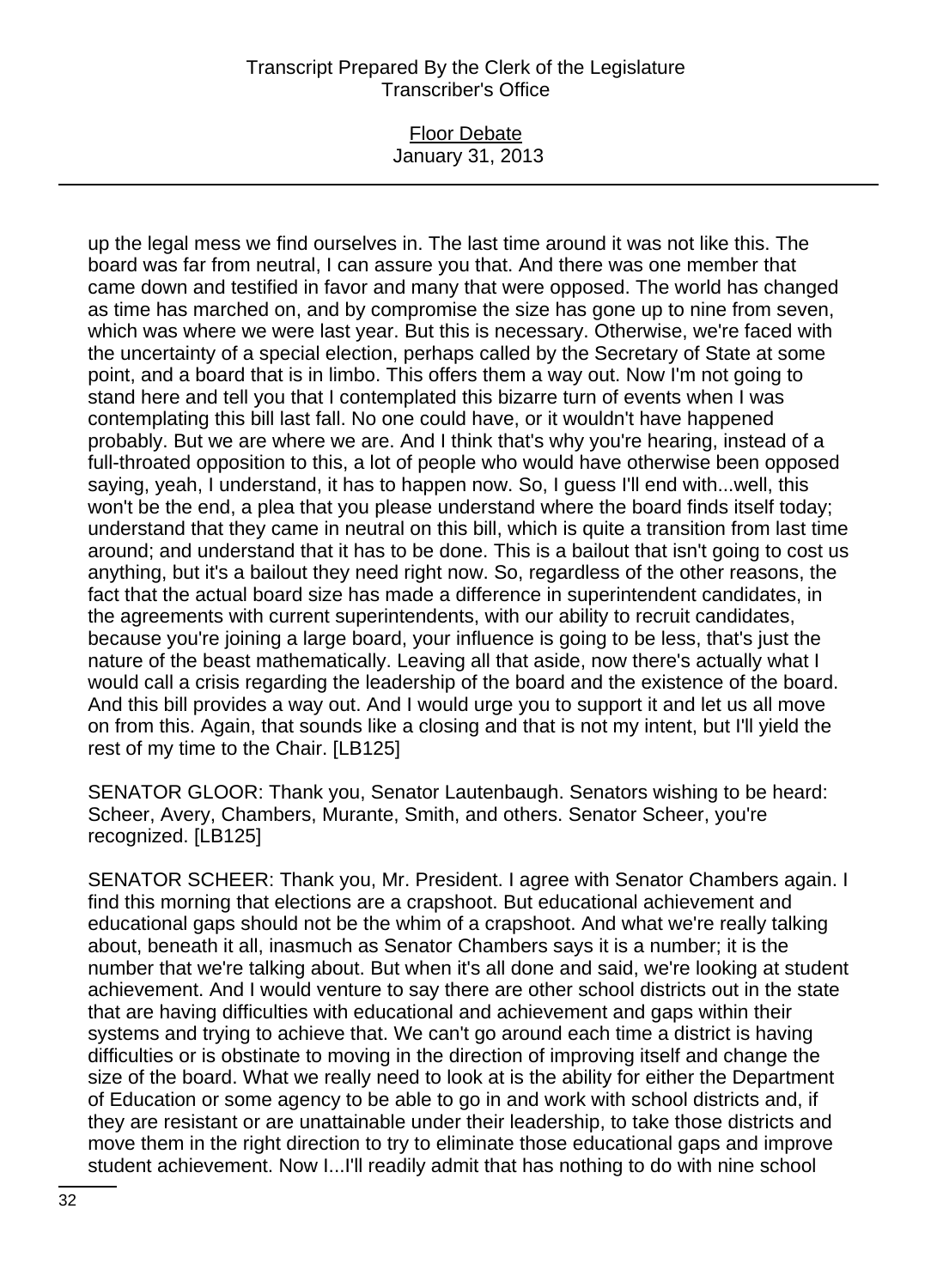up the legal mess we find ourselves in. The last time around it was not like this. The board was far from neutral, I can assure you that. And there was one member that came down and testified in favor and many that were opposed. The world has changed as time has marched on, and by compromise the size has gone up to nine from seven, which was where we were last year. But this is necessary. Otherwise, we're faced with the uncertainty of a special election, perhaps called by the Secretary of State at some point, and a board that is in limbo. This offers them a way out. Now I'm not going to stand here and tell you that I contemplated this bizarre turn of events when I was contemplating this bill last fall. No one could have, or it wouldn't have happened probably. But we are where we are. And I think that's why you're hearing, instead of a full-throated opposition to this, a lot of people who would have otherwise been opposed saying, yeah, I understand, it has to happen now. So, I guess I'll end with...well, this won't be the end, a plea that you please understand where the board finds itself today; understand that they came in neutral on this bill, which is quite a transition from last time around; and understand that it has to be done. This is a bailout that isn't going to cost us anything, but it's a bailout they need right now. So, regardless of the other reasons, the fact that the actual board size has made a difference in superintendent candidates, in the agreements with current superintendents, with our ability to recruit candidates, because you're joining a large board, your influence is going to be less, that's just the nature of the beast mathematically. Leaving all that aside, now there's actually what I would call a crisis regarding the leadership of the board and the existence of the board. And this bill provides a way out. And I would urge you to support it and let us all move on from this. Again, that sounds like a closing and that is not my intent, but I'll yield the rest of my time to the Chair. [LB125]

SENATOR GLOOR: Thank you, Senator Lautenbaugh. Senators wishing to be heard: Scheer, Avery, Chambers, Murante, Smith, and others. Senator Scheer, you're recognized. [LB125]

SENATOR SCHEER: Thank you, Mr. President. I agree with Senator Chambers again. I find this morning that elections are a crapshoot. But educational achievement and educational gaps should not be the whim of a crapshoot. And what we're really talking about, beneath it all, inasmuch as Senator Chambers says it is a number; it is the number that we're talking about. But when it's all done and said, we're looking at student achievement. And I would venture to say there are other school districts out in the state that are having difficulties with educational and achievement and gaps within their systems and trying to achieve that. We can't go around each time a district is having difficulties or is obstinate to moving in the direction of improving itself and change the size of the board. What we really need to look at is the ability for either the Department of Education or some agency to be able to go in and work with school districts and, if they are resistant or are unattainable under their leadership, to take those districts and move them in the right direction to try to eliminate those educational gaps and improve student achievement. Now I...I'll readily admit that has nothing to do with nine school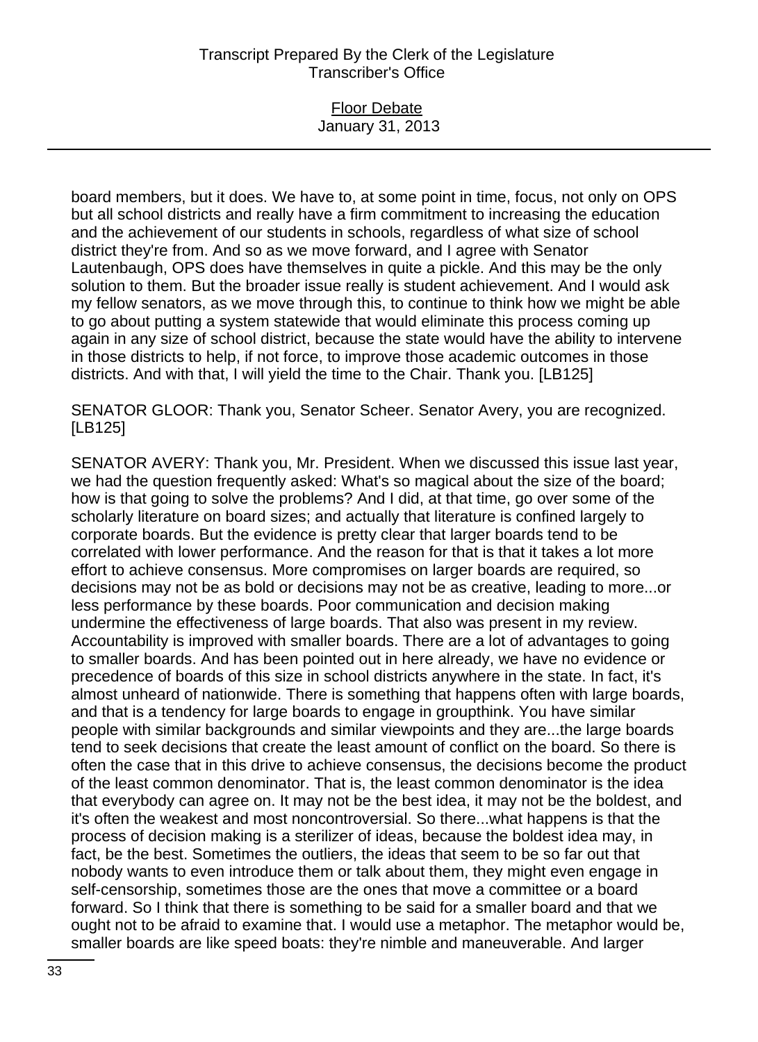board members, but it does. We have to, at some point in time, focus, not only on OPS but all school districts and really have a firm commitment to increasing the education and the achievement of our students in schools, regardless of what size of school district they're from. And so as we move forward, and I agree with Senator Lautenbaugh, OPS does have themselves in quite a pickle. And this may be the only solution to them. But the broader issue really is student achievement. And I would ask my fellow senators, as we move through this, to continue to think how we might be able to go about putting a system statewide that would eliminate this process coming up again in any size of school district, because the state would have the ability to intervene in those districts to help, if not force, to improve those academic outcomes in those districts. And with that, I will yield the time to the Chair. Thank you. [LB125]

SENATOR GLOOR: Thank you, Senator Scheer. Senator Avery, you are recognized. [LB125]

SENATOR AVERY: Thank you, Mr. President. When we discussed this issue last year, we had the question frequently asked: What's so magical about the size of the board; how is that going to solve the problems? And I did, at that time, go over some of the scholarly literature on board sizes; and actually that literature is confined largely to corporate boards. But the evidence is pretty clear that larger boards tend to be correlated with lower performance. And the reason for that is that it takes a lot more effort to achieve consensus. More compromises on larger boards are required, so decisions may not be as bold or decisions may not be as creative, leading to more...or less performance by these boards. Poor communication and decision making undermine the effectiveness of large boards. That also was present in my review. Accountability is improved with smaller boards. There are a lot of advantages to going to smaller boards. And has been pointed out in here already, we have no evidence or precedence of boards of this size in school districts anywhere in the state. In fact, it's almost unheard of nationwide. There is something that happens often with large boards, and that is a tendency for large boards to engage in groupthink. You have similar people with similar backgrounds and similar viewpoints and they are...the large boards tend to seek decisions that create the least amount of conflict on the board. So there is often the case that in this drive to achieve consensus, the decisions become the product of the least common denominator. That is, the least common denominator is the idea that everybody can agree on. It may not be the best idea, it may not be the boldest, and it's often the weakest and most noncontroversial. So there...what happens is that the process of decision making is a sterilizer of ideas, because the boldest idea may, in fact, be the best. Sometimes the outliers, the ideas that seem to be so far out that nobody wants to even introduce them or talk about them, they might even engage in self-censorship, sometimes those are the ones that move a committee or a board forward. So I think that there is something to be said for a smaller board and that we ought not to be afraid to examine that. I would use a metaphor. The metaphor would be, smaller boards are like speed boats: they're nimble and maneuverable. And larger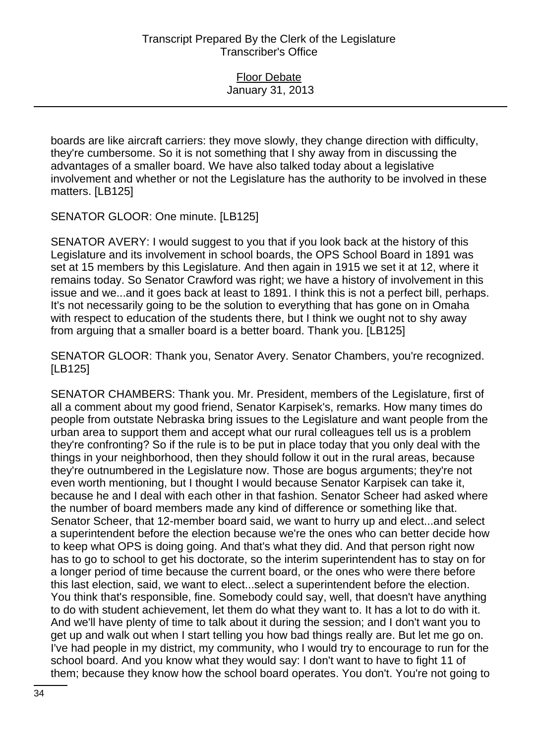boards are like aircraft carriers: they move slowly, they change direction with difficulty, they're cumbersome. So it is not something that I shy away from in discussing the advantages of a smaller board. We have also talked today about a legislative involvement and whether or not the Legislature has the authority to be involved in these matters. [LB125]

SENATOR GLOOR: One minute. [LB125]

SENATOR AVERY: I would suggest to you that if you look back at the history of this Legislature and its involvement in school boards, the OPS School Board in 1891 was set at 15 members by this Legislature. And then again in 1915 we set it at 12, where it remains today. So Senator Crawford was right; we have a history of involvement in this issue and we...and it goes back at least to 1891. I think this is not a perfect bill, perhaps. It's not necessarily going to be the solution to everything that has gone on in Omaha with respect to education of the students there, but I think we ought not to shy away from arguing that a smaller board is a better board. Thank you. [LB125]

SENATOR GLOOR: Thank you, Senator Avery. Senator Chambers, you're recognized. [LB125]

SENATOR CHAMBERS: Thank you. Mr. President, members of the Legislature, first of all a comment about my good friend, Senator Karpisek's, remarks. How many times do people from outstate Nebraska bring issues to the Legislature and want people from the urban area to support them and accept what our rural colleagues tell us is a problem they're confronting? So if the rule is to be put in place today that you only deal with the things in your neighborhood, then they should follow it out in the rural areas, because they're outnumbered in the Legislature now. Those are bogus arguments; they're not even worth mentioning, but I thought I would because Senator Karpisek can take it, because he and I deal with each other in that fashion. Senator Scheer had asked where the number of board members made any kind of difference or something like that. Senator Scheer, that 12-member board said, we want to hurry up and elect...and select a superintendent before the election because we're the ones who can better decide how to keep what OPS is doing going. And that's what they did. And that person right now has to go to school to get his doctorate, so the interim superintendent has to stay on for a longer period of time because the current board, or the ones who were there before this last election, said, we want to elect...select a superintendent before the election. You think that's responsible, fine. Somebody could say, well, that doesn't have anything to do with student achievement, let them do what they want to. It has a lot to do with it. And we'll have plenty of time to talk about it during the session; and I don't want you to get up and walk out when I start telling you how bad things really are. But let me go on. I've had people in my district, my community, who I would try to encourage to run for the school board. And you know what they would say: I don't want to have to fight 11 of them; because they know how the school board operates. You don't. You're not going to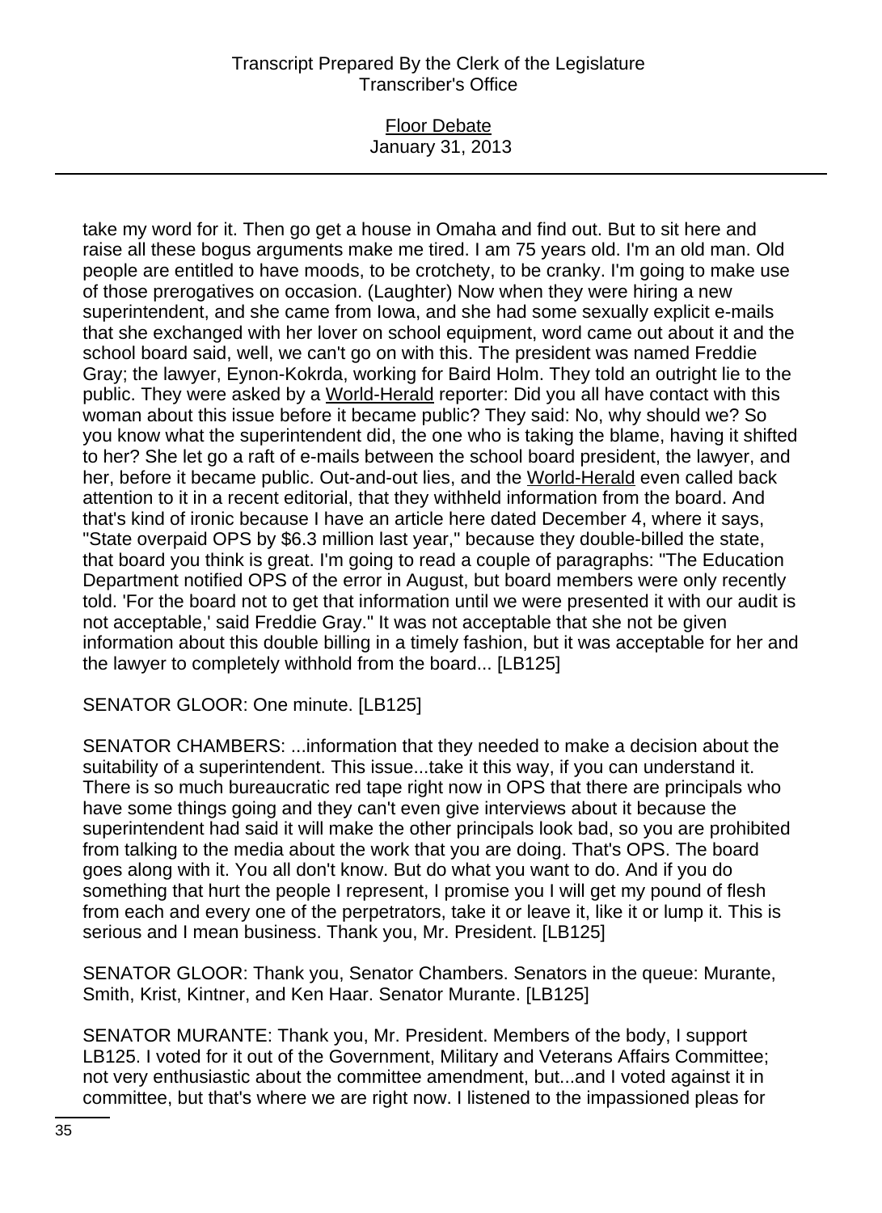take my word for it. Then go get a house in Omaha and find out. But to sit here and raise all these bogus arguments make me tired. I am 75 years old. I'm an old man. Old people are entitled to have moods, to be crotchety, to be cranky. I'm going to make use of those prerogatives on occasion. (Laughter) Now when they were hiring a new superintendent, and she came from Iowa, and she had some sexually explicit e-mails that she exchanged with her lover on school equipment, word came out about it and the school board said, well, we can't go on with this. The president was named Freddie Gray; the lawyer, Eynon-Kokrda, working for Baird Holm. They told an outright lie to the public. They were asked by a World-Herald reporter: Did you all have contact with this woman about this issue before it became public? They said: No, why should we? So you know what the superintendent did, the one who is taking the blame, having it shifted to her? She let go a raft of e-mails between the school board president, the lawyer, and her, before it became public. Out-and-out lies, and the World-Herald even called back attention to it in a recent editorial, that they withheld information from the board. And that's kind of ironic because I have an article here dated December 4, where it says, "State overpaid OPS by $6.3 million last year," because they double-billed the state, that board you think is great. I'm going to read a couple of paragraphs: "The Education Department notified OPS of the error in August, but board members were only recently told. 'For the board not to get that information until we were presented it with our audit is not acceptable,' said Freddie Gray." It was not acceptable that she not be given information about this double billing in a timely fashion, but it was acceptable for her and the lawyer to completely withhold from the board... [LB125]

SENATOR GLOOR: One minute. [LB125]

SENATOR CHAMBERS: ...information that they needed to make a decision about the suitability of a superintendent. This issue...take it this way, if you can understand it. There is so much bureaucratic red tape right now in OPS that there are principals who have some things going and they can't even give interviews about it because the superintendent had said it will make the other principals look bad, so you are prohibited from talking to the media about the work that you are doing. That's OPS. The board goes along with it. You all don't know. But do what you want to do. And if you do something that hurt the people I represent, I promise you I will get my pound of flesh from each and every one of the perpetrators, take it or leave it, like it or lump it. This is serious and I mean business. Thank you, Mr. President. [LB125]

SENATOR GLOOR: Thank you, Senator Chambers. Senators in the queue: Murante, Smith, Krist, Kintner, and Ken Haar. Senator Murante. [LB125]

SENATOR MURANTE: Thank you, Mr. President. Members of the body, I support LB125. I voted for it out of the Government, Military and Veterans Affairs Committee; not very enthusiastic about the committee amendment, but...and I voted against it in committee, but that's where we are right now. I listened to the impassioned pleas for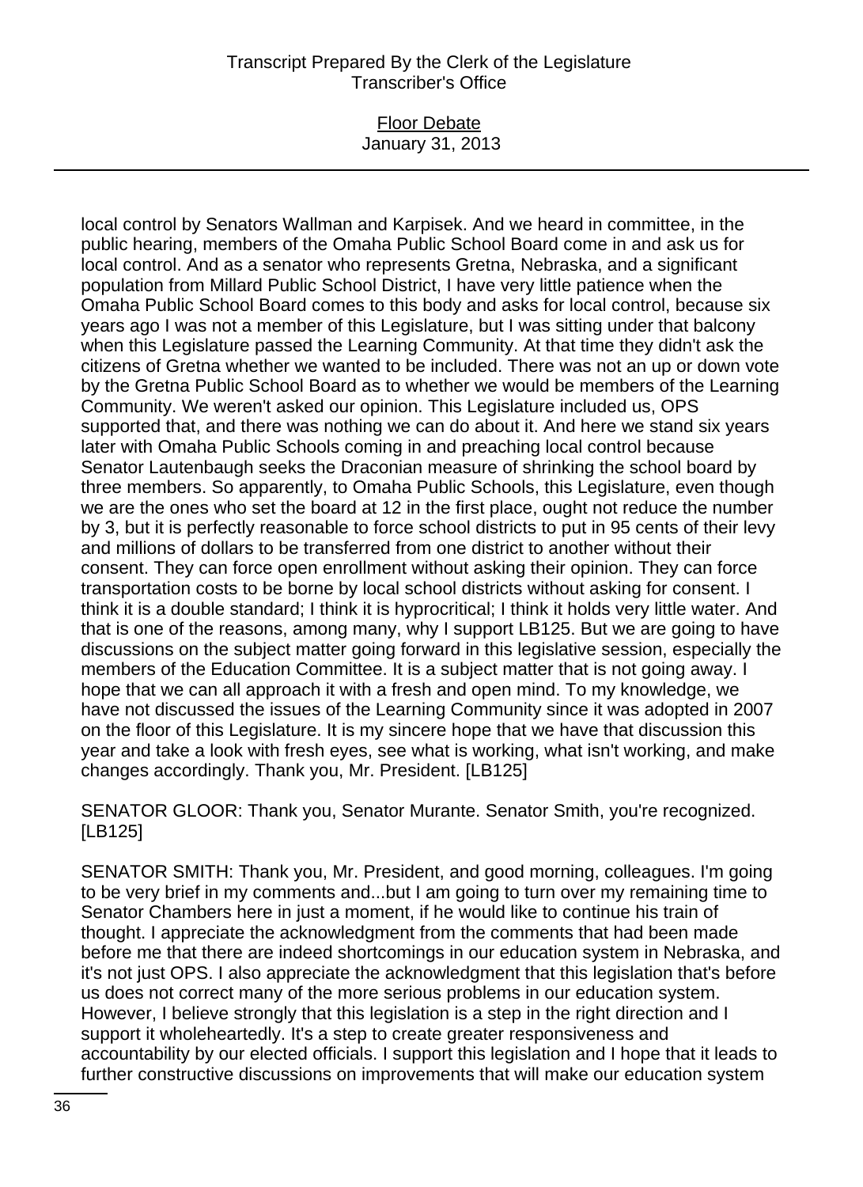local control by Senators Wallman and Karpisek. And we heard in committee, in the public hearing, members of the Omaha Public School Board come in and ask us for local control. And as a senator who represents Gretna, Nebraska, and a significant population from Millard Public School District, I have very little patience when the Omaha Public School Board comes to this body and asks for local control, because six years ago I was not a member of this Legislature, but I was sitting under that balcony when this Legislature passed the Learning Community. At that time they didn't ask the citizens of Gretna whether we wanted to be included. There was not an up or down vote by the Gretna Public School Board as to whether we would be members of the Learning Community. We weren't asked our opinion. This Legislature included us, OPS supported that, and there was nothing we can do about it. And here we stand six years later with Omaha Public Schools coming in and preaching local control because Senator Lautenbaugh seeks the Draconian measure of shrinking the school board by three members. So apparently, to Omaha Public Schools, this Legislature, even though we are the ones who set the board at 12 in the first place, ought not reduce the number by 3, but it is perfectly reasonable to force school districts to put in 95 cents of their levy and millions of dollars to be transferred from one district to another without their consent. They can force open enrollment without asking their opinion. They can force transportation costs to be borne by local school districts without asking for consent. I think it is a double standard; I think it is hyprocritical; I think it holds very little water. And that is one of the reasons, among many, why I support LB125. But we are going to have discussions on the subject matter going forward in this legislative session, especially the members of the Education Committee. It is a subject matter that is not going away. I hope that we can all approach it with a fresh and open mind. To my knowledge, we have not discussed the issues of the Learning Community since it was adopted in 2007 on the floor of this Legislature. It is my sincere hope that we have that discussion this year and take a look with fresh eyes, see what is working, what isn't working, and make changes accordingly. Thank you, Mr. President. [LB125]

SENATOR GLOOR: Thank you, Senator Murante. Senator Smith, you're recognized. [LB125]

SENATOR SMITH: Thank you, Mr. President, and good morning, colleagues. I'm going to be very brief in my comments and...but I am going to turn over my remaining time to Senator Chambers here in just a moment, if he would like to continue his train of thought. I appreciate the acknowledgment from the comments that had been made before me that there are indeed shortcomings in our education system in Nebraska, and it's not just OPS. I also appreciate the acknowledgment that this legislation that's before us does not correct many of the more serious problems in our education system. However, I believe strongly that this legislation is a step in the right direction and I support it wholeheartedly. It's a step to create greater responsiveness and accountability by our elected officials. I support this legislation and I hope that it leads to further constructive discussions on improvements that will make our education system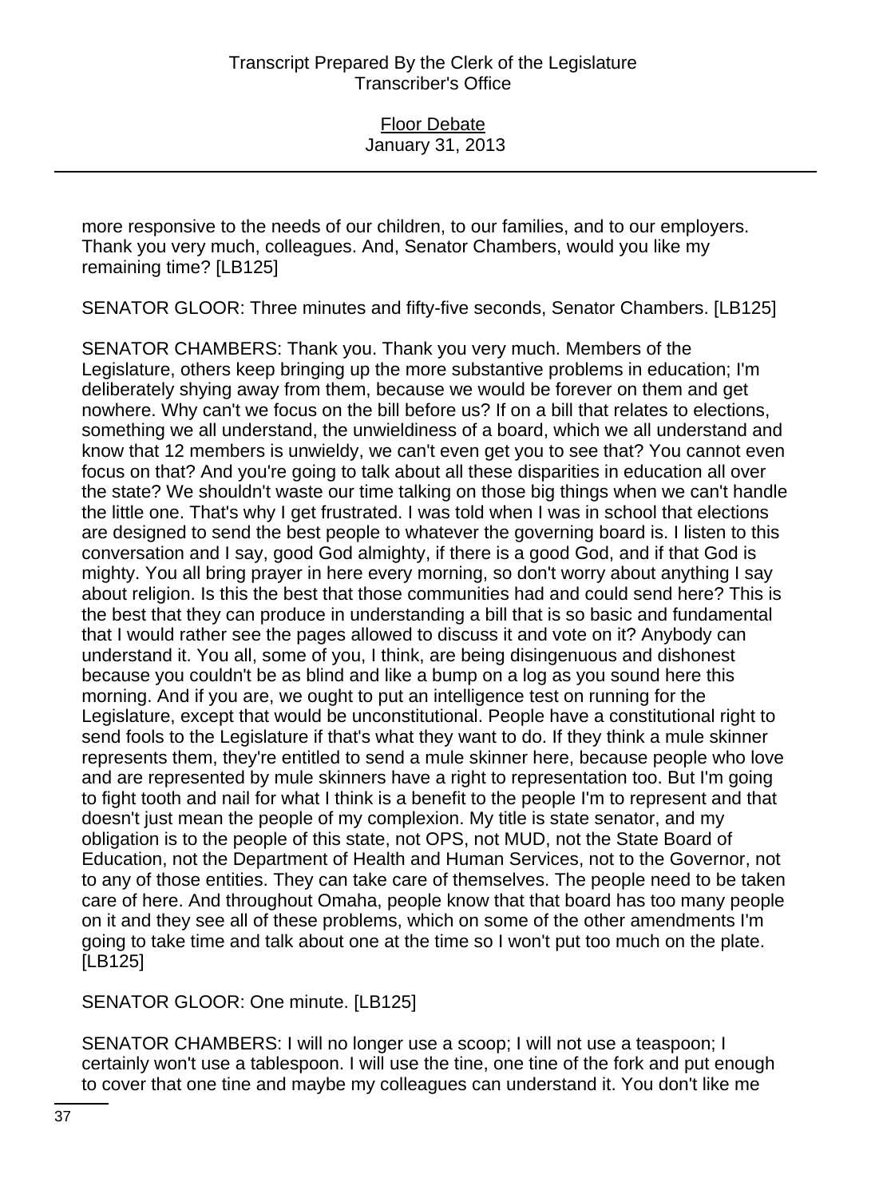more responsive to the needs of our children, to our families, and to our employers. Thank you very much, colleagues. And, Senator Chambers, would you like my remaining time? [LB125]

SENATOR GLOOR: Three minutes and fifty-five seconds, Senator Chambers. [LB125]

SENATOR CHAMBERS: Thank you. Thank you very much. Members of the Legislature, others keep bringing up the more substantive problems in education; I'm deliberately shying away from them, because we would be forever on them and get nowhere. Why can't we focus on the bill before us? If on a bill that relates to elections, something we all understand, the unwieldiness of a board, which we all understand and know that 12 members is unwieldy, we can't even get you to see that? You cannot even focus on that? And you're going to talk about all these disparities in education all over the state? We shouldn't waste our time talking on those big things when we can't handle the little one. That's why I get frustrated. I was told when I was in school that elections are designed to send the best people to whatever the governing board is. I listen to this conversation and I say, good God almighty, if there is a good God, and if that God is mighty. You all bring prayer in here every morning, so don't worry about anything I say about religion. Is this the best that those communities had and could send here? This is the best that they can produce in understanding a bill that is so basic and fundamental that I would rather see the pages allowed to discuss it and vote on it? Anybody can understand it. You all, some of you, I think, are being disingenuous and dishonest because you couldn't be as blind and like a bump on a log as you sound here this morning. And if you are, we ought to put an intelligence test on running for the Legislature, except that would be unconstitutional. People have a constitutional right to send fools to the Legislature if that's what they want to do. If they think a mule skinner represents them, they're entitled to send a mule skinner here, because people who love and are represented by mule skinners have a right to representation too. But I'm going to fight tooth and nail for what I think is a benefit to the people I'm to represent and that doesn't just mean the people of my complexion. My title is state senator, and my obligation is to the people of this state, not OPS, not MUD, not the State Board of Education, not the Department of Health and Human Services, not to the Governor, not to any of those entities. They can take care of themselves. The people need to be taken care of here. And throughout Omaha, people know that that board has too many people on it and they see all of these problems, which on some of the other amendments I'm going to take time and talk about one at the time so I won't put too much on the plate. [LB125]

SENATOR GLOOR: One minute. [LB125]

SENATOR CHAMBERS: I will no longer use a scoop; I will not use a teaspoon; I certainly won't use a tablespoon. I will use the tine, one tine of the fork and put enough to cover that one tine and maybe my colleagues can understand it. You don't like me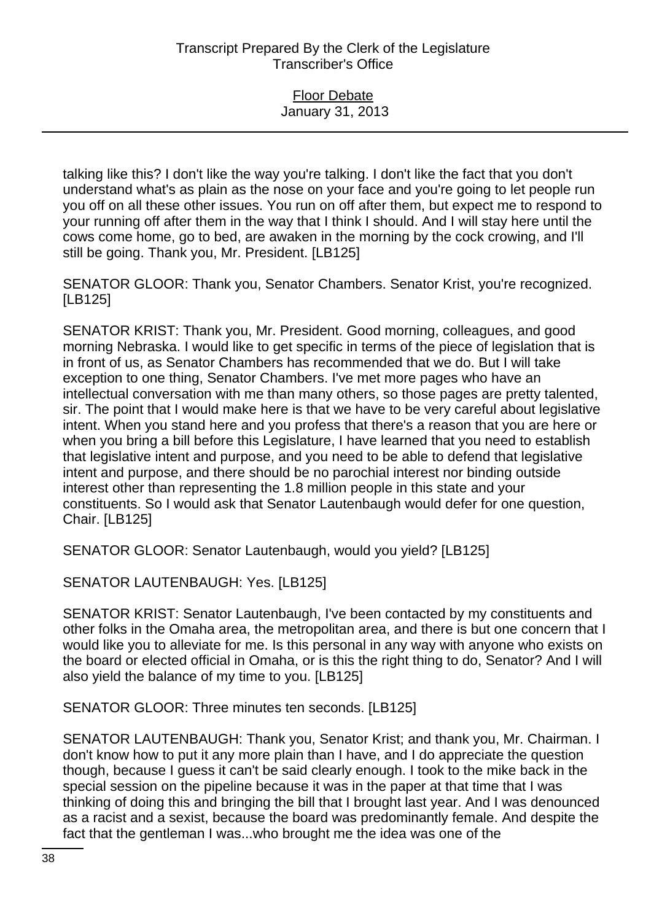talking like this? I don't like the way you're talking. I don't like the fact that you don't understand what's as plain as the nose on your face and you're going to let people run you off on all these other issues. You run on off after them, but expect me to respond to your running off after them in the way that I think I should. And I will stay here until the cows come home, go to bed, are awaken in the morning by the cock crowing, and I'll still be going. Thank you, Mr. President. [LB125]

SENATOR GLOOR: Thank you, Senator Chambers. Senator Krist, you're recognized. [LB125]

SENATOR KRIST: Thank you, Mr. President. Good morning, colleagues, and good morning Nebraska. I would like to get specific in terms of the piece of legislation that is in front of us, as Senator Chambers has recommended that we do. But I will take exception to one thing, Senator Chambers. I've met more pages who have an intellectual conversation with me than many others, so those pages are pretty talented, sir. The point that I would make here is that we have to be very careful about legislative intent. When you stand here and you profess that there's a reason that you are here or when you bring a bill before this Legislature, I have learned that you need to establish that legislative intent and purpose, and you need to be able to defend that legislative intent and purpose, and there should be no parochial interest nor binding outside interest other than representing the 1.8 million people in this state and your constituents. So I would ask that Senator Lautenbaugh would defer for one question, Chair. [LB125]

SENATOR GLOOR: Senator Lautenbaugh, would you yield? [LB125]

SENATOR LAUTENBAUGH: Yes. [LB125]

SENATOR KRIST: Senator Lautenbaugh, I've been contacted by my constituents and other folks in the Omaha area, the metropolitan area, and there is but one concern that I would like you to alleviate for me. Is this personal in any way with anyone who exists on the board or elected official in Omaha, or is this the right thing to do, Senator? And I will also yield the balance of my time to you. [LB125]

SENATOR GLOOR: Three minutes ten seconds. [LB125]

SENATOR LAUTENBAUGH: Thank you, Senator Krist; and thank you, Mr. Chairman. I don't know how to put it any more plain than I have, and I do appreciate the question though, because I guess it can't be said clearly enough. I took to the mike back in the special session on the pipeline because it was in the paper at that time that I was thinking of doing this and bringing the bill that I brought last year. And I was denounced as a racist and a sexist, because the board was predominantly female. And despite the fact that the gentleman I was...who brought me the idea was one of the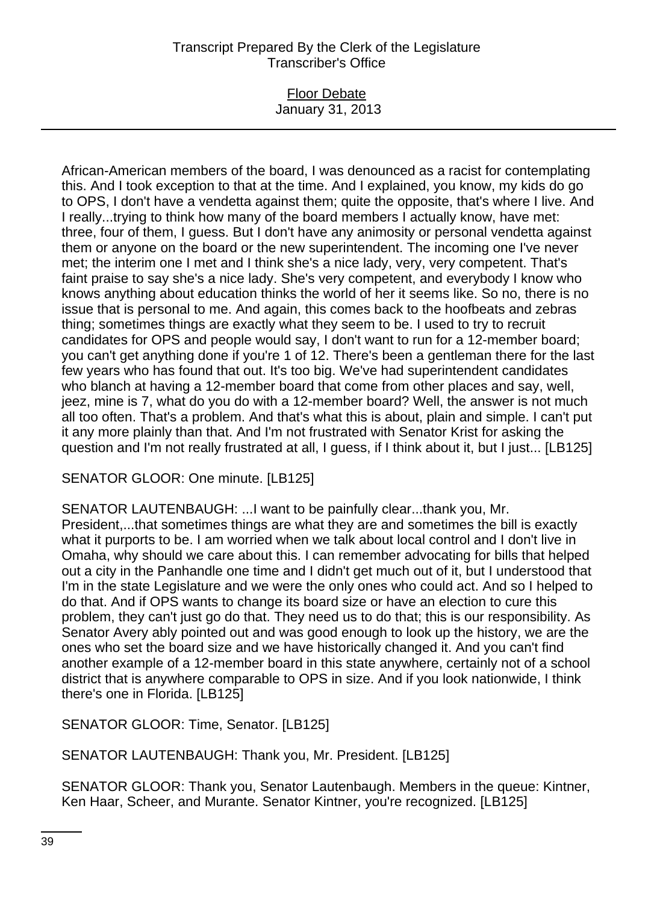African-American members of the board, I was denounced as a racist for contemplating this. And I took exception to that at the time. And I explained, you know, my kids do go to OPS, I don't have a vendetta against them; quite the opposite, that's where I live. And I really...trying to think how many of the board members I actually know, have met: three, four of them, I guess. But I don't have any animosity or personal vendetta against them or anyone on the board or the new superintendent. The incoming one I've never met; the interim one I met and I think she's a nice lady, very, very competent. That's faint praise to say she's a nice lady. She's very competent, and everybody I know who knows anything about education thinks the world of her it seems like. So no, there is no issue that is personal to me. And again, this comes back to the hoofbeats and zebras thing; sometimes things are exactly what they seem to be. I used to try to recruit candidates for OPS and people would say, I don't want to run for a 12-member board; you can't get anything done if you're 1 of 12. There's been a gentleman there for the last few years who has found that out. It's too big. We've had superintendent candidates who blanch at having a 12-member board that come from other places and say, well, jeez, mine is 7, what do you do with a 12-member board? Well, the answer is not much all too often. That's a problem. And that's what this is about, plain and simple. I can't put it any more plainly than that. And I'm not frustrated with Senator Krist for asking the question and I'm not really frustrated at all, I guess, if I think about it, but I just... [LB125]

SENATOR GLOOR: One minute. [LB125]

SENATOR LAUTENBAUGH: ...I want to be painfully clear...thank you, Mr. President,...that sometimes things are what they are and sometimes the bill is exactly what it purports to be. I am worried when we talk about local control and I don't live in Omaha, why should we care about this. I can remember advocating for bills that helped out a city in the Panhandle one time and I didn't get much out of it, but I understood that I'm in the state Legislature and we were the only ones who could act. And so I helped to do that. And if OPS wants to change its board size or have an election to cure this problem, they can't just go do that. They need us to do that; this is our responsibility. As Senator Avery ably pointed out and was good enough to look up the history, we are the ones who set the board size and we have historically changed it. And you can't find another example of a 12-member board in this state anywhere, certainly not of a school district that is anywhere comparable to OPS in size. And if you look nationwide, I think there's one in Florida. [LB125]

SENATOR GLOOR: Time, Senator. [LB125]

SENATOR LAUTENBAUGH: Thank you, Mr. President. [LB125]

SENATOR GLOOR: Thank you, Senator Lautenbaugh. Members in the queue: Kintner, Ken Haar, Scheer, and Murante. Senator Kintner, you're recognized. [LB125]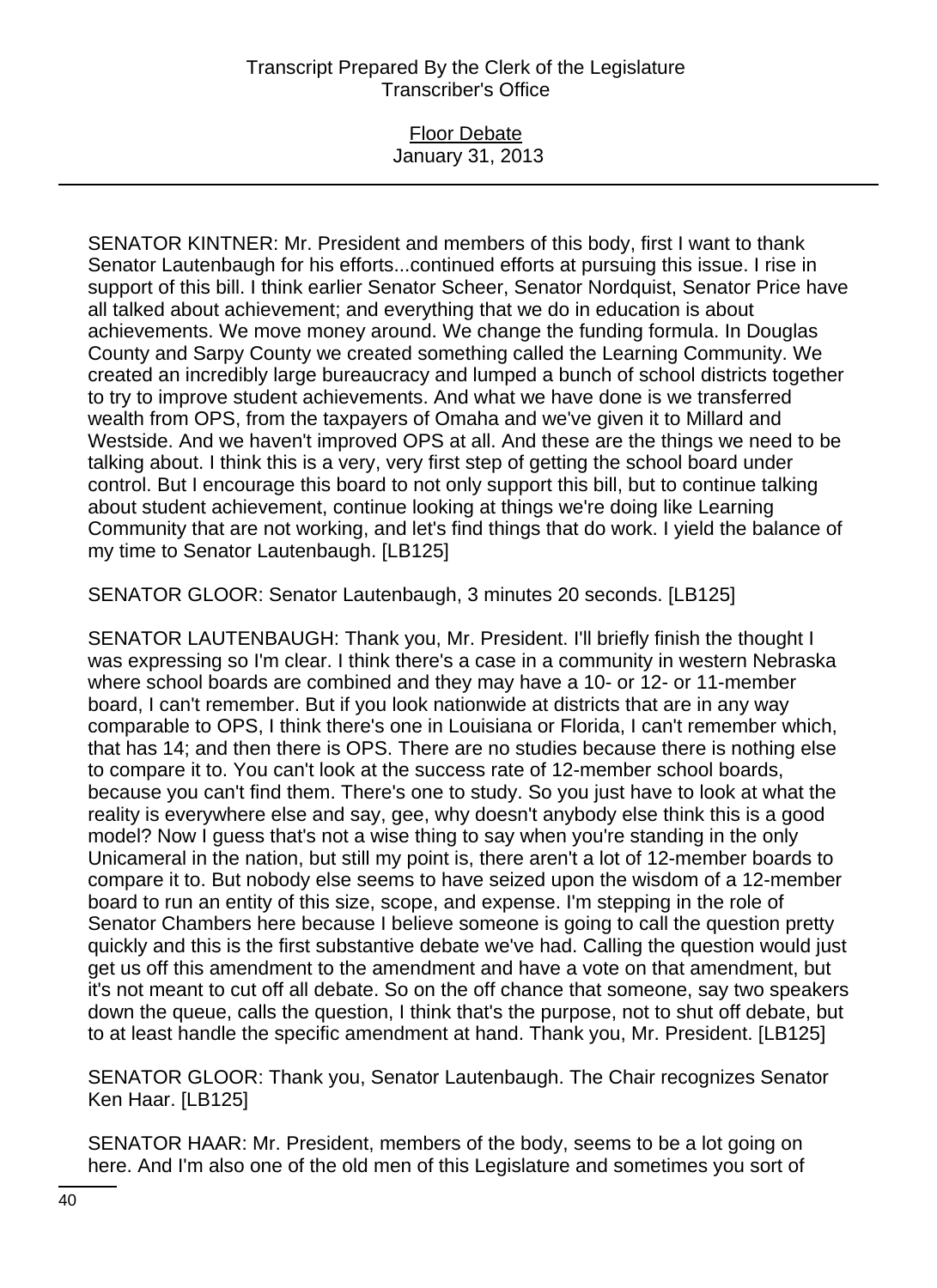SENATOR KINTNER: Mr. President and members of this body, first I want to thank Senator Lautenbaugh for his efforts...continued efforts at pursuing this issue. I rise in support of this bill. I think earlier Senator Scheer, Senator Nordquist, Senator Price have all talked about achievement; and everything that we do in education is about achievements. We move money around. We change the funding formula. In Douglas County and Sarpy County we created something called the Learning Community. We created an incredibly large bureaucracy and lumped a bunch of school districts together to try to improve student achievements. And what we have done is we transferred wealth from OPS, from the taxpayers of Omaha and we've given it to Millard and Westside. And we haven't improved OPS at all. And these are the things we need to be talking about. I think this is a very, very first step of getting the school board under control. But I encourage this board to not only support this bill, but to continue talking about student achievement, continue looking at things we're doing like Learning Community that are not working, and let's find things that do work. I yield the balance of my time to Senator Lautenbaugh. [LB125]

SENATOR GLOOR: Senator Lautenbaugh, 3 minutes 20 seconds. [LB125]

SENATOR LAUTENBAUGH: Thank you, Mr. President. I'll briefly finish the thought I was expressing so I'm clear. I think there's a case in a community in western Nebraska where school boards are combined and they may have a 10- or 12- or 11-member board, I can't remember. But if you look nationwide at districts that are in any way comparable to OPS, I think there's one in Louisiana or Florida, I can't remember which, that has 14; and then there is OPS. There are no studies because there is nothing else to compare it to. You can't look at the success rate of 12-member school boards, because you can't find them. There's one to study. So you just have to look at what the reality is everywhere else and say, gee, why doesn't anybody else think this is a good model? Now I guess that's not a wise thing to say when you're standing in the only Unicameral in the nation, but still my point is, there aren't a lot of 12-member boards to compare it to. But nobody else seems to have seized upon the wisdom of a 12-member board to run an entity of this size, scope, and expense. I'm stepping in the role of Senator Chambers here because I believe someone is going to call the question pretty quickly and this is the first substantive debate we've had. Calling the question would just get us off this amendment to the amendment and have a vote on that amendment, but it's not meant to cut off all debate. So on the off chance that someone, say two speakers down the queue, calls the question, I think that's the purpose, not to shut off debate, but to at least handle the specific amendment at hand. Thank you, Mr. President. [LB125]

SENATOR GLOOR: Thank you, Senator Lautenbaugh. The Chair recognizes Senator Ken Haar. [LB125]

SENATOR HAAR: Mr. President, members of the body, seems to be a lot going on here. And I'm also one of the old men of this Legislature and sometimes you sort of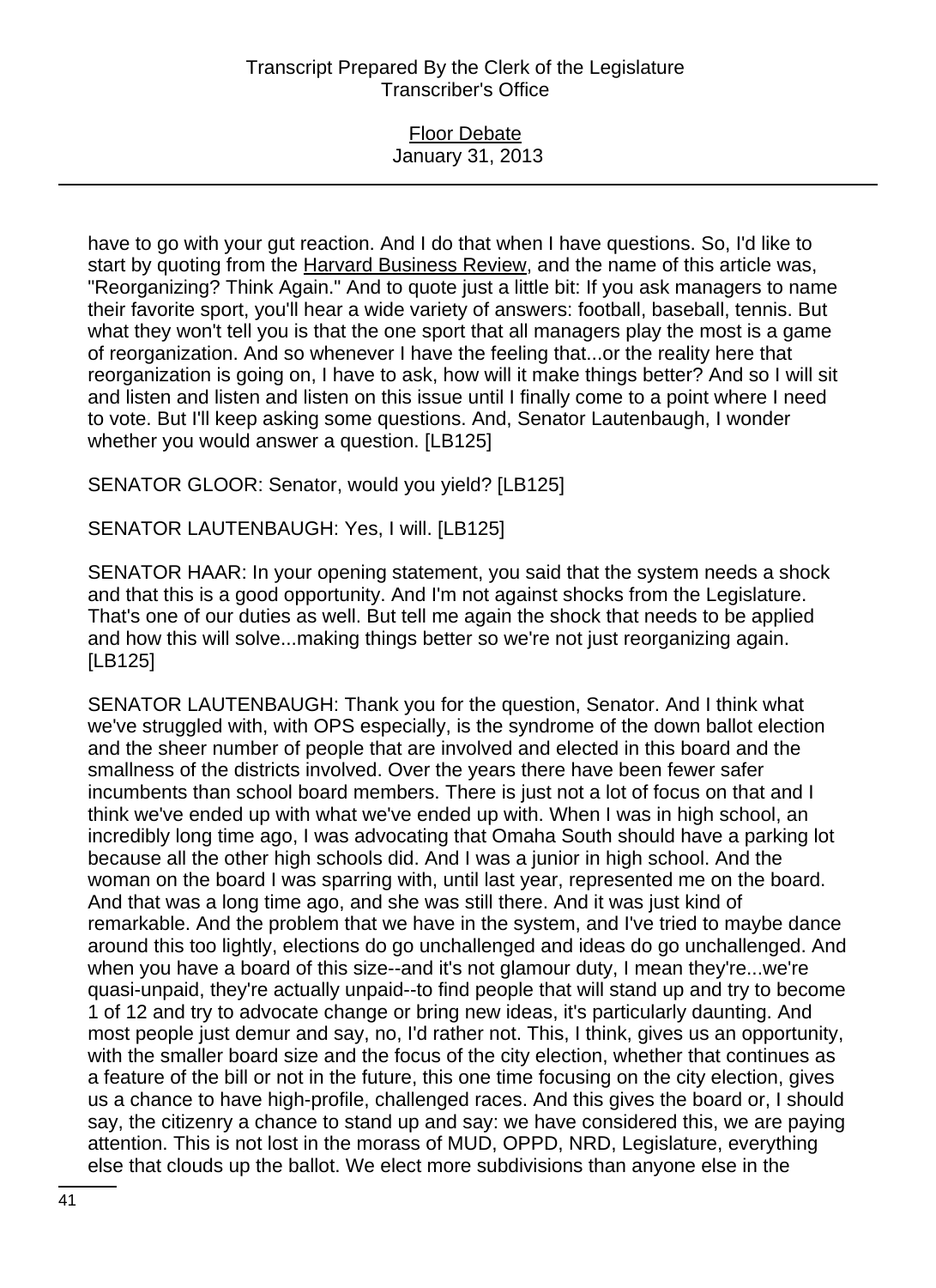have to go with your gut reaction. And I do that when I have questions. So, I'd like to start by quoting from the Harvard Business Review, and the name of this article was, "Reorganizing? Think Again." And to quote just a little bit: If you ask managers to name their favorite sport, you'll hear a wide variety of answers: football, baseball, tennis. But what they won't tell you is that the one sport that all managers play the most is a game of reorganization. And so whenever I have the feeling that...or the reality here that reorganization is going on, I have to ask, how will it make things better? And so I will sit and listen and listen and listen on this issue until I finally come to a point where I need to vote. But I'll keep asking some questions. And, Senator Lautenbaugh, I wonder whether you would answer a question. [LB125]

SENATOR GLOOR: Senator, would you yield? [LB125]

SENATOR LAUTENBAUGH: Yes, I will. [LB125]

SENATOR HAAR: In your opening statement, you said that the system needs a shock and that this is a good opportunity. And I'm not against shocks from the Legislature. That's one of our duties as well. But tell me again the shock that needs to be applied and how this will solve...making things better so we're not just reorganizing again. [LB125]

SENATOR LAUTENBAUGH: Thank you for the question, Senator. And I think what we've struggled with, with OPS especially, is the syndrome of the down ballot election and the sheer number of people that are involved and elected in this board and the smallness of the districts involved. Over the years there have been fewer safer incumbents than school board members. There is just not a lot of focus on that and I think we've ended up with what we've ended up with. When I was in high school, an incredibly long time ago, I was advocating that Omaha South should have a parking lot because all the other high schools did. And I was a junior in high school. And the woman on the board I was sparring with, until last year, represented me on the board. And that was a long time ago, and she was still there. And it was just kind of remarkable. And the problem that we have in the system, and I've tried to maybe dance around this too lightly, elections do go unchallenged and ideas do go unchallenged. And when you have a board of this size--and it's not glamour duty, I mean they're...we're quasi-unpaid, they're actually unpaid--to find people that will stand up and try to become 1 of 12 and try to advocate change or bring new ideas, it's particularly daunting. And most people just demur and say, no, I'd rather not. This, I think, gives us an opportunity, with the smaller board size and the focus of the city election, whether that continues as a feature of the bill or not in the future, this one time focusing on the city election, gives us a chance to have high-profile, challenged races. And this gives the board or, I should say, the citizenry a chance to stand up and say: we have considered this, we are paying attention. This is not lost in the morass of MUD, OPPD, NRD, Legislature, everything else that clouds up the ballot. We elect more subdivisions than anyone else in the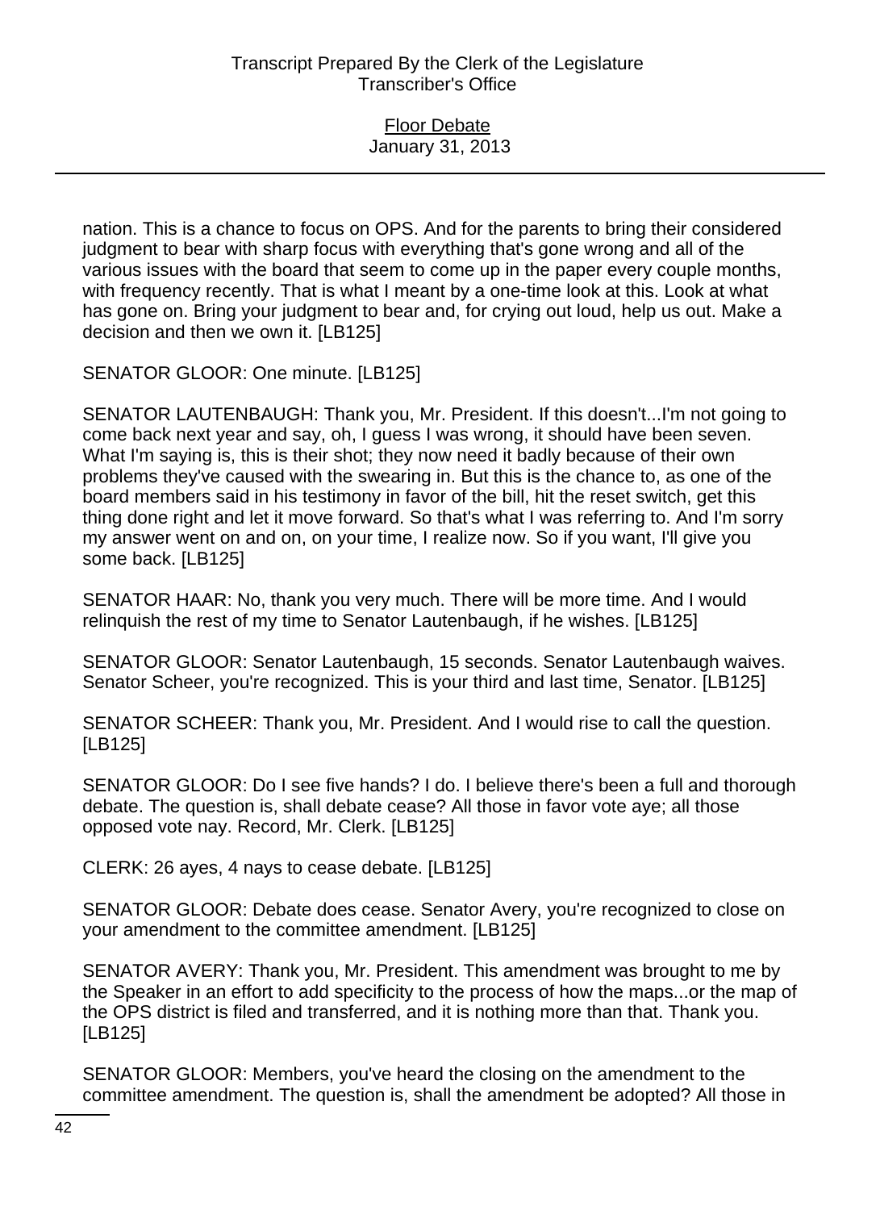nation. This is a chance to focus on OPS. And for the parents to bring their considered judgment to bear with sharp focus with everything that's gone wrong and all of the various issues with the board that seem to come up in the paper every couple months, with frequency recently. That is what I meant by a one-time look at this. Look at what has gone on. Bring your judgment to bear and, for crying out loud, help us out. Make a decision and then we own it. [LB125]

SENATOR GLOOR: One minute. [LB125]

SENATOR LAUTENBAUGH: Thank you, Mr. President. If this doesn't...I'm not going to come back next year and say, oh, I guess I was wrong, it should have been seven. What I'm saying is, this is their shot; they now need it badly because of their own problems they've caused with the swearing in. But this is the chance to, as one of the board members said in his testimony in favor of the bill, hit the reset switch, get this thing done right and let it move forward. So that's what I was referring to. And I'm sorry my answer went on and on, on your time, I realize now. So if you want, I'll give you some back. [LB125]

SENATOR HAAR: No, thank you very much. There will be more time. And I would relinquish the rest of my time to Senator Lautenbaugh, if he wishes. [LB125]

SENATOR GLOOR: Senator Lautenbaugh, 15 seconds. Senator Lautenbaugh waives. Senator Scheer, you're recognized. This is your third and last time, Senator. [LB125]

SENATOR SCHEER: Thank you, Mr. President. And I would rise to call the question. [LB125]

SENATOR GLOOR: Do I see five hands? I do. I believe there's been a full and thorough debate. The question is, shall debate cease? All those in favor vote aye; all those opposed vote nay. Record, Mr. Clerk. [LB125]

CLERK: 26 ayes, 4 nays to cease debate. [LB125]

SENATOR GLOOR: Debate does cease. Senator Avery, you're recognized to close on your amendment to the committee amendment. [LB125]

SENATOR AVERY: Thank you, Mr. President. This amendment was brought to me by the Speaker in an effort to add specificity to the process of how the maps...or the map of the OPS district is filed and transferred, and it is nothing more than that. Thank you. [LB125]

SENATOR GLOOR: Members, you've heard the closing on the amendment to the committee amendment. The question is, shall the amendment be adopted? All those in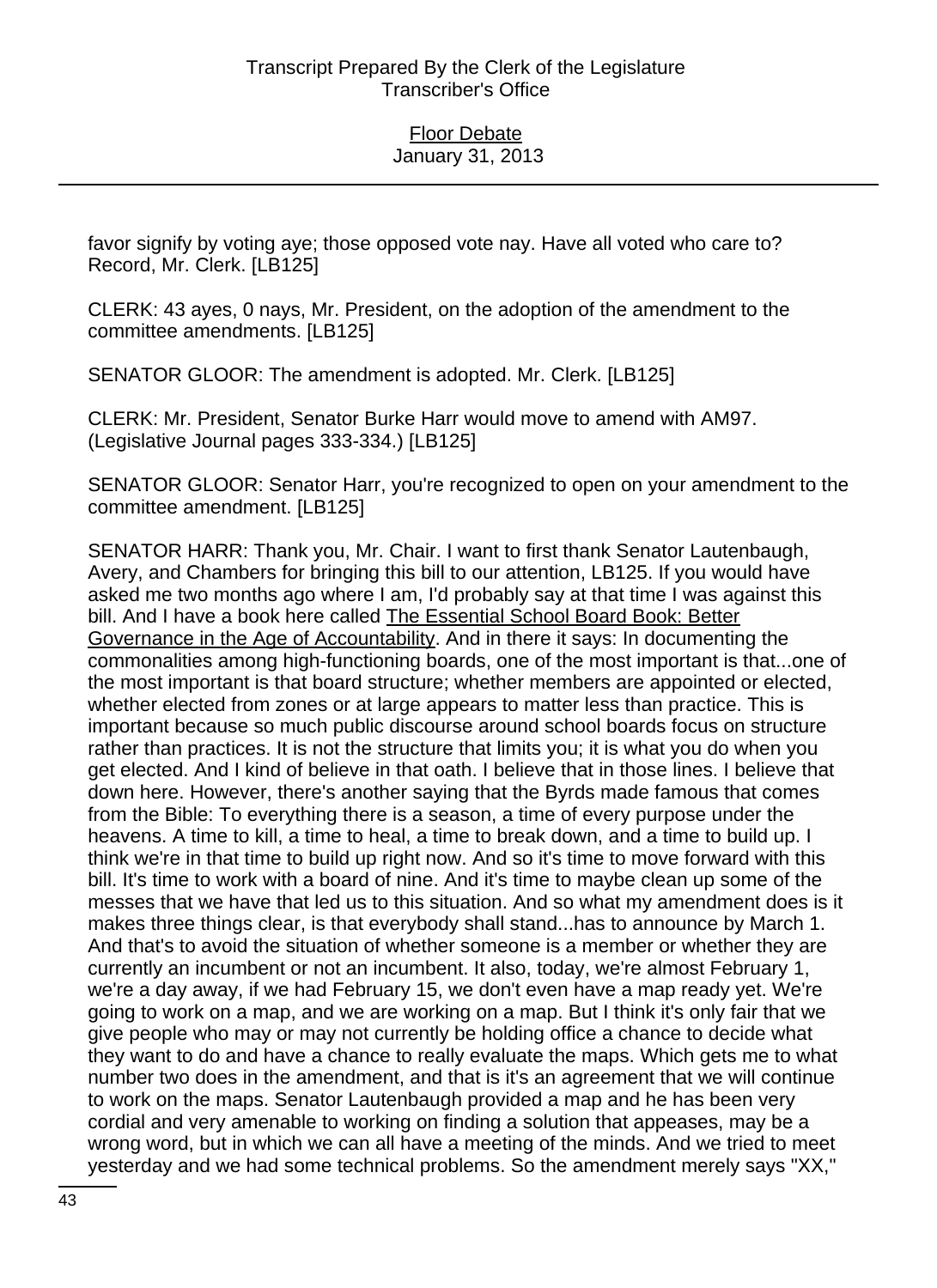favor signify by voting aye; those opposed vote nay. Have all voted who care to? Record, Mr. Clerk. [LB125]

CLERK: 43 ayes, 0 nays, Mr. President, on the adoption of the amendment to the committee amendments. [LB125]

SENATOR GLOOR: The amendment is adopted. Mr. Clerk. [LB125]

CLERK: Mr. President, Senator Burke Harr would move to amend with AM97. (Legislative Journal pages 333-334.) [LB125]

SENATOR GLOOR: Senator Harr, you're recognized to open on your amendment to the committee amendment. [LB125]

SENATOR HARR: Thank you, Mr. Chair. I want to first thank Senator Lautenbaugh, Avery, and Chambers for bringing this bill to our attention, LB125. If you would have asked me two months ago where I am, I'd probably say at that time I was against this bill. And I have a book here called The Essential School Board Book: Better Governance in the Age of Accountability. And in there it says: In documenting the commonalities among high-functioning boards, one of the most important is that...one of the most important is that board structure; whether members are appointed or elected, whether elected from zones or at large appears to matter less than practice. This is important because so much public discourse around school boards focus on structure rather than practices. It is not the structure that limits you; it is what you do when you get elected. And I kind of believe in that oath. I believe that in those lines. I believe that down here. However, there's another saying that the Byrds made famous that comes from the Bible: To everything there is a season, a time of every purpose under the heavens. A time to kill, a time to heal, a time to break down, and a time to build up. I think we're in that time to build up right now. And so it's time to move forward with this bill. It's time to work with a board of nine. And it's time to maybe clean up some of the messes that we have that led us to this situation. And so what my amendment does is it makes three things clear, is that everybody shall stand...has to announce by March 1. And that's to avoid the situation of whether someone is a member or whether they are currently an incumbent or not an incumbent. It also, today, we're almost February 1, we're a day away, if we had February 15, we don't even have a map ready yet. We're going to work on a map, and we are working on a map. But I think it's only fair that we give people who may or may not currently be holding office a chance to decide what they want to do and have a chance to really evaluate the maps. Which gets me to what number two does in the amendment, and that is it's an agreement that we will continue to work on the maps. Senator Lautenbaugh provided a map and he has been very cordial and very amenable to working on finding a solution that appeases, may be a wrong word, but in which we can all have a meeting of the minds. And we tried to meet yesterday and we had some technical problems. So the amendment merely says "XX,"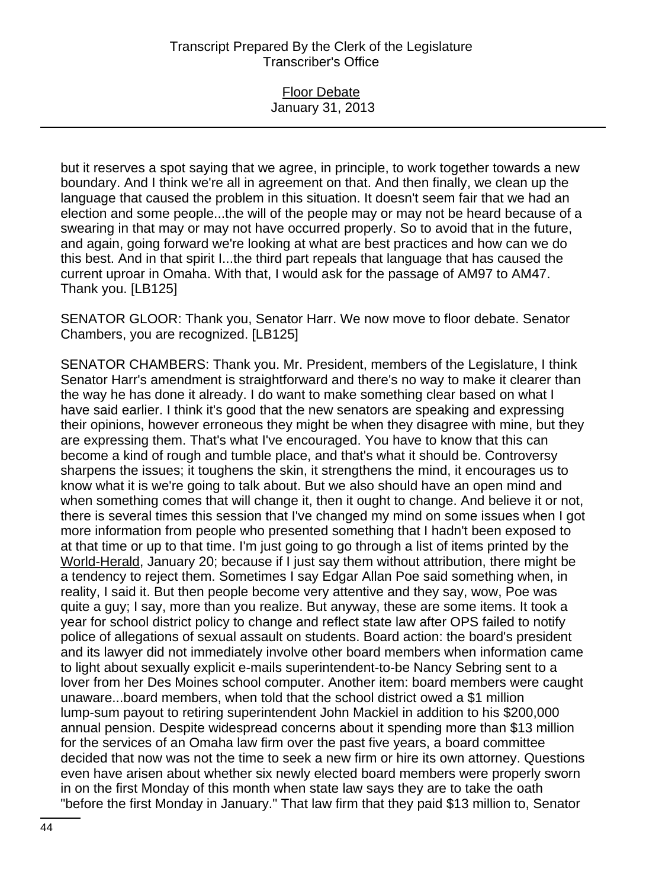but it reserves a spot saying that we agree, in principle, to work together towards a new boundary. And I think we're all in agreement on that. And then finally, we clean up the language that caused the problem in this situation. It doesn't seem fair that we had an election and some people...the will of the people may or may not be heard because of a swearing in that may or may not have occurred properly. So to avoid that in the future, and again, going forward we're looking at what are best practices and how can we do this best. And in that spirit I...the third part repeals that language that has caused the current uproar in Omaha. With that, I would ask for the passage of AM97 to AM47. Thank you. [LB125]

SENATOR GLOOR: Thank you, Senator Harr. We now move to floor debate. Senator Chambers, you are recognized. [LB125]

SENATOR CHAMBERS: Thank you. Mr. President, members of the Legislature, I think Senator Harr's amendment is straightforward and there's no way to make it clearer than the way he has done it already. I do want to make something clear based on what I have said earlier. I think it's good that the new senators are speaking and expressing their opinions, however erroneous they might be when they disagree with mine, but they are expressing them. That's what I've encouraged. You have to know that this can become a kind of rough and tumble place, and that's what it should be. Controversy sharpens the issues; it toughens the skin, it strengthens the mind, it encourages us to know what it is we're going to talk about. But we also should have an open mind and when something comes that will change it, then it ought to change. And believe it or not, there is several times this session that I've changed my mind on some issues when I got more information from people who presented something that I hadn't been exposed to at that time or up to that time. I'm just going to go through a list of items printed by the World-Herald, January 20; because if I just say them without attribution, there might be a tendency to reject them. Sometimes I say Edgar Allan Poe said something when, in reality, I said it. But then people become very attentive and they say, wow, Poe was quite a guy; I say, more than you realize. But anyway, these are some items. It took a year for school district policy to change and reflect state law after OPS failed to notify police of allegations of sexual assault on students. Board action: the board's president and its lawyer did not immediately involve other board members when information came to light about sexually explicit e-mails superintendent-to-be Nancy Sebring sent to a lover from her Des Moines school computer. Another item: board members were caught unaware...board members, when told that the school district owed a $1 million lump-sum payout to retiring superintendent John Mackiel in addition to his $200,000 annual pension. Despite widespread concerns about it spending more than $13 million for the services of an Omaha law firm over the past five years, a board committee decided that now was not the time to seek a new firm or hire its own attorney. Questions even have arisen about whether six newly elected board members were properly sworn in on the first Monday of this month when state law says they are to take the oath "before the first Monday in January." That law firm that they paid $13 million to, Senator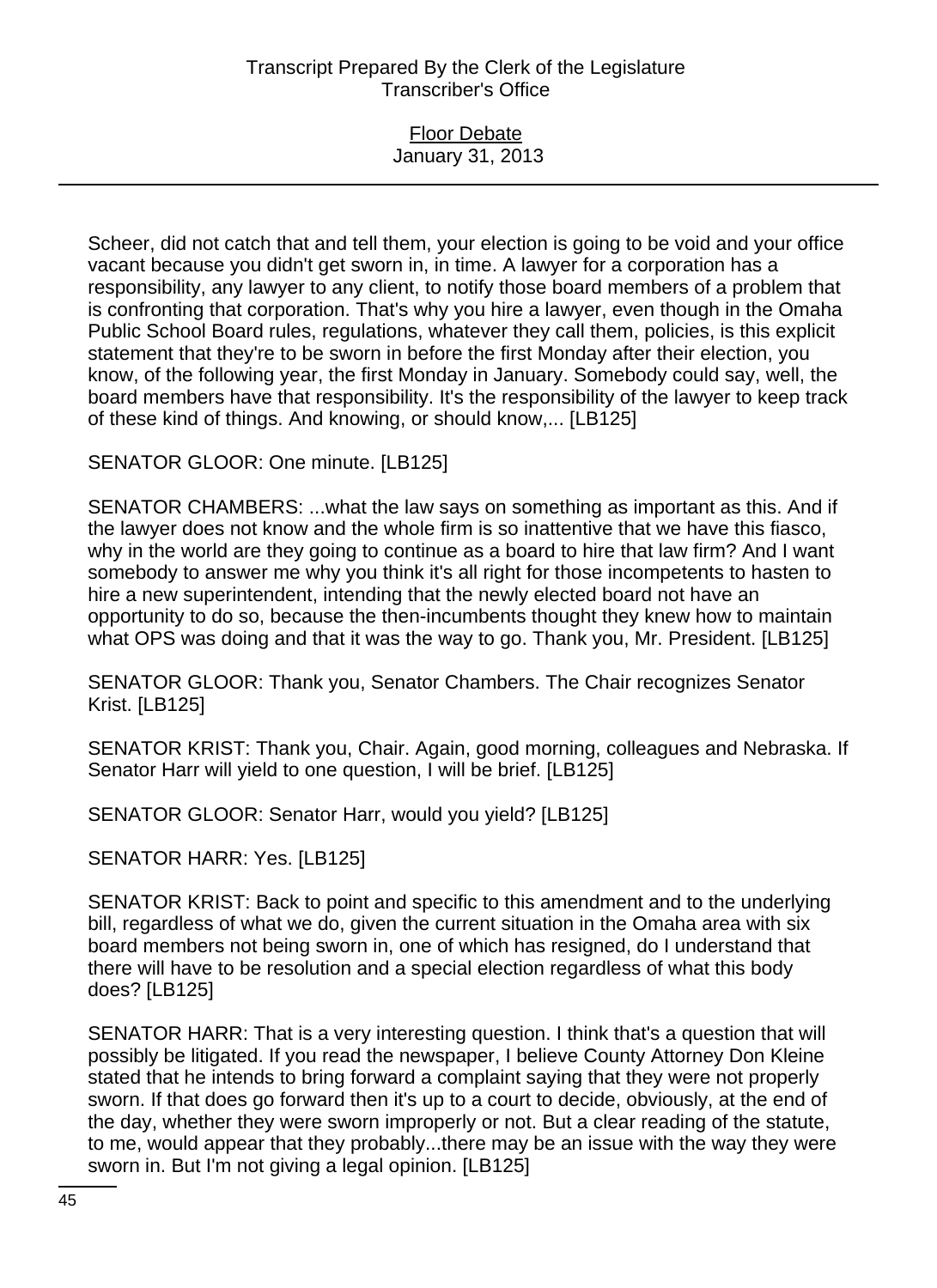Scheer, did not catch that and tell them, your election is going to be void and your office vacant because you didn't get sworn in, in time. A lawyer for a corporation has a responsibility, any lawyer to any client, to notify those board members of a problem that is confronting that corporation. That's why you hire a lawyer, even though in the Omaha Public School Board rules, regulations, whatever they call them, policies, is this explicit statement that they're to be sworn in before the first Monday after their election, you know, of the following year, the first Monday in January. Somebody could say, well, the board members have that responsibility. It's the responsibility of the lawyer to keep track of these kind of things. And knowing, or should know,... [LB125]

SENATOR GLOOR: One minute. [LB125]

SENATOR CHAMBERS: ...what the law says on something as important as this. And if the lawyer does not know and the whole firm is so inattentive that we have this fiasco, why in the world are they going to continue as a board to hire that law firm? And I want somebody to answer me why you think it's all right for those incompetents to hasten to hire a new superintendent, intending that the newly elected board not have an opportunity to do so, because the then-incumbents thought they knew how to maintain what OPS was doing and that it was the way to go. Thank you, Mr. President. [LB125]

SENATOR GLOOR: Thank you, Senator Chambers. The Chair recognizes Senator Krist. [LB125]

SENATOR KRIST: Thank you, Chair. Again, good morning, colleagues and Nebraska. If Senator Harr will yield to one question, I will be brief. [LB125]

SENATOR GLOOR: Senator Harr, would you yield? [LB125]

SENATOR HARR: Yes. [LB125]

SENATOR KRIST: Back to point and specific to this amendment and to the underlying bill, regardless of what we do, given the current situation in the Omaha area with six board members not being sworn in, one of which has resigned, do I understand that there will have to be resolution and a special election regardless of what this body does? [LB125]

SENATOR HARR: That is a very interesting question. I think that's a question that will possibly be litigated. If you read the newspaper, I believe County Attorney Don Kleine stated that he intends to bring forward a complaint saying that they were not properly sworn. If that does go forward then it's up to a court to decide, obviously, at the end of the day, whether they were sworn improperly or not. But a clear reading of the statute, to me, would appear that they probably...there may be an issue with the way they were sworn in. But I'm not giving a legal opinion. [LB125]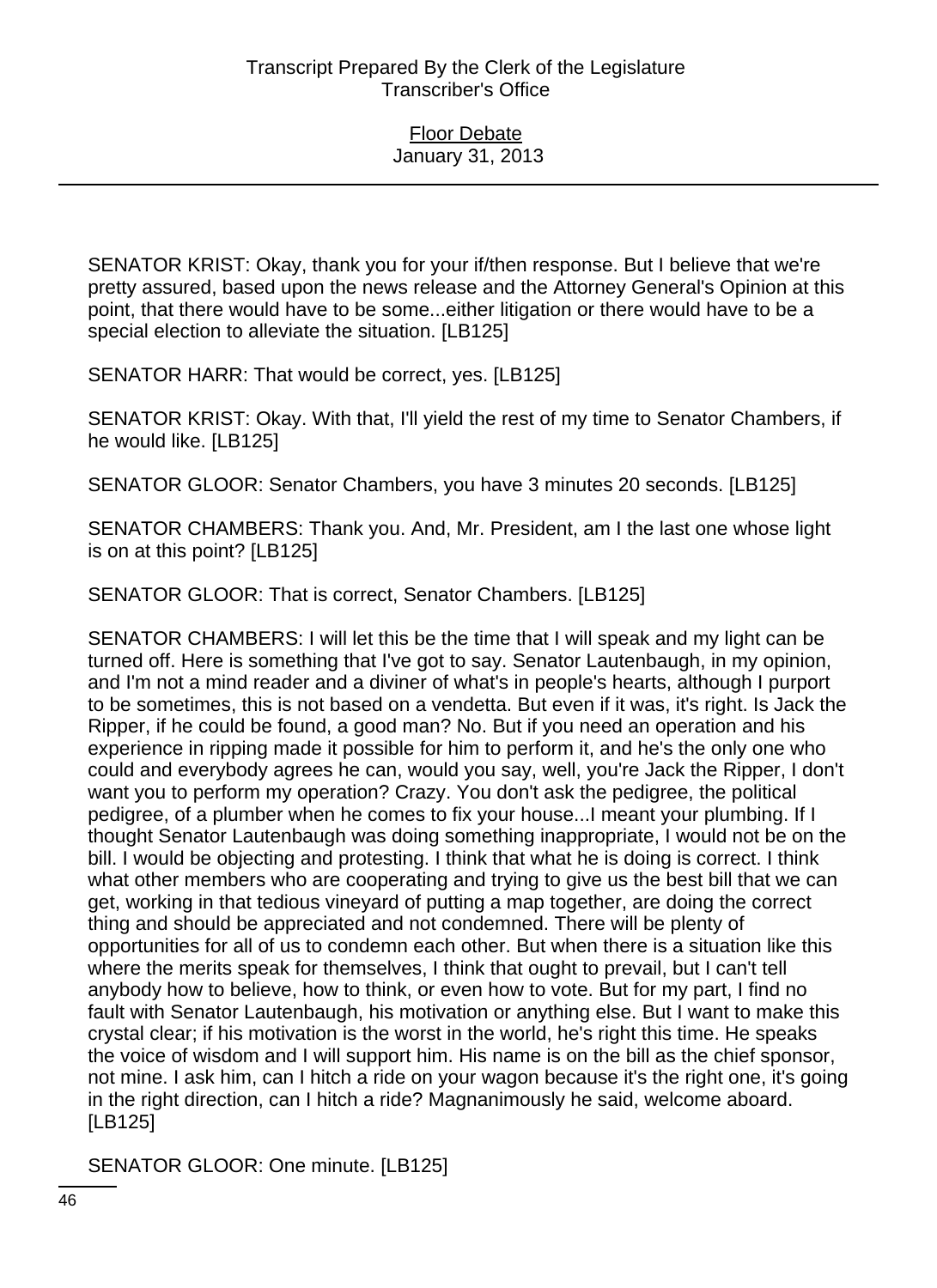SENATOR KRIST: Okay, thank you for your if/then response. But I believe that we're pretty assured, based upon the news release and the Attorney General's Opinion at this point, that there would have to be some...either litigation or there would have to be a special election to alleviate the situation. [LB125]

SENATOR HARR: That would be correct, yes. [LB125]

SENATOR KRIST: Okay. With that, I'll yield the rest of my time to Senator Chambers, if he would like. [LB125]

SENATOR GLOOR: Senator Chambers, you have 3 minutes 20 seconds. [LB125]

SENATOR CHAMBERS: Thank you. And, Mr. President, am I the last one whose light is on at this point? [LB125]

SENATOR GLOOR: That is correct, Senator Chambers. [LB125]

SENATOR CHAMBERS: I will let this be the time that I will speak and my light can be turned off. Here is something that I've got to say. Senator Lautenbaugh, in my opinion, and I'm not a mind reader and a diviner of what's in people's hearts, although I purport to be sometimes, this is not based on a vendetta. But even if it was, it's right. Is Jack the Ripper, if he could be found, a good man? No. But if you need an operation and his experience in ripping made it possible for him to perform it, and he's the only one who could and everybody agrees he can, would you say, well, you're Jack the Ripper, I don't want you to perform my operation? Crazy. You don't ask the pedigree, the political pedigree, of a plumber when he comes to fix your house...I meant your plumbing. If I thought Senator Lautenbaugh was doing something inappropriate, I would not be on the bill. I would be objecting and protesting. I think that what he is doing is correct. I think what other members who are cooperating and trying to give us the best bill that we can get, working in that tedious vineyard of putting a map together, are doing the correct thing and should be appreciated and not condemned. There will be plenty of opportunities for all of us to condemn each other. But when there is a situation like this where the merits speak for themselves, I think that ought to prevail, but I can't tell anybody how to believe, how to think, or even how to vote. But for my part, I find no fault with Senator Lautenbaugh, his motivation or anything else. But I want to make this crystal clear; if his motivation is the worst in the world, he's right this time. He speaks the voice of wisdom and I will support him. His name is on the bill as the chief sponsor, not mine. I ask him, can I hitch a ride on your wagon because it's the right one, it's going in the right direction, can I hitch a ride? Magnanimously he said, welcome aboard. [LB125]

SENATOR GLOOR: One minute. [LB125]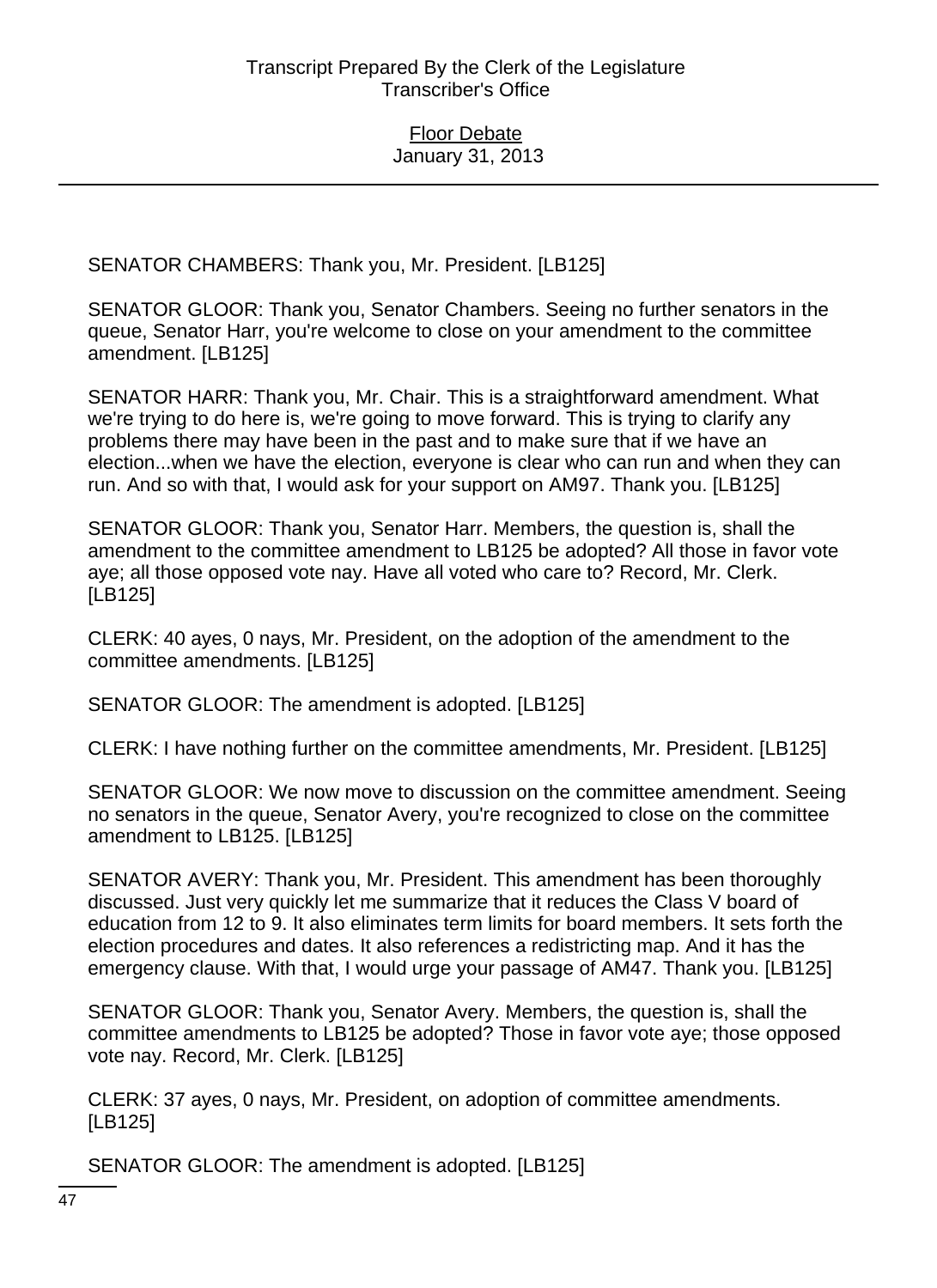SENATOR CHAMBERS: Thank you, Mr. President. [LB125]

SENATOR GLOOR: Thank you, Senator Chambers. Seeing no further senators in the queue, Senator Harr, you're welcome to close on your amendment to the committee amendment. [LB125]

SENATOR HARR: Thank you, Mr. Chair. This is a straightforward amendment. What we're trying to do here is, we're going to move forward. This is trying to clarify any problems there may have been in the past and to make sure that if we have an election...when we have the election, everyone is clear who can run and when they can run. And so with that, I would ask for your support on AM97. Thank you. [LB125]

SENATOR GLOOR: Thank you, Senator Harr. Members, the question is, shall the amendment to the committee amendment to LB125 be adopted? All those in favor vote aye; all those opposed vote nay. Have all voted who care to? Record, Mr. Clerk. [LB125]

CLERK: 40 ayes, 0 nays, Mr. President, on the adoption of the amendment to the committee amendments. [LB125]

SENATOR GLOOR: The amendment is adopted. [LB125]

CLERK: I have nothing further on the committee amendments, Mr. President. [LB125]

SENATOR GLOOR: We now move to discussion on the committee amendment. Seeing no senators in the queue, Senator Avery, you're recognized to close on the committee amendment to LB125. [LB125]

SENATOR AVERY: Thank you, Mr. President. This amendment has been thoroughly discussed. Just very quickly let me summarize that it reduces the Class V board of education from 12 to 9. It also eliminates term limits for board members. It sets forth the election procedures and dates. It also references a redistricting map. And it has the emergency clause. With that, I would urge your passage of AM47. Thank you. [LB125]

SENATOR GLOOR: Thank you, Senator Avery. Members, the question is, shall the committee amendments to LB125 be adopted? Those in favor vote aye; those opposed vote nay. Record, Mr. Clerk. [LB125]

CLERK: 37 ayes, 0 nays, Mr. President, on adoption of committee amendments. [LB125]

SENATOR GLOOR: The amendment is adopted. [LB125]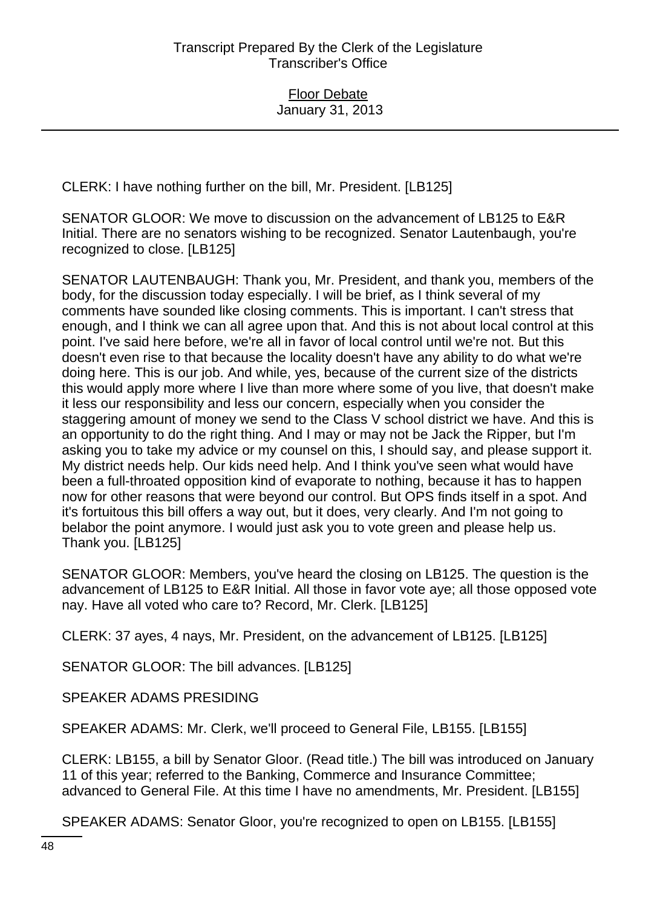CLERK: I have nothing further on the bill, Mr. President. [LB125]

SENATOR GLOOR: We move to discussion on the advancement of LB125 to E&R Initial. There are no senators wishing to be recognized. Senator Lautenbaugh, you're recognized to close. [LB125]

SENATOR LAUTENBAUGH: Thank you, Mr. President, and thank you, members of the body, for the discussion today especially. I will be brief, as I think several of my comments have sounded like closing comments. This is important. I can't stress that enough, and I think we can all agree upon that. And this is not about local control at this point. I've said here before, we're all in favor of local control until we're not. But this doesn't even rise to that because the locality doesn't have any ability to do what we're doing here. This is our job. And while, yes, because of the current size of the districts this would apply more where I live than more where some of you live, that doesn't make it less our responsibility and less our concern, especially when you consider the staggering amount of money we send to the Class V school district we have. And this is an opportunity to do the right thing. And I may or may not be Jack the Ripper, but I'm asking you to take my advice or my counsel on this, I should say, and please support it. My district needs help. Our kids need help. And I think you've seen what would have been a full-throated opposition kind of evaporate to nothing, because it has to happen now for other reasons that were beyond our control. But OPS finds itself in a spot. And it's fortuitous this bill offers a way out, but it does, very clearly. And I'm not going to belabor the point anymore. I would just ask you to vote green and please help us. Thank you. [LB125]

SENATOR GLOOR: Members, you've heard the closing on LB125. The question is the advancement of LB125 to E&R Initial. All those in favor vote aye; all those opposed vote nay. Have all voted who care to? Record, Mr. Clerk. [LB125]

CLERK: 37 ayes, 4 nays, Mr. President, on the advancement of LB125. [LB125]

SENATOR GLOOR: The bill advances. [LB125]

SPEAKER ADAMS PRESIDING

SPEAKER ADAMS: Mr. Clerk, we'll proceed to General File, LB155. [LB155]

CLERK: LB155, a bill by Senator Gloor. (Read title.) The bill was introduced on January 11 of this year; referred to the Banking, Commerce and Insurance Committee; advanced to General File. At this time I have no amendments, Mr. President. [LB155]

SPEAKER ADAMS: Senator Gloor, you're recognized to open on LB155. [LB155]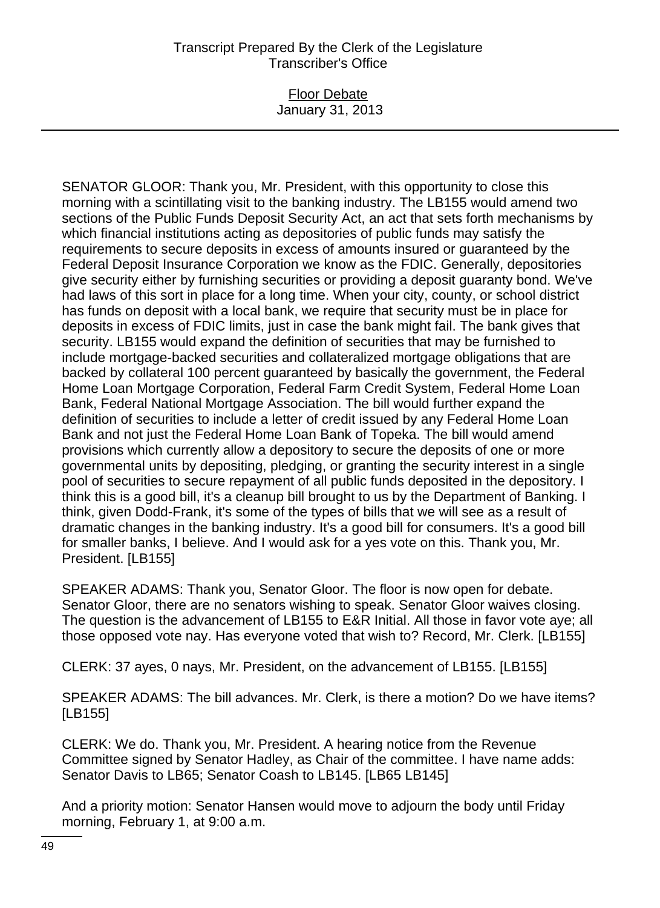SENATOR GLOOR: Thank you, Mr. President, with this opportunity to close this morning with a scintillating visit to the banking industry. The LB155 would amend two sections of the Public Funds Deposit Security Act, an act that sets forth mechanisms by which financial institutions acting as depositories of public funds may satisfy the requirements to secure deposits in excess of amounts insured or guaranteed by the Federal Deposit Insurance Corporation we know as the FDIC. Generally, depositories give security either by furnishing securities or providing a deposit guaranty bond. We've had laws of this sort in place for a long time. When your city, county, or school district has funds on deposit with a local bank, we require that security must be in place for deposits in excess of FDIC limits, just in case the bank might fail. The bank gives that security. LB155 would expand the definition of securities that may be furnished to include mortgage-backed securities and collateralized mortgage obligations that are backed by collateral 100 percent guaranteed by basically the government, the Federal Home Loan Mortgage Corporation, Federal Farm Credit System, Federal Home Loan Bank, Federal National Mortgage Association. The bill would further expand the definition of securities to include a letter of credit issued by any Federal Home Loan Bank and not just the Federal Home Loan Bank of Topeka. The bill would amend provisions which currently allow a depository to secure the deposits of one or more governmental units by depositing, pledging, or granting the security interest in a single pool of securities to secure repayment of all public funds deposited in the depository. I think this is a good bill, it's a cleanup bill brought to us by the Department of Banking. I think, given Dodd-Frank, it's some of the types of bills that we will see as a result of dramatic changes in the banking industry. It's a good bill for consumers. It's a good bill for smaller banks, I believe. And I would ask for a yes vote on this. Thank you, Mr. President. [LB155]

SPEAKER ADAMS: Thank you, Senator Gloor. The floor is now open for debate. Senator Gloor, there are no senators wishing to speak. Senator Gloor waives closing. The question is the advancement of LB155 to E&R Initial. All those in favor vote aye; all those opposed vote nay. Has everyone voted that wish to? Record, Mr. Clerk. [LB155]

CLERK: 37 ayes, 0 nays, Mr. President, on the advancement of LB155. [LB155]

SPEAKER ADAMS: The bill advances. Mr. Clerk, is there a motion? Do we have items? [LB155]

CLERK: We do. Thank you, Mr. President. A hearing notice from the Revenue Committee signed by Senator Hadley, as Chair of the committee. I have name adds: Senator Davis to LB65; Senator Coash to LB145. [LB65 LB145]

And a priority motion: Senator Hansen would move to adjourn the body until Friday morning, February 1, at 9:00 a.m.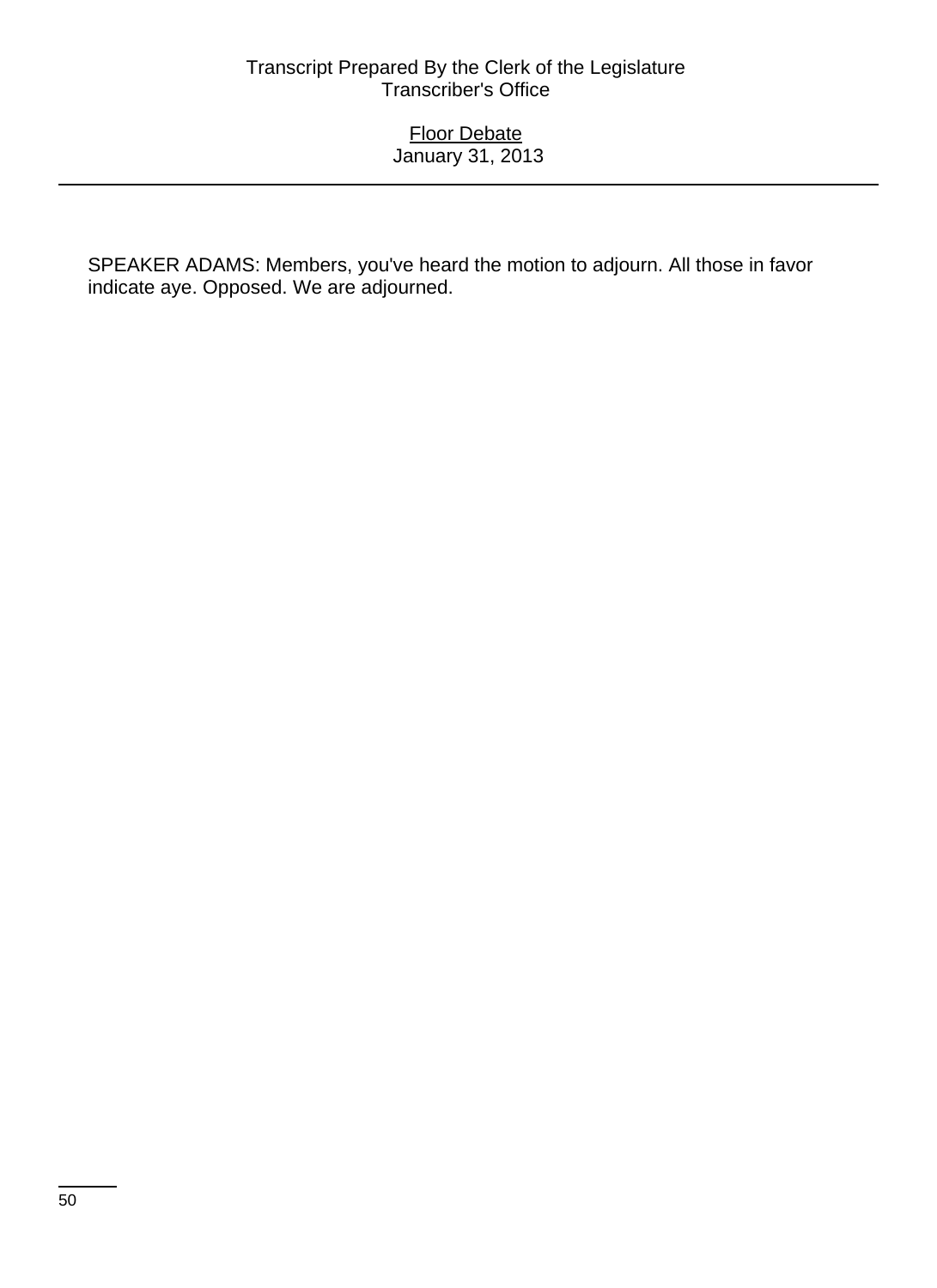SPEAKER ADAMS: Members, you've heard the motion to adjourn. All those in favor indicate aye. Opposed. We are adjourned.